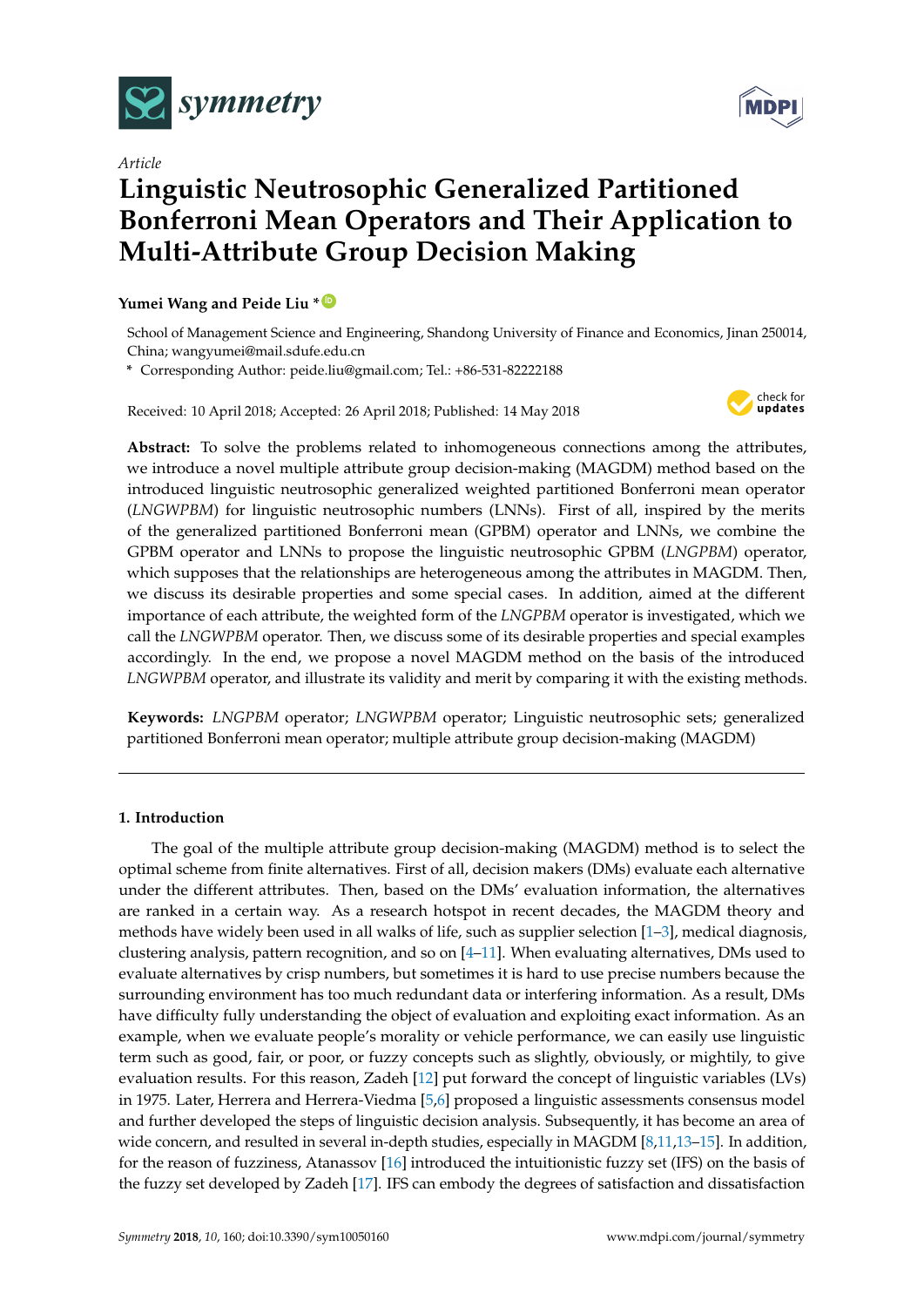*Article*

# Linguistic Neutrosophic Generalized Partitioned Bonferroni Mean Operators and Their Application to Multi-Attribute Group Decision Making

**Yumei Wang and Peide Liu ***

School of Management Science and Engineering, Shandong University of Finance and Economics, Jinan 250014, China; wangyumei@mail.sdufe.edu.cn

* Corresponding Author: peide.liu@gmail.com; Tel.: +86-531-82222188

Received: 10 April 2018; Accepted: 26 April 2018; Published: 14 May 2018

**Abstract:** To solve the problems related to inhomogeneous connections among the attributes, we introduce a novel multiple attribute group decision-making (MAGDM) method based on the introduced linguistic neutrosophic generalized weighted partitioned Bonferroni mean operator (*LNGWPBM*) for linguistic neutrosophic numbers (LNNs). First of all, inspired by the merits of the generalized partitioned Bonferroni mean (GPBM) operator and LNNs, we combine the GPBM operator and LNNs to propose the linguistic neutrosophic GPBM (*LNGPBM*) operator, which supposes that the relationships are heterogeneous among the attributes in MAGDM. Then, we discuss its desirable properties and some special cases. In addition, aimed at the different importance of each attribute, the weighted form of the *LNGPBM* operator is investigated, which we call the *LNGWPBM* operator. Then, we discuss some of its desirable properties and special examples accordingly. In the end, we propose a novel MAGDM method on the basis of the introduced *LNGWPBM* operator, and illustrate its validity and merit by comparing it with the existing methods.

**Keywords:** *LNGPBM* operator; *LNGWPBM* operator; Linguistic neutrosophic sets; generalized partitioned Bonferroni mean operator; multiple attribute group decision-making (MAGDM)

## 1. Introduction

The goal of the multiple attribute group decision-making (MAGDM) method is to select the optimal scheme from finite alternatives. First of all, decision makers (DMs) evaluate each alternative under the different attributes. Then, based on the DMs' evaluation information, the alternatives are ranked in a certain way. As a research hotspot in recent decades, the MAGDM theory and methods have widely been used in all walks of life, such as supplier selection [1–3], medical diagnosis, clustering analysis, pattern recognition, and so on [4–11]. When evaluating alternatives, DMs used to evaluate alternatives by crisp numbers, but sometimes it is hard to use precise numbers because the surrounding environment has too much redundant data or interfering information. As a result, DMs have difficulty fully understanding the object of evaluation and exploiting exact information. As an example, when we evaluate people's morality or vehicle performance, we can easily use linguistic term such as good, fair, or poor, or fuzzy concepts such as slightly, obviously, or mightily, to give evaluation results. For this reason, Zadeh [12] put forward the concept of linguistic variables (LVs) in 1975. Later, Herrera and Herrera-Viedma [5,6] proposed a linguistic assessments consensus model and further developed the steps of linguistic decision analysis. Subsequently, it has become an area of wide concern, and resulted in several in-depth studies, especially in MAGDM [8,11,13–15]. In addition, for the reason of fuzziness, Atanassov [16] introduced the intuitionistic fuzzy set (IFS) on the basis of the fuzzy set developed by Zadeh [17]. IFS can embody the degrees of satisfaction and dissatisfaction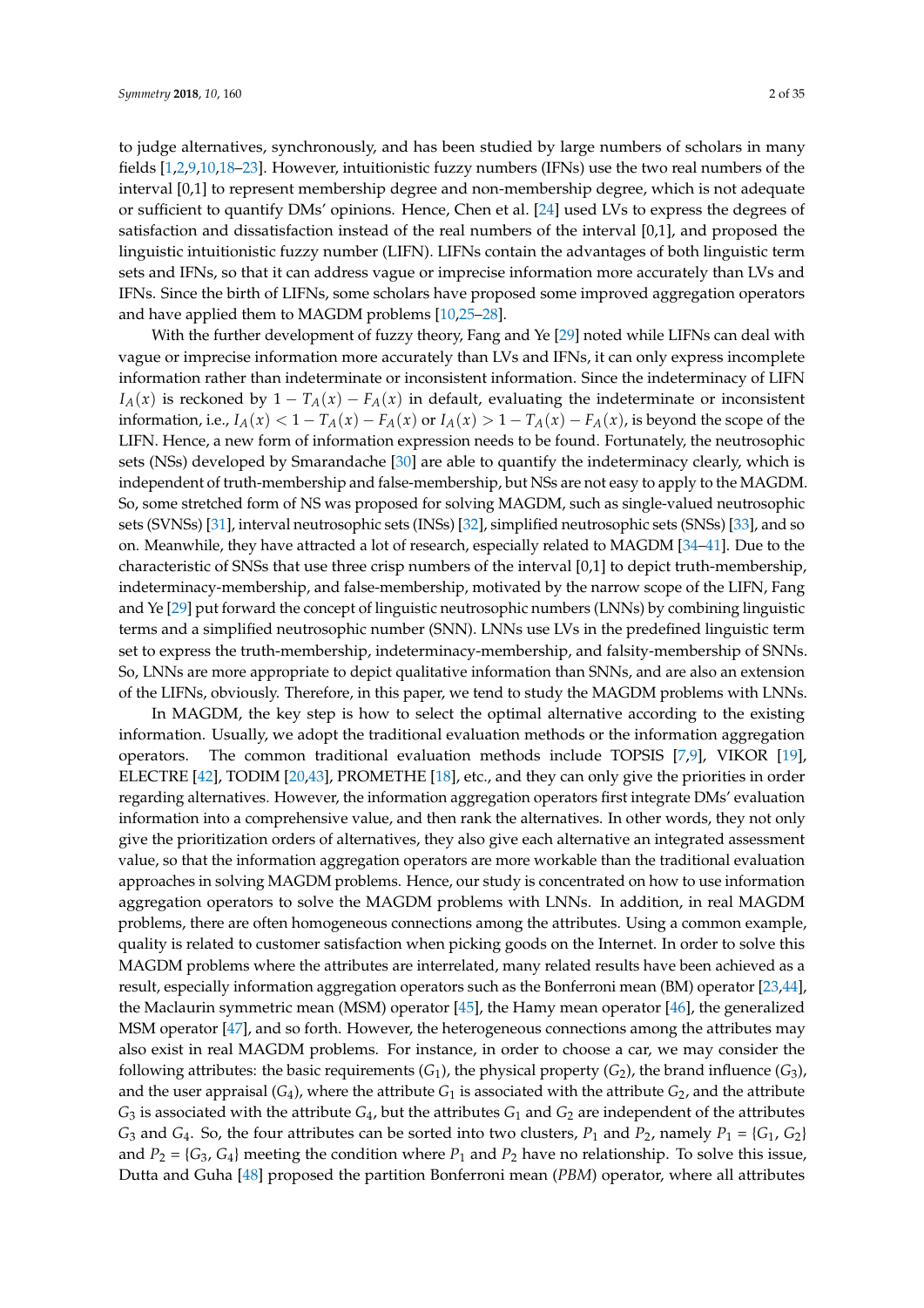to judge alternatives, synchronously, and has been studied by large numbers of scholars in many fields [1,2,9,10,18–23]. However, intuitionistic fuzzy numbers (IFNs) use the two real numbers of the interval [0,1] to represent membership degree and non-membership degree, which is not adequate or sufficient to quantify DMs' opinions. Hence, Chen et al. [24] used LVs to express the degrees of satisfaction and dissatisfaction instead of the real numbers of the interval [0,1], and proposed the linguistic intuitionistic fuzzy number (LIFN). LIFNs contain the advantages of both linguistic term sets and IFNs, so that it can address vague or imprecise information more accurately than LVs and IFNs. Since the birth of LIFNs, some scholars have proposed some improved aggregation operators and have applied them to MAGDM problems [10,25–28].

With the further development of fuzzy theory, Fang and Ye [29] noted while LIFNs can deal with vague or imprecise information more accurately than LVs and IFNs, it can only express incomplete information rather than indeterminate or inconsistent information. Since the indeterminacy of LIFN $I_A(x)$ is reckoned by $1 - T_A(x) - F_A(x)$ in default, evaluating the indeterminate or inconsistent information, i.e., $I_A(x) < 1 - T_A(x) - F_A(x)$ or $I_A(x) > 1 - T_A(x) - F_A(x)$, is beyond the scope of the LIFN. Hence, a new form of information expression needs to be found. Fortunately, the neutrosophic sets (NSs) developed by Smarandache [30] are able to quantify the indeterminacy clearly, which is independent of truth-membership and false-membership, but NSs are not easy to apply to the MAGDM. So, some stretched form of NS was proposed for solving MAGDM, such as single-valued neutrosophic sets (SVNSs) [31], interval neutrosophic sets (INSs) [32], simplified neutrosophic sets (SNSs) [33], and so on. Meanwhile, they have attracted a lot of research, especially related to MAGDM [34–41]. Due to the characteristic of SNSs that use three crisp numbers of the interval [0,1] to depict truth-membership, indeterminacy-membership, and false-membership, motivated by the narrow scope of the LIFN, Fang and Ye [29] put forward the concept of linguistic neutrosophic numbers (LNNs) by combining linguistic terms and a simplified neutrosophic number (SNN). LNNs use LVs in the predefined linguistic term set to express the truth-membership, indeterminacy-membership, and falsity-membership of SNSs. So, LNNs are more appropriate to depict qualitative information than SNNs, and are also an extension of the LIFNs, obviously. Therefore, in this paper, we tend to study the MAGDM problems with LNNs.

In MAGDM, the key step is how to select the optimal alternative according to the existing information. Usually, we adopt the traditional evaluation methods or the information aggregation operators. The common traditional evaluation methods include TOPSIS [7,9], VIKOR [19], ELECTRE [42], TODIM [20,43], PROMETHE [18], etc., and they can only give the priorities in order regarding alternatives. However, the information aggregation operators first integrate DMs' evaluation information into a comprehensive value, and then rank the alternatives. In other words, they not only give the prioritization orders of alternatives, they also give each alternative an integrated assessment value, so that the information aggregation operators are more workable than the traditional evaluation approaches in solving MAGDM problems. Hence, our study is concentrated on how to use information aggregation operators to solve the MAGDM problems with LNNs. In addition, in real MAGDM problems, there are often homogeneous connections among the attributes. Using a common example, quality is related to customer satisfaction when picking goods on the Internet. In order to solve this MAGDM problems where the attributes are interrelated, many related results have been achieved as a result, especially information aggregation operators such as the Bonferroni mean (BM) operator [23,44], the Maclaurin symmetric mean (MSM) operator [45], the Hamy mean operator [46], the generalized MSM operator [47], and so forth. However, the heterogeneous connections among the attributes may also exist in real MAGDM problems. For instance, in order to choose a car, we may consider the following attributes: the basic requirements ($G_1$), the physical property ($G_2$), the brand influence ($G_3$), and the user appraisal ($G_4$), where the attribute $G_1$ is associated with the attribute $G_2$, and the attribute $G_3$ is associated with the attribute $G_4$, but the attributes $G_1$ and $G_2$ are independent of the attributes $G_3$ and $G_4$. So, the four attributes can be sorted into two clusters, $P_1$ and $P_2$, namely $P_1 = \{G_1, G_2\}$ and $P_2 = \{G_3, G_4\}$ meeting the condition where $P_1$ and $P_2$ have no relationship. To solve this issue, Dutta and Guha [48] proposed the partition Bonferroni mean (*PBM*) operator, where all attributes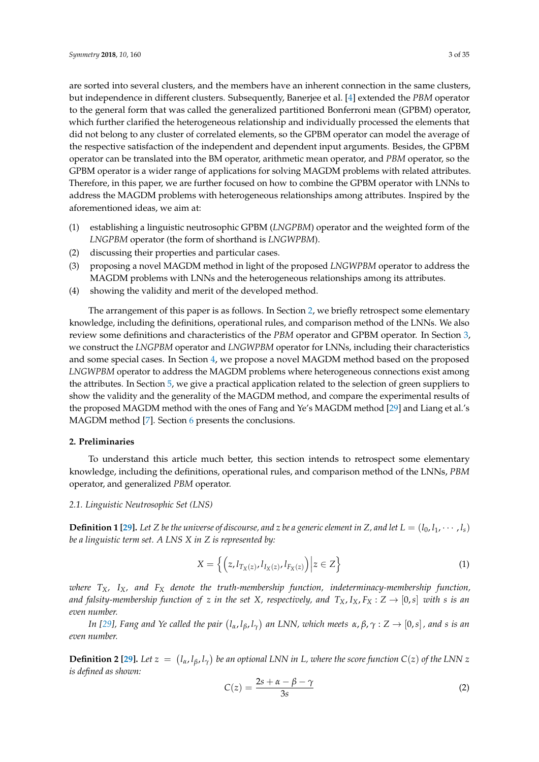are sorted into several clusters, and the members have an inherent connection in the same clusters, but independence in different clusters. Subsequently, Banerjee et al. [4] extended the *PBM* operator to the general form that was called the generalized partitioned Bonferroni mean (GPBM) operator, which further clarified the heterogeneous relationship and individually processed the elements that did not belong to any cluster of correlated elements, so the GPBM operator can model the average of the respective satisfaction of the independent and dependent input arguments. Besides, the GPBM operator can be translated into the BM operator, arithmetic mean operator, and *PBM* operator, so the GPBM operator is a wider range of applications for solving MAGDM problems with related attributes. Therefore, in this paper, we are further focused on how to combine the GPBM operator with LNNs to address the MAGDM problems with heterogeneous relationships among attributes. Inspired by the aforementioned ideas, we aim at:

(1) establishing a linguistic neutrosophic GPBM (*LNGPBM*) operator and the weighted form of the *LNGPBM* operator (the form of shorthand is *LNGWPBM*).
(2) discussing their properties and particular cases.
(3) proposing a novel MAGDM method in light of the proposed *LNGWPBM* operator to address the MAGDM problems with LNNs and the heterogeneous relationships among its attributes.
(4) showing the validity and merit of the developed method.

The arrangement of this paper is as follows. In Section 2, we briefly retrospect some elementary knowledge, including the definitions, operational rules, and comparison method of the LNNs. We also review some definitions and characteristics of the *PBM* operator and GPBM operator. In Section 3, we construct the *LNGPBM* operator and *LNGWPBM* operator for LNNs, including their characteristics and some special cases. In Section 4, we propose a novel MAGDM method based on the proposed *LNGWPBM* operator to address the MAGDM problems where heterogeneous connections exist among the attributes. In Section 5, we give a practical application related to the selection of green suppliers to show the validity and the generality of the MAGDM method, and compare the experimental results of the proposed MAGDM method with the ones of Fang and Ye's MAGDM method [29] and Liang et al.'s MAGDM method [7]. Section 6 presents the conclusions.

## 2. Preliminaries

To understand this article much better, this section intends to retrospect some elementary knowledge, including the definitions, operational rules, and comparison method of the LNNs, *PBM* operator, and generalized *PBM* operator.

### 2.1. Linguistic Neutrosophic Set (LNS)

**Definition 1 [29].** *Let $Z$ be the universe of discourse, and $z$ be a generic element in $Z$, and let $L = (l_0, l_1, \cdots, l_s)$ be a linguistic term set. A LNS $X$ in $Z$ is represented by:*

$$X = \left\{ \left( z, l_{T_X(z)}, l_{I_X(z)}, l_{F_X(z)} \right) \middle| z \in Z \right\} \tag{1}$$

*where $T_X$, $I_X$, and $F_X$ denote the truth-membership function, indeterminacy-membership function, and falsity-membership function of $z$ in the set $X$, respectively, and $T_X, I_X, F_X : Z \to [0, s]$ with $s$ is an even number.*

*In [29], Fang and Ye called the pair $(l_\alpha, l_\beta, l_\gamma)$ an LNN, which meets $\alpha, \beta, \gamma : Z \to [0, s]$, and $s$ is an even number.*

**Definition 2 [29].** *Let $z = (l_\alpha, l_\beta, l_\gamma)$ be an optional LNN in $L$, where the score function $C(z)$ of the LNN $z$ is defined as shown:*

$$C(z) = \frac{2s + \alpha - \beta - \gamma}{3s} \tag{2}$$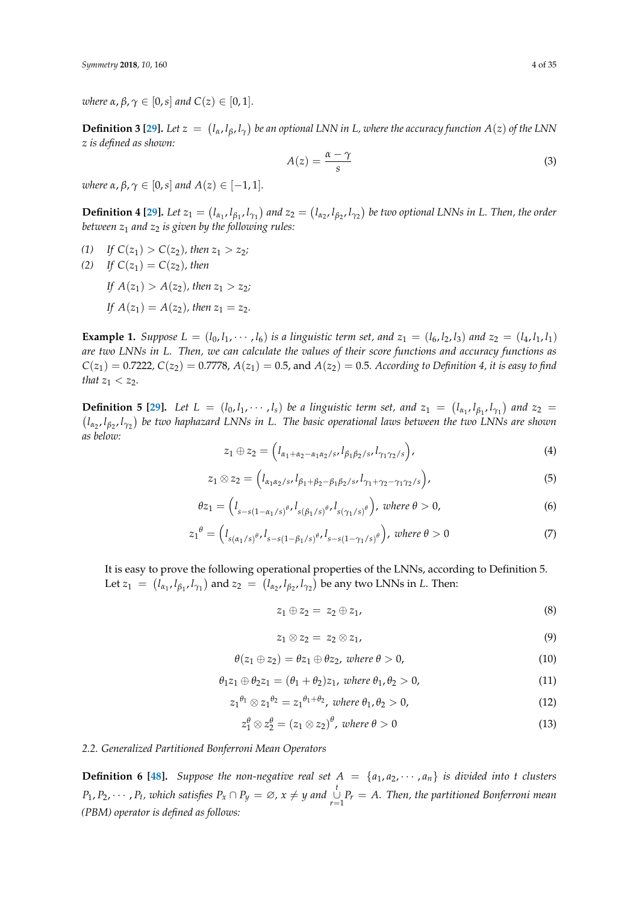*where $\alpha, \beta, \gamma \in [0, s]$ and $C(z) \in [0, 1]$.*

**Definition 3 [29].** *Let $z = (l_\alpha, l_\beta, l_\gamma)$ be an optional LNN in L, where the accuracy function $A(z)$ of the LNN z is defined as shown:*

$$A(z) = \frac{\alpha - \gamma}{s} \tag{3}$$

*where $\alpha, \beta, \gamma \in [0, s]$ and $A(z) \in [-1, 1]$.*

**Definition 4 [29].** *Let $z_1 = (l_{\alpha_1}, l_{\beta_1}, l_{\gamma_1})$ and $z_2 = (l_{\alpha_2}, l_{\beta_2}, l_{\gamma_2})$ be two optional LNNs in L. Then, the order between $z_1$ and $z_2$ is given by the following rules:*

*(1) If $C(z_1) > C(z_2)$, then $z_1 > z_2$;*
*(2) If $C(z_1) = C(z_2)$, then*

*If $A(z_1) > A(z_2)$, then $z_1 > z_2$;*

*If $A(z_1) = A(z_2)$, then $z_1 = z_2$.*

**Example 1.** *Suppose $L = (l_0, l_1, \cdots, l_6)$ is a linguistic term set, and $z_1 = (l_6, l_2, l_3)$ and $z_2 = (l_4, l_1, l_1)$ are two LNNs in L. Then, we can calculate the values of their score functions and accuracy functions as $C(z_1) = 0.7222$, $C(z_2) = 0.7778$, $A(z_1) = 0.5$, and $A(z_2) = 0.5$. According to Definition 4, it is easy to find that $z_1 < z_2$.*

**Definition 5 [29].** *Let $L = (l_0, l_1, \cdots, l_s)$ be a linguistic term set, and $z_1 = (l_{\alpha_1}, l_{\beta_1}, l_{\gamma_1})$ and $z_2 = (l_{\alpha_2}, l_{\beta_2}, l_{\gamma_2})$ be two haphazard LNNs in L. The basic operational laws between the two LNNs are shown as below:*

$$z_1 \oplus z_2 = \left(l_{\alpha_1 + \alpha_2 - \alpha_1\alpha_2/s}, l_{\beta_1\beta_2/s}, l_{\gamma_1\gamma_2/s}\right), \tag{4}$$

$$z_1 \otimes z_2 = \left(l_{\alpha_1\alpha_2/s}, l_{\beta_1 + \beta_2 - \beta_1\beta_2/s}, l_{\gamma_1 + \gamma_2 - \gamma_1\gamma_2/s}\right), \tag{5}$$

$$\theta z_1 = \left(l_{s - s(1 - \alpha_1/s)^\theta}, l_{s(\beta_1/s)^\theta}, l_{s(\gamma_1/s)^\theta}\right), \text{ where } \theta > 0, \tag{6}$$

$$z_1{}^\theta = \left(l_{s(\alpha_1/s)^\theta}, l_{s - s(1 - \beta_1/s)^\theta}, l_{s - s(1 - \gamma_1/s)^\theta}\right), \text{ where } \theta > 0 \tag{7}$$

It is easy to prove the following operational properties of the LNNs, according to Definition 5. Let $z_1 = (l_{\alpha_1}, l_{\beta_1}, l_{\gamma_1})$ and $z_2 = (l_{\alpha_2}, l_{\beta_2}, l_{\gamma_2})$ be any two LNNs in $L$. Then:

$$z_1 \oplus z_2 = z_2 \oplus z_1, \tag{8}$$

$$z_1 \otimes z_2 = z_2 \otimes z_1, \tag{9}$$

$$\theta(z_1 \oplus z_2) = \theta z_1 \oplus \theta z_2, \text{ where } \theta > 0, \tag{10}$$

$$\theta_1 z_1 \oplus \theta_2 z_1 = (\theta_1 + \theta_2) z_1, \text{ where } \theta_1, \theta_2 > 0, \tag{11}$$

$$z_1{}^{\theta_1} \otimes z_1{}^{\theta_2} = z_1{}^{\theta_1 + \theta_2}, \text{ where } \theta_1, \theta_2 > 0, \tag{12}$$

$$z_1^\theta \otimes z_2^\theta = (z_1 \otimes z_2)^\theta, \text{ where } \theta > 0 \tag{13}$$

### 2.2. Generalized Partitioned Bonferroni Mean Operators

**Definition 6 [48].** *Suppose the non-negative real set $A = \{a_1, a_2, \cdots, a_n\}$ is divided into t clusters $P_1, P_2, \cdots, P_t$, which satisfies $P_x \cap P_y = \varnothing$, $x \neq y$ and $\bigcup_{r=1}^{t} P_r = A$. Then, the partitioned Bonferroni mean (PBM) operator is defined as follows:*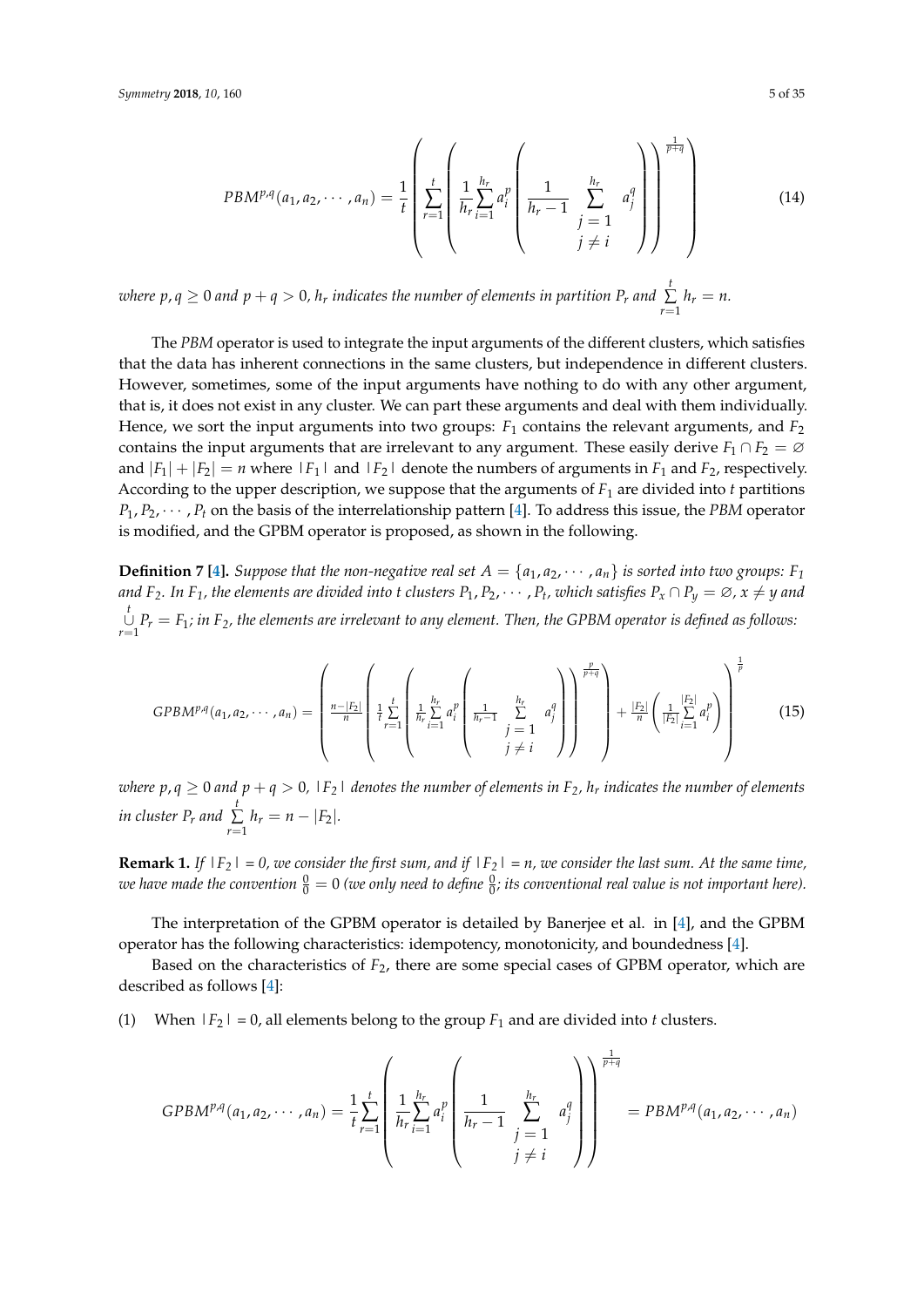$$PBM^{p,q}(a_1, a_2, \cdots, a_n) = \frac{1}{t}\left(\sum_{r=1}^{t}\left(\frac{1}{h_r}\sum_{i=1}^{h_r} a_i^p\left(\frac{1}{h_r - 1}\sum_{\substack{j=1 \\ j \neq i}}^{h_r} a_j^q\right)\right)^{\frac{1}{p+q}}\right) \tag{14}$$

*where $p, q \geq 0$ and $p + q > 0$, $h_r$ indicates the number of elements in partition $P_r$ and $\sum_{r=1}^{t} h_r = n$.*

The *PBM* operator is used to integrate the input arguments of the different clusters, which satisfies that the data has inherent connections in the same clusters, but independence in different clusters. However, sometimes, some of the input arguments have nothing to do with any other argument, that is, it does not exist in any cluster. We can part these arguments and deal with them individually. Hence, we sort the input arguments into two groups: $F_1$ contains the relevant arguments, and $F_2$ contains the input arguments that are irrelevant to any argument. These easily derive $F_1 \cap F_2 = \varnothing$ and $|F_1| + |F_2| = n$ where $|F_1|$ and $|F_2|$ denote the numbers of arguments in $F_1$ and $F_2$, respectively. According to the upper description, we suppose that the arguments of $F_1$ are divided into $t$ partitions $P_1, P_2, \cdots, P_t$ on the basis of the interrelationship pattern [4]. To address this issue, the *PBM* operator is modified, and the GPBM operator is proposed, as shown in the following.

**Definition 7 [4].** *Suppose that the non-negative real set $A = \{a_1, a_2, \cdots, a_n\}$ is sorted into two groups: $F_1$ and $F_2$. In $F_1$, the elements are divided into $t$ clusters $P_1, P_2, \cdots, P_t$, which satisfies $P_x \cap P_y = \varnothing$, $x \neq y$ and $\bigcup_{r=1}^{t} P_r = F_1$; in $F_2$, the elements are irrelevant to any element. Then, the GPBM operator is defined as follows:*

$$GPBM^{p,q}(a_1, a_2, \cdots, a_n) = \left(\frac{n - |F_2|}{n}\left(\frac{1}{t}\sum_{r=1}^{t}\left(\frac{1}{h_r}\sum_{i=1}^{h_r} a_i^p\left(\frac{1}{h_r - 1}\sum_{\substack{j=1 \\ j \neq i}}^{h_r} a_j^q\right)\right)^{\frac{p}{p+q}}\right) + \frac{|F_2|}{n}\left(\frac{1}{|F_2|}\sum_{i=1}^{|F_2|} a_i^p\right)\right)^{\frac{1}{p}} \tag{15}$$

*where $p, q \geq 0$ and $p + q > 0$, $|F_2|$ denotes the number of elements in $F_2$, $h_r$ indicates the number of elements in cluster $P_r$ and $\sum_{r=1}^{t} h_r = n - |F_2|$.*

**Remark 1.** *If $|F_2| = 0$, we consider the first sum, and if $|F_2| = n$, we consider the last sum. At the same time, we have made the convention $\frac{0}{0} = 0$ (we only need to define $\frac{0}{0}$; its conventional real value is not important here).*

The interpretation of the GPBM operator is detailed by Banerjee et al. in [4], and the GPBM operator has the following characteristics: idempotency, monotonicity, and boundedness [4].

Based on the characteristics of $F_2$, there are some special cases of GPBM operator, which are described as follows [4]:

(1) When $|F_2| = 0$, all elements belong to the group $F_1$ and are divided into $t$ clusters.

$$GPBM^{p,q}(a_1, a_2, \cdots, a_n) = \frac{1}{t}\sum_{r=1}^{t}\left(\frac{1}{h_r}\sum_{i=1}^{h_r} a_i^p\left(\frac{1}{h_r - 1}\sum_{\substack{j=1 \\ j \neq i}}^{h_r} a_j^q\right)\right)^{\frac{1}{p+q}} = PBM^{p,q}(a_1, a_2, \cdots, a_n)$$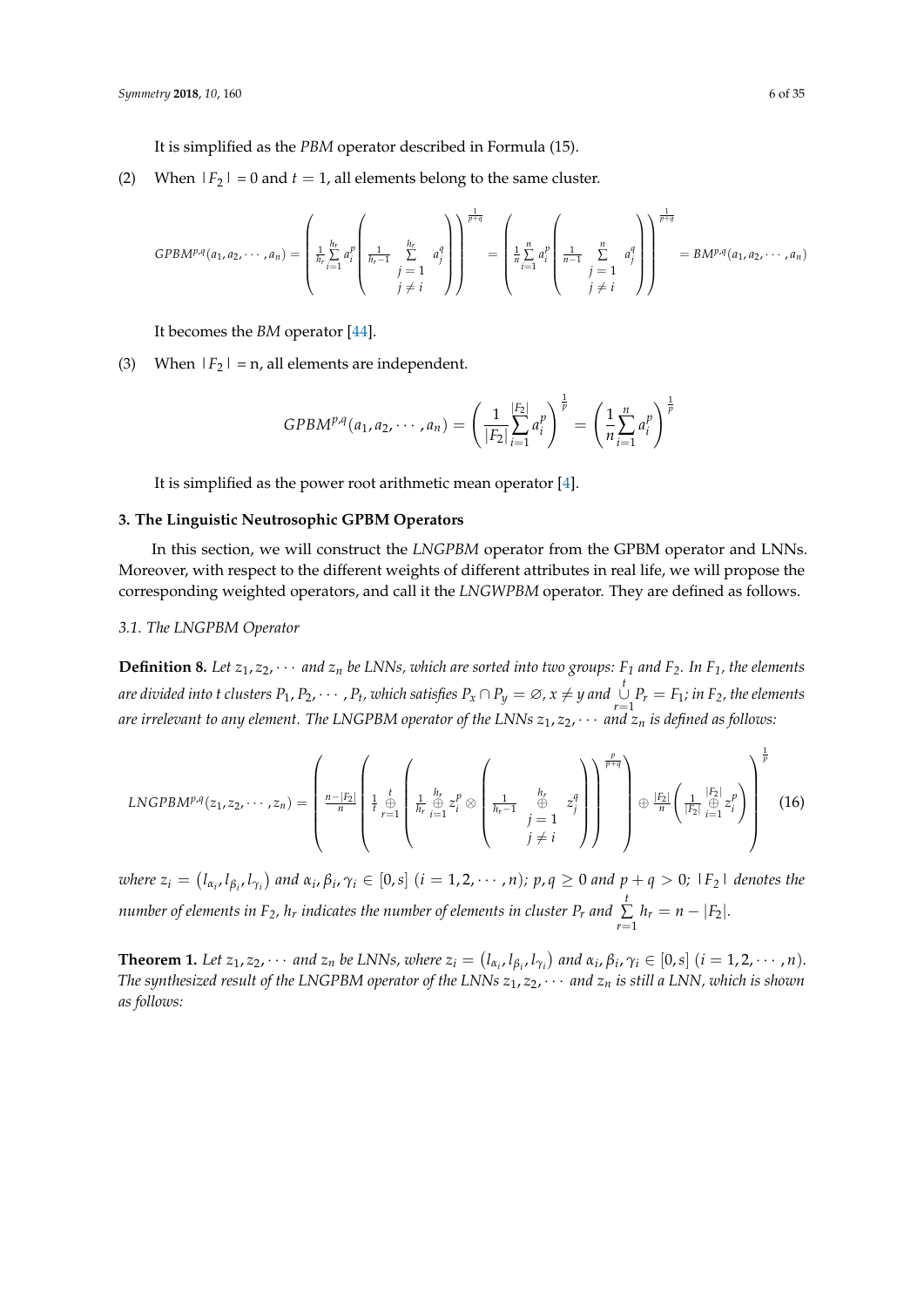It is simplified as the *PBM* operator described in Formula (15).

(2) When $|F_2| = 0$ and $t = 1$, all elements belong to the same cluster.

$$GPBM^{p,q}(a_1, a_2, \cdots, a_n) = \left(\frac{1}{h_r}\sum_{i=1}^{h_r} a_i^p \left(\frac{1}{h_r - 1}\sum_{\substack{j=1 \\ j \neq i}}^{h_r} a_j^q\right)\right)^{\frac{1}{p+q}} = \left(\frac{1}{n}\sum_{i=1}^{n} a_i^p \left(\frac{1}{n-1}\sum_{\substack{j=1 \\ j \neq i}}^{n} a_j^q\right)\right)^{\frac{1}{p+q}} = BM^{p,q}(a_1, a_2, \cdots, a_n)$$

It becomes the *BM* operator [44].

(3) When $|F_2| = \text{n}$, all elements are independent.

$$GPBM^{p,q}(a_1, a_2, \cdots, a_n) = \left(\frac{1}{|F_2|}\sum_{i=1}^{|F_2|} a_i^p\right)^{\frac{1}{p}} = \left(\frac{1}{n}\sum_{i=1}^{n} a_i^p\right)^{\frac{1}{p}}$$

It is simplified as the power root arithmetic mean operator [4].

## 3. The Linguistic Neutrosophic GPBM Operators

In this section, we will construct the *LNGPBM* operator from the GPBM operator and LNNs. Moreover, with respect to the different weights of different attributes in real life, we will propose the corresponding weighted operators, and call it the *LNGWPBM* operator. They are defined as follows.

### 3.1. The LNGPBM Operator

**Definition 8.** *Let $z_1, z_2, \cdots$ and $z_n$ be LNNs, which are sorted into two groups: $F_1$ and $F_2$. In $F_1$, the elements are divided into t clusters $P_1, P_2, \cdots, P_t$, which satisfies $P_x \cap P_y = \varnothing$, $x \neq y$ and $\bigcup_{r=1}^{t} P_r = F_1$; in $F_2$, the elements are irrelevant to any element. The LNGPBM operator of the LNNs $z_1, z_2, \cdots$ and $z_n$ is defined as follows:*

$$LNGPBM^{p,q}(z_1, z_2, \cdots, z_n) = \left(\frac{n-|F_2|}{n}\left(\frac{1}{t}\bigoplus_{r=1}^{t}\left(\frac{1}{h_r}\bigoplus_{i=1}^{h_r} z_i^p \otimes \left(\frac{1}{h_r - 1}\bigoplus_{\substack{j=1 \\ j \neq i}}^{h_r} z_j^q\right)\right)\right)^{\frac{p}{p+q}} \oplus \frac{|F_2|}{n}\left(\frac{1}{|F_2|}\bigoplus_{i=1}^{|F_2|} z_i^p\right)\right)^{\frac{1}{p}} \quad (16)$$

*where $z_i = \left(l_{\alpha_i}, l_{\beta_i}, l_{\gamma_i}\right)$ and $\alpha_i, \beta_i, \gamma_i \in [0, s]$ $(i = 1, 2, \cdots, n)$; $p, q \geq 0$ and $p + q > 0$; $|F_2|$ denotes the number of elements in $F_2$, $h_r$ indicates the number of elements in cluster $P_r$ and $\sum_{r=1}^{t} h_r = n - |F_2|$.*

**Theorem 1.** *Let $z_1, z_2, \cdots$ and $z_n$ be LNNs, where $z_i = \left(l_{\alpha_i}, l_{\beta_i}, l_{\gamma_i}\right)$ and $\alpha_i, \beta_i, \gamma_i \in [0, s]$ $(i = 1, 2, \cdots, n)$. The synthesized result of the LNGPBM operator of the LNNs $z_1, z_2, \cdots$ and $z_n$ is still a LNN, which is shown as follows:*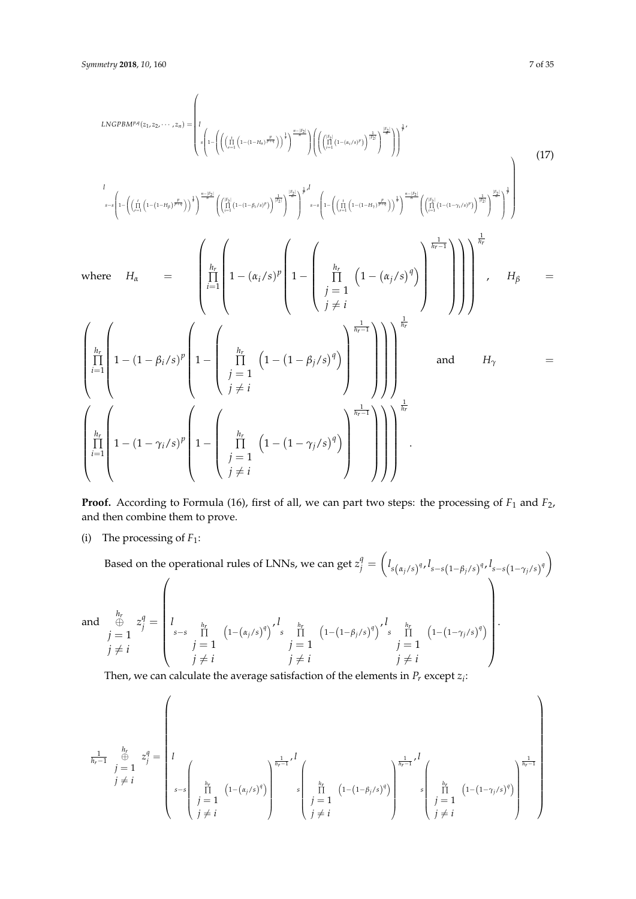$$
LNGPBM^{p,q}(z_1, z_2, \cdots, z_n) = \left( l_{s\left(1-\left(\left(\prod_{r=1}^{t}\left(1-(1-H_\alpha)^{\frac{p}{p+q}}\right)\right)^{\frac{1}{t}}\right)^{\frac{n-|F_2|}{n}}\right)\left(\left(\left(\prod_{i=1}^{|F_2|}\left(1-(\alpha_i/s)^p\right)\right)^{\frac{1}{|F_2|}}\right)^{\frac{|F_2|}{n}}\right)\right)^{\frac{1}{p}}}, \right.
$$

$$
\left. l_{s-s\left(1-\left(\left(\prod_{r=1}^{t}\left(1-(1-H_\beta)^{\frac{p}{p+q}}\right)\right)^{\frac{1}{t}}\right)^{\frac{n-|F_2|}{n}}\left(\left(\prod_{i=1}^{|F_2|}\left(1-(1-\beta_i/s)^p\right)\right)^{\frac{1}{|F_2|}}\right)^{\frac{|F_2|}{n}}\right)^{\frac{1}{p}}}, l_{s-s\left(1-\left(\left(\prod_{r=1}^{t}\left(1-(1-H_\gamma)^{\frac{p}{p+q}}\right)\right)^{\frac{1}{t}}\right)^{\frac{n-|F_2|}{n}}\left(\left(\prod_{i=1}^{|F_2|}\left(1-(1-\gamma_i/s)^p\right)\right)^{\frac{1}{|F_2|}}\right)^{\frac{|F_2|}{n}}\right)^{\frac{1}{p}}} \right) \tag{17}
$$

where
$$
H_\alpha = \left(\prod_{i=1}^{h_r}\left(1-(\alpha_i/s)^p\left(1-\left(\prod_{\substack{j=1 \\ j\neq i}}^{h_r}\left(1-(\alpha_j/s)^q\right)\right)^{\frac{1}{h_r-1}}\right)\right)\right)^{\frac{1}{h_r}},
$$

$$
H_\beta = \left(\prod_{i=1}^{h_r}\left(1-(1-\beta_i/s)^p\left(1-\left(\prod_{\substack{j=1 \\ j\neq i}}^{h_r}\left(1-(1-\beta_j/s)^q\right)\right)^{\frac{1}{h_r-1}}\right)\right)\right)^{\frac{1}{h_r}}
$$

and

$$
H_\gamma = \left(\prod_{i=1}^{h_r}\left(1-(1-\gamma_i/s)^p\left(1-\left(\prod_{\substack{j=1 \\ j\neq i}}^{h_r}\left(1-(1-\gamma_j/s)^q\right)\right)^{\frac{1}{h_r-1}}\right)\right)\right)^{\frac{1}{h_r}}.
$$

**Proof.** According to Formula (16), first of all, we can part two steps: the processing of $F_1$ and $F_2$, and then combine them to prove.

(i) The processing of $F_1$:

Based on the operational rules of LNNs, we can get $z_j^q = \left(l_{s(\alpha_j/s)^q}, l_{s-s(1-\beta_j/s)^q}, l_{s-s(1-\gamma_j/s)^q}\right)$ and

$$
\mathop{\oplus}_{\substack{j=1 \\ j\neq i}}^{h_r} z_j^q = \left( l_{s-s\prod_{\substack{j=1 \\ j\neq i}}^{h_r}\left(1-(\alpha_j/s)^q\right)}, l_{s\prod_{\substack{j=1 \\ j\neq i}}^{h_r}\left(1-(1-\beta_j/s)^q\right)}, l_{s\prod_{\substack{j=1 \\ j\neq i}}^{h_r}\left(1-(1-\gamma_j/s)^q\right)} \right).
$$

Then, we can calculate the average satisfaction of the elements in $P_r$ except $z_i$:

$$
\frac{1}{h_r-1}\mathop{\oplus}_{\substack{j=1 \\ j\neq i}}^{h_r} z_j^q = \left( l_{s-s\left(\prod_{\substack{j=1 \\ j\neq i}}^{h_r}\left(1-(\alpha_j/s)^q\right)\right)^{\frac{1}{h_r-1}}}, l_{s\left(\prod_{\substack{j=1 \\ j\neq i}}^{h_r}\left(1-(1-\beta_j/s)^q\right)\right)^{\frac{1}{h_r-1}}}, l_{s\left(\prod_{\substack{j=1 \\ j\neq i}}^{h_r}\left(1-(1-\gamma_j/s)^q\right)\right)^{\frac{1}{h_r-1}}} \right)
$$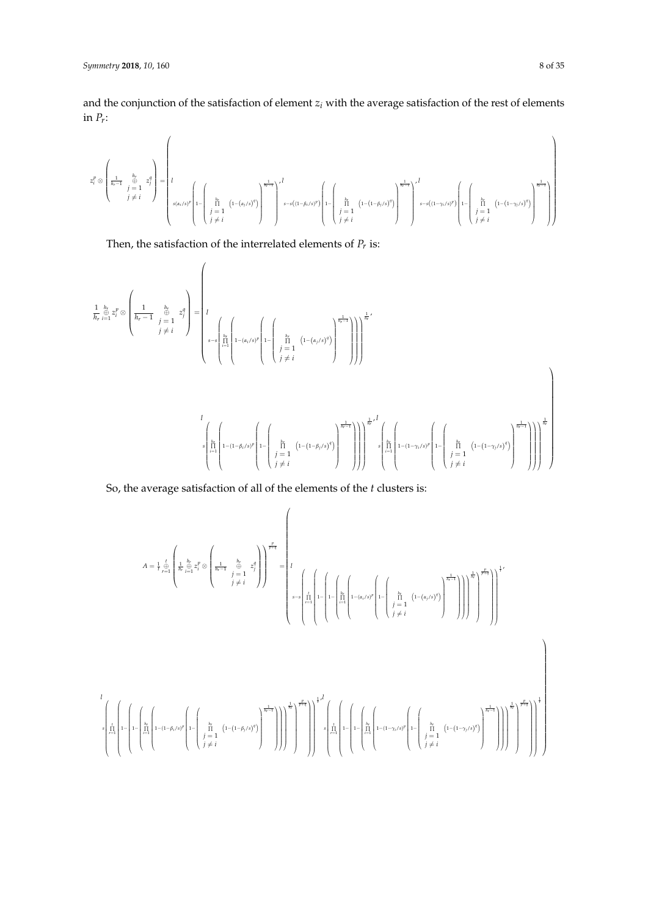and the conjunction of the satisfaction of element $z_i$ with the average satisfaction of the rest of elements in $P_r$:

$$z_i^p \otimes \left( \frac{1}{h_r - 1} \underset{\substack{j=1 \\ j \neq i}}{\overset{h_r}{\oplus}} z_j^q \right) = \left( \frac{l}{s(\alpha_i/s)^p \left( 1 - \left( \prod\limits_{\substack{j=1 \\ j \neq i}}^{h_r} \left( 1 - (\alpha_j/s)^q \right) \right)^{\frac{1}{h_r - 1}} \right)}, \frac{l}{s - s\left( (1-\beta_i/s)^p \right) \left( 1 - \left( \prod\limits_{\substack{j=1 \\ j \neq i}}^{h_r} \left( 1 - (1-\beta_j/s)^q \right) \right)^{\frac{1}{h_r - 1}} \right)}, \frac{l}{s - s\left( (1-\gamma_i/s)^p \right) \left( 1 - \left( \prod\limits_{\substack{j=1 \\ j \neq i}}^{h_r} \left( 1 - (1-\gamma_j/s)^q \right) \right)^{\frac{1}{h_r - 1}} \right)} \right)$$

Then, the satisfaction of the interrelated elements of $P_r$ is:

$$\frac{1}{h_r} \overset{h_r}{\underset{i=1}{\oplus}} z_i^p \otimes \left( \frac{1}{h_r - 1} \underset{\substack{j=1 \\ j \neq i}}{\overset{h_r}{\oplus}} z_j^q \right) = \left( \frac{l}{s - s\left( \prod\limits_{i=1}^{h_r} \left( 1 - (\alpha_i/s)^p \left( 1 - \left( \prod\limits_{\substack{j=1 \\ j \neq i}}^{h_r} \left( 1 - (\alpha_j/s)^q \right) \right)^{\frac{1}{h_r - 1}} \right) \right) \right)^{\frac{1}{h_r}}}, \frac{l}{s\left( \prod\limits_{i=1}^{h_r} \left( 1 - (1-\beta_i/s)^p \left( 1 - \left( \prod\limits_{\substack{j=1 \\ j \neq i}}^{h_r} \left( 1 - (1-\beta_j/s)^q \right) \right)^{\frac{1}{h_r - 1}} \right) \right) \right)^{\frac{1}{h_r}}}, \frac{l}{s\left( \prod\limits_{i=1}^{h_r} \left( 1 - (1-\gamma_i/s)^p \left( 1 - \left( \prod\limits_{\substack{j=1 \\ j \neq i}}^{h_r} \left( 1 - (1-\gamma_j/s)^q \right) \right)^{\frac{1}{h_r - 1}} \right) \right) \right)^{\frac{1}{h_r}}} \right)$$

So, the average satisfaction of all of the elements of the $t$ clusters is:

$$A = \frac{1}{t} \overset{t}{\underset{r=1}{\oplus}} \left( \frac{1}{h_r} \overset{h_r}{\underset{i=1}{\oplus}} z_i^p \otimes \left( \frac{1}{h_r - 1} \underset{\substack{j=1 \\ j \neq i}}{\overset{h_r}{\oplus}} z_j^q \right) \right)^{\frac{p}{p+q}} = \left( \frac{l}{s - s\left( \prod\limits_{r=1}^{t} \left( 1 - \left( 1 - \left( \prod\limits_{i=1}^{h_r} \left( 1 - (\alpha_i/s)^p \left( 1 - \left( \prod\limits_{\substack{j=1 \\ j \neq i}}^{h_r} \left( 1 - (\alpha_j/s)^q \right) \right)^{\frac{1}{h_r - 1}} \right) \right) \right)^{\frac{1}{h_r}} \right)^{\frac{p}{p+q}} \right) \right)^{\frac{1}{t}}}, \right.$$

$$\left. \frac{l}{s\left( \prod\limits_{r=1}^{t} \left( 1 - \left( 1 - \left( \prod\limits_{i=1}^{h_r} \left( 1 - (1-\beta_i/s)^p \left( 1 - \left( \prod\limits_{\substack{j=1 \\ j \neq i}}^{h_r} \left( 1 - (1-\beta_j/s)^q \right) \right)^{\frac{1}{h_r - 1}} \right) \right) \right)^{\frac{1}{h_r}} \right)^{\frac{p}{p+q}} \right) \right)^{\frac{1}{t}}}, \frac{l}{s\left( \prod\limits_{r=1}^{t} \left( 1 - \left( 1 - \left( \prod\limits_{i=1}^{h_r} \left( 1 - (1-\gamma_i/s)^p \left( 1 - \left( \prod\limits_{\substack{j=1 \\ j \neq i}}^{h_r} \left( 1 - (1-\gamma_j/s)^q \right) \right)^{\frac{1}{h_r - 1}} \right) \right) \right)^{\frac{1}{h_r}} \right)^{\frac{p}{p+q}} \right) \right)^{\frac{1}{t}}} \right)$$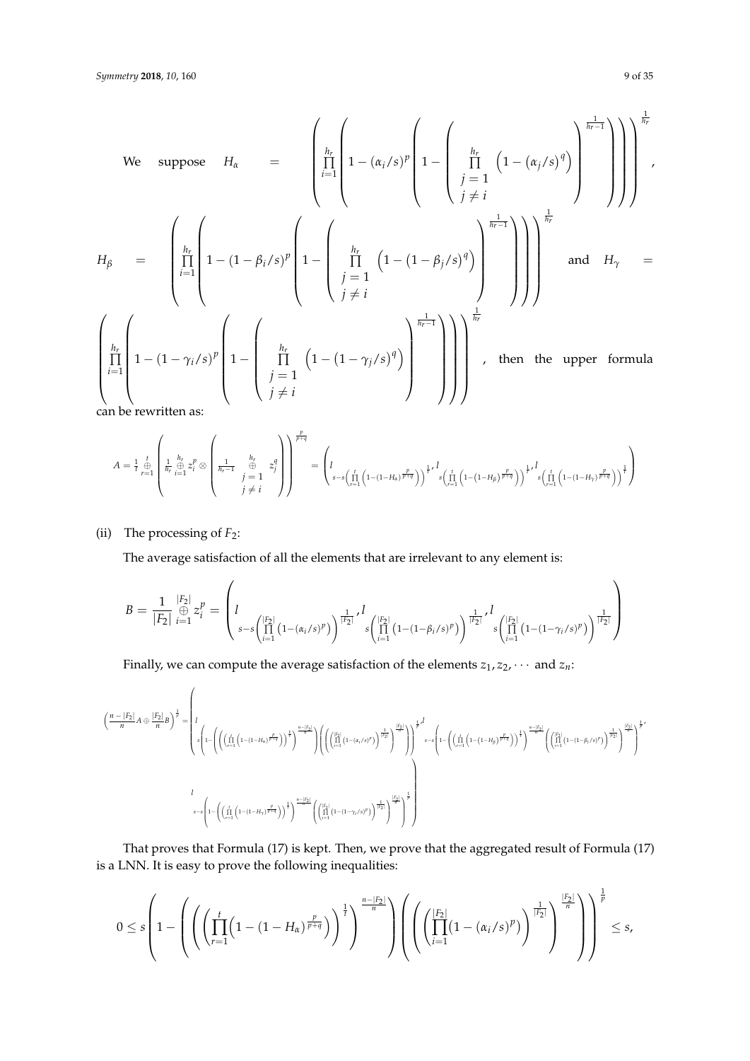We suppose $H_\alpha = \left( \prod_{i=1}^{h_r} \left( 1 - (\alpha_i/s)^p \left( 1 - \left( \prod_{\substack{j=1 \\ j \neq i}}^{h_r} \left( 1 - (\alpha_j/s)^q \right) \right)^{\frac{1}{h_r - 1}} \right) \right) \right)^{\frac{1}{h_r}}$,

$H_\beta = \left( \prod_{i=1}^{h_r} \left( 1 - (1-\beta_i/s)^p \left( 1 - \left( \prod_{\substack{j=1 \\ j \neq i}}^{h_r} \left( 1 - (1-\beta_j/s)^q \right) \right)^{\frac{1}{h_r - 1}} \right) \right) \right)^{\frac{1}{h_r}}$ and $H_\gamma = \left( \prod_{i=1}^{h_r} \left( 1 - (1-\gamma_i/s)^p \left( 1 - \left( \prod_{\substack{j=1 \\ j \neq i}}^{h_r} \left( 1 - (1-\gamma_j/s)^q \right) \right)^{\frac{1}{h_r - 1}} \right) \right) \right)^{\frac{1}{h_r}}$, then the upper formula can be rewritten as:

$$A = \frac{1}{t} \overset{t}{\underset{r=1}{\oplus}} \left( \frac{1}{h_r} \overset{h_r}{\underset{i=1}{\oplus}} z_i^p \otimes \left( \frac{1}{h_r - 1} \overset{h_r}{\underset{\substack{j=1 \\ j \neq i}}{\oplus}} z_j^q \right) \right)^{\frac{p}{p+q}} = \left( l_{s - s\left( \prod_{r=1}^{t} \left( 1 - (1-H_\alpha)^{\frac{p}{p+q}} \right) \right)^{\frac{1}{t}}}, l_{s\left( \prod_{r=1}^{t} \left( 1 - (1-H_\beta)^{\frac{p}{p+q}} \right) \right)^{\frac{1}{t}}}, l_{s\left( \prod_{r=1}^{t} \left( 1 - (1-H_\gamma)^{\frac{p}{p+q}} \right) \right)^{\frac{1}{t}}} \right)$$

(ii) The processing of $F_2$:

The average satisfaction of all the elements that are irrelevant to any element is:

$$B = \frac{1}{|F_2|} \overset{|F_2|}{\underset{i=1}{\oplus}} z_i^p = \left( l_{s - s\left( \prod_{i=1}^{|F_2|} \left( 1 - (\alpha_i/s)^p \right) \right)^{\frac{1}{|F_2|}}}, l_{s\left( \prod_{i=1}^{|F_2|} \left( 1 - (1-\beta_i/s)^p \right) \right)^{\frac{1}{|F_2|}}}, l_{s\left( \prod_{i=1}^{|F_2|} \left( 1 - (1-\gamma_i/s)^p \right) \right)^{\frac{1}{|F_2|}}} \right)$$

Finally, we can compute the average satisfaction of the elements $z_1, z_2, \cdots$ and $z_n$:

$$\left( \frac{n - |F_2|}{n} A \oplus \frac{|F_2|}{n} B \right)^{\frac{1}{p}} = \left( \begin{array}{l} l_{s\left( 1 - \left( \left( \left( \prod_{r=1}^{t} \left( 1 - (1-H_\alpha)^{\frac{p}{p+q}} \right) \right)^{\frac{1}{t}} \right)^{\frac{n-|F_2|}{n}} \right) \left( \left( \left( \prod_{i=1}^{|F_2|} \left( 1 - (\alpha_i/s)^p \right) \right)^{\frac{1}{|F_2|}} \right)^{\frac{|F_2|}{n}} \right) \right)^{\frac{1}{p}}}, l_{s - s\left( 1 - \left( \left( \prod_{r=1}^{t} \left( 1 - (1-H_\beta)^{\frac{p}{p+q}} \right) \right)^{\frac{1}{t}} \right)^{\frac{n-|F_2|}{n}} \left( \left( \prod_{i=1}^{|F_2|} \left( 1 - (1-\beta_i/s)^p \right) \right)^{\frac{1}{|F_2|}} \right)^{\frac{|F_2|}{n}} \right)^{\frac{1}{p}}}, \\ l_{s - s\left( 1 - \left( \left( \prod_{r=1}^{t} \left( 1 - (1-H_\gamma)^{\frac{p}{p+q}} \right) \right)^{\frac{1}{t}} \right)^{\frac{n-|F_2|}{n}} \left( \left( \prod_{i=1}^{|F_2|} \left( 1 - (1-\gamma_i/s)^p \right) \right)^{\frac{1}{|F_2|}} \right)^{\frac{|F_2|}{n}} \right)^{\frac{1}{p}}} \end{array} \right)$$

That proves that Formula (17) is kept. Then, we prove that the aggregated result of Formula (17) is a LNN. It is easy to prove the following inequalities:

$$0 \leq s \left( 1 - \left( \left( \left( \prod_{r=1}^{t} \left( 1 - (1-H_\alpha)^{\frac{p}{p+q}} \right) \right)^{\frac{1}{t}} \right)^{\frac{n-|F_2|}{n}} \right) \left( \left( \left( \prod_{i=1}^{|F_2|} \left( 1 - (\alpha_i/s)^p \right) \right)^{\frac{1}{|F_2|}} \right)^{\frac{|F_2|}{n}} \right) \right)^{\frac{1}{p}} \leq s,$$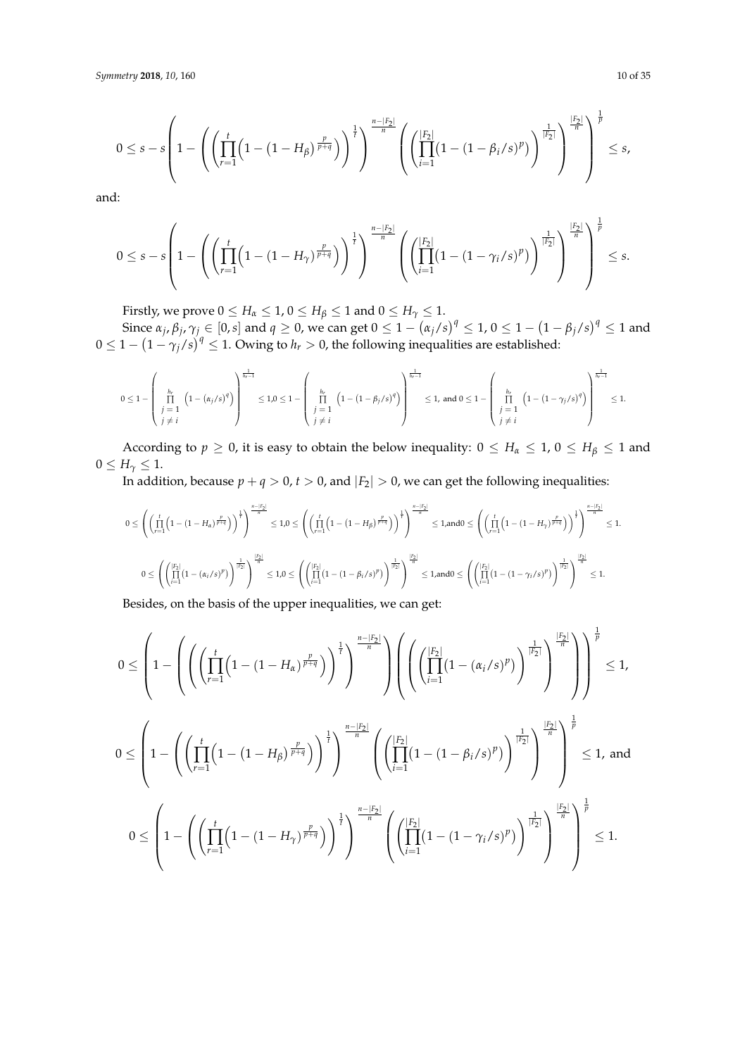$$0 \leq s - s\left(1 - \left(\left(\prod_{r=1}^{t}\left(1-\left(1-H_\beta\right)^{\frac{p}{p+q}}\right)\right)^{\frac{1}{t}}\right)^{\frac{n-|F_2|}{n}}\left(\left(\prod_{i=1}^{|F_2|}\left(1-\left(1-\beta_i/s\right)^p\right)\right)^{\frac{1}{|F_2|}}\right)^{\frac{|F_2|}{n}}\right)^{\frac{1}{p}} \leq s,$$

and:

$$0 \leq s - s\left(1 - \left(\left(\prod_{r=1}^{t}\left(1-\left(1-H_\gamma\right)^{\frac{p}{p+q}}\right)\right)^{\frac{1}{t}}\right)^{\frac{n-|F_2|}{n}}\left(\left(\prod_{i=1}^{|F_2|}\left(1-\left(1-\gamma_i/s\right)^p\right)\right)^{\frac{1}{|F_2|}}\right)^{\frac{|F_2|}{n}}\right)^{\frac{1}{p}} \leq s.$$

Firstly, we prove $0 \leq H_\alpha \leq 1$, $0 \leq H_\beta \leq 1$ and $0 \leq H_\gamma \leq 1$.

Since $\alpha_j, \beta_j, \gamma_j \in [0, s]$ and $q \geq 0$, we can get $0 \leq 1 - \left(\alpha_j/s\right)^q \leq 1$, $0 \leq 1 - \left(1-\beta_j/s\right)^q \leq 1$ and $0 \leq 1 - \left(1-\gamma_j/s\right)^q \leq 1$. Owing to $h_r > 0$, the following inequalities are established:

$$0 \leq 1 - \left(\prod_{\substack{j=1 \\ j \neq i}}^{h_r}\left(1-\left(\alpha_j/s\right)^q\right)\right)^{\frac{1}{h_r-1}} \leq 1, 0 \leq 1 - \left(\prod_{\substack{j=1 \\ j \neq i}}^{h_r}\left(1-\left(1-\beta_j/s\right)^q\right)\right)^{\frac{1}{h_r-1}} \leq 1, \text{ and } 0 \leq 1 - \left(\prod_{\substack{j=1 \\ j \neq i}}^{h_r}\left(1-\left(1-\gamma_j/s\right)^q\right)\right)^{\frac{1}{h_r-1}} \leq 1.$$

According to $p \geq 0$, it is easy to obtain the below inequality: $0 \leq H_\alpha \leq 1$, $0 \leq H_\beta \leq 1$ and $0 \leq H_\gamma \leq 1$.

In addition, because $p + q > 0$, $t > 0$, and $|F_2| > 0$, we can get the following inequalities:

$$0 \leq \left(\left(\prod_{r=1}^{t}\left(1-\left(1-H_\alpha\right)^{\frac{p}{p+q}}\right)\right)^{\frac{1}{t}}\right)^{\frac{n-|F_2|}{n}} \leq 1, 0 \leq \left(\left(\prod_{r=1}^{t}\left(1-\left(1-H_\beta\right)^{\frac{p}{p+q}}\right)\right)^{\frac{1}{t}}\right)^{\frac{n-|F_2|}{n}} \leq 1, \text{and } 0 \leq \left(\left(\prod_{r=1}^{t}\left(1-\left(1-H_\gamma\right)^{\frac{p}{p+q}}\right)\right)^{\frac{1}{t}}\right)^{\frac{n-|F_2|}{n}} \leq 1.$$

$$0 \leq \left(\left(\prod_{i=1}^{|F_2|}\left(1-\left(\alpha_i/s\right)^p\right)\right)^{\frac{1}{|F_2|}}\right)^{\frac{|F_2|}{n}} \leq 1, 0 \leq \left(\left(\prod_{i=1}^{|F_2|}\left(1-\left(1-\beta_i/s\right)^p\right)\right)^{\frac{1}{|F_2|}}\right)^{\frac{|F_2|}{n}} \leq 1, \text{and } 0 \leq \left(\left(\prod_{i=1}^{|F_2|}\left(1-\left(1-\gamma_i/s\right)^p\right)\right)^{\frac{1}{|F_2|}}\right)^{\frac{|F_2|}{n}} \leq 1.$$

Besides, on the basis of the upper inequalities, we can get:

$$0 \leq \left(1 - \left(\left(\left(\prod_{r=1}^{t}\left(1-\left(1-H_\alpha\right)^{\frac{p}{p+q}}\right)\right)^{\frac{1}{t}}\right)^{\frac{n-|F_2|}{n}}\right)\left(\left(\left(\prod_{i=1}^{|F_2|}\left(1-\left(\alpha_i/s\right)^p\right)\right)^{\frac{1}{|F_2|}}\right)^{\frac{|F_2|}{n}}\right)\right)^{\frac{1}{p}} \leq 1,$$

$$0 \leq \left(1 - \left(\left(\prod_{r=1}^{t}\left(1-\left(1-H_\beta\right)^{\frac{p}{p+q}}\right)\right)^{\frac{1}{t}}\right)^{\frac{n-|F_2|}{n}}\left(\left(\prod_{i=1}^{|F_2|}\left(1-\left(1-\beta_i/s\right)^p\right)\right)^{\frac{1}{|F_2|}}\right)^{\frac{|F_2|}{n}}\right)^{\frac{1}{p}} \leq 1, \text{ and}$$

$$0 \leq \left(1 - \left(\left(\prod_{r=1}^{t}\left(1-\left(1-H_\gamma\right)^{\frac{p}{p+q}}\right)\right)^{\frac{1}{t}}\right)^{\frac{n-|F_2|}{n}}\left(\left(\prod_{i=1}^{|F_2|}\left(1-\left(1-\gamma_i/s\right)^p\right)\right)^{\frac{1}{|F_2|}}\right)^{\frac{|F_2|}{n}}\right)^{\frac{1}{p}} \leq 1.$$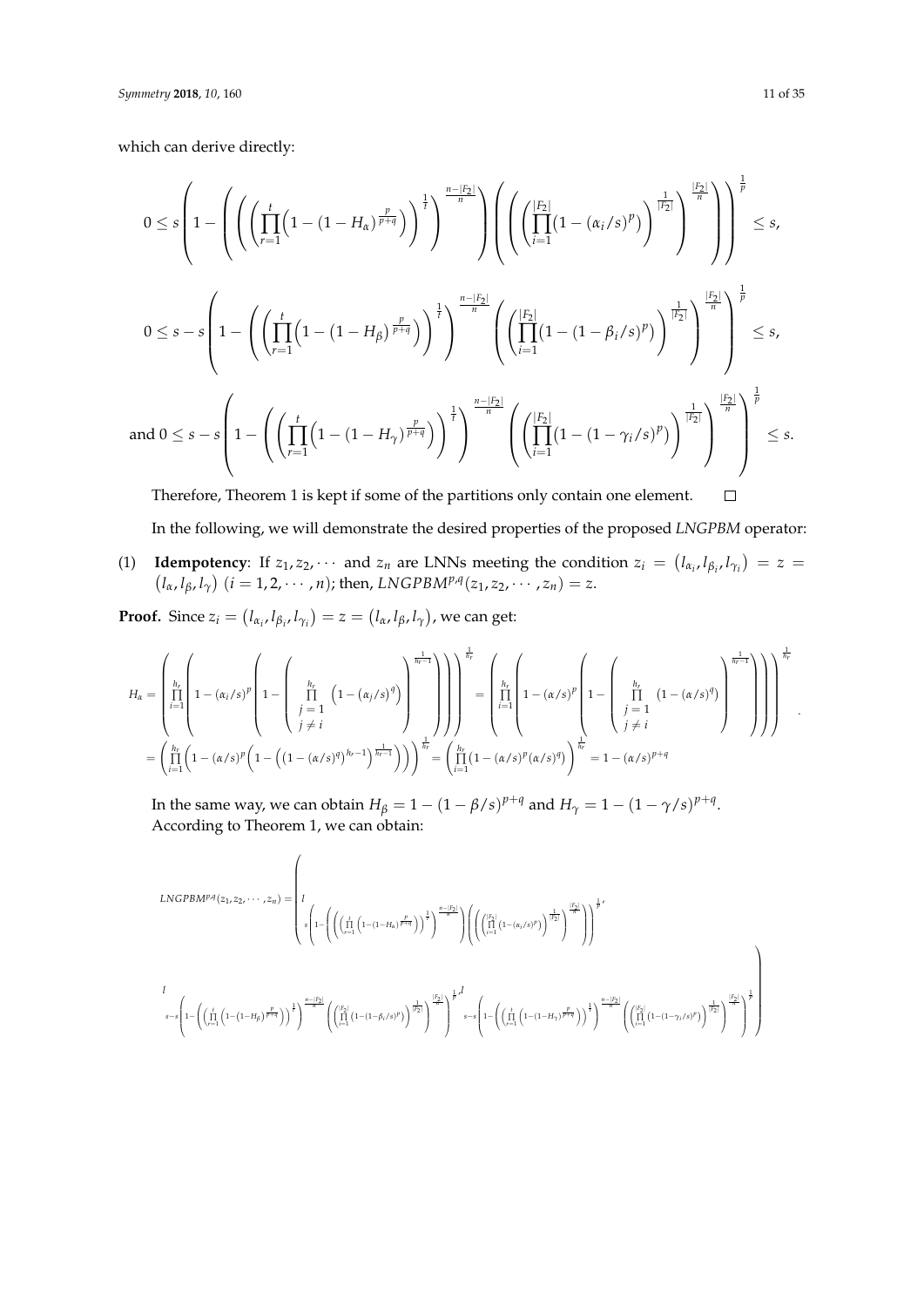which can derive directly:

$$0 \leq s\left(1-\left(\left(\left(\prod_{r=1}^{t}\left(1-\left(1-H_{\alpha}\right)^{\frac{p}{p+q}}\right)\right)^{\frac{1}{t}}\right)^{\frac{n-|F_2|}{n}}\right)\left(\left(\left(\prod_{i=1}^{|F_2|}\left(1-\left(\alpha_i/s\right)^p\right)\right)^{\frac{1}{|F_2|}}\right)^{\frac{|F_2|}{n}}\right)\right)^{\frac{1}{p}} \leq s,$$

$$0 \leq s-s\left(1-\left(\left(\prod_{r=1}^{t}\left(1-\left(1-H_{\beta}\right)^{\frac{p}{p+q}}\right)\right)^{\frac{1}{t}}\right)^{\frac{n-|F_2|}{n}}\left(\left(\prod_{i=1}^{|F_2|}\left(1-\left(1-\beta_i/s\right)^p\right)\right)^{\frac{1}{|F_2|}}\right)^{\frac{|F_2|}{n}}\right)^{\frac{1}{p}} \leq s,$$

$$\text{and } 0 \leq s-s\left(1-\left(\left(\prod_{r=1}^{t}\left(1-\left(1-H_{\gamma}\right)^{\frac{p}{p+q}}\right)\right)^{\frac{1}{t}}\right)^{\frac{n-|F_2|}{n}}\left(\left(\prod_{i=1}^{|F_2|}\left(1-\left(1-\gamma_i/s\right)^p\right)\right)^{\frac{1}{|F_2|}}\right)^{\frac{|F_2|}{n}}\right)^{\frac{1}{p}} \leq s.$$

Therefore, Theorem 1 is kept if some of the partitions only contain one element. □

In the following, we will demonstrate the desired properties of the proposed *LNGPBM* operator:

(1) **Idempotency**: If $z_1, z_2, \cdots$ and $z_n$ are LNNs meeting the condition $z_i = \left(l_{\alpha_i}, l_{\beta_i}, l_{\gamma_i}\right) = z = \left(l_{\alpha}, l_{\beta}, l_{\gamma}\right)$ $(i = 1, 2, \cdots, n)$; then, $LNGPBM^{p,q}(z_1, z_2, \cdots, z_n) = z$.

**Proof.** Since $z_i = \left(l_{\alpha_i}, l_{\beta_i}, l_{\gamma_i}\right) = z = \left(l_{\alpha}, l_{\beta}, l_{\gamma}\right)$, we can get:

$$H_{\alpha} = \left(\prod_{i=1}^{h_r}\left(1-\left(\alpha_i/s\right)^p\left(1-\left(\prod_{\substack{j=1 \\ j \neq i}}^{h_r}\left(1-\left(\alpha_j/s\right)^q\right)\right)^{\frac{1}{h_r-1}}\right)\right)\right)^{\frac{1}{h_r}} = \left(\prod_{i=1}^{h_r}\left(1-\left(\alpha/s\right)^p\left(1-\left(\prod_{\substack{j=1 \\ j \neq i}}^{h_r}\left(1-\left(\alpha/s\right)^q\right)\right)^{\frac{1}{h_r-1}}\right)\right)\right)^{\frac{1}{h_r}}$$
$$= \left(\prod_{i=1}^{h_r}\left(1-\left(\alpha/s\right)^p\left(1-\left(\left(1-\left(\alpha/s\right)^q\right)^{h_r-1}\right)^{\frac{1}{h_r-1}}\right)\right)\right)^{\frac{1}{h_r}} = \left(\prod_{i=1}^{h_r}\left(1-\left(\alpha/s\right)^p\left(\alpha/s\right)^q\right)\right)^{\frac{1}{h_r}} = 1-\left(\alpha/s\right)^{p+q}$$

In the same way, we can obtain $H_{\beta} = 1-\left(1-\beta/s\right)^{p+q}$ and $H_{\gamma} = 1-\left(1-\gamma/s\right)^{p+q}$.
According to Theorem 1, we can obtain:

$$LNGPBM^{p,q}(z_1, z_2, \cdots, z_n) = \left(\begin{array}{l} l_{s\left(1-\left(\left(\prod_{r=1}^{t}\left(1-\left(1-H_{\alpha}\right)^{\frac{p}{p+q}}\right)\right)^{\frac{1}{t}}\right)^{\frac{n-|F_2|}{n}}\left(\left(\prod_{i=1}^{|F_2|}\left(1-\left(\alpha_i/s\right)^p\right)\right)^{\frac{1}{|F_2|}}\right)^{\frac{|F_2|}{n}}\right)^{\frac{1}{p}}}, \\ l_{s-s\left(1-\left(\left(\prod_{r=1}^{t}\left(1-\left(1-H_{\beta}\right)^{\frac{p}{p+q}}\right)\right)^{\frac{1}{t}}\right)^{\frac{n-|F_2|}{n}}\left(\left(\prod_{i=1}^{|F_2|}\left(1-\left(1-\beta_i/s\right)^p\right)\right)^{\frac{1}{|F_2|}}\right)^{\frac{|F_2|}{n}}\right)^{\frac{1}{p}}}, l_{s-s\left(1-\left(\left(\prod_{r=1}^{t}\left(1-\left(1-H_{\gamma}\right)^{\frac{p}{p+q}}\right)\right)^{\frac{1}{t}}\right)^{\frac{n-|F_2|}{n}}\left(\left(\prod_{i=1}^{|F_2|}\left(1-\left(1-\gamma_i/s\right)^p\right)\right)^{\frac{1}{|F_2|}}\right)^{\frac{|F_2|}{n}}\right)^{\frac{1}{p}}} \end{array}\right)$$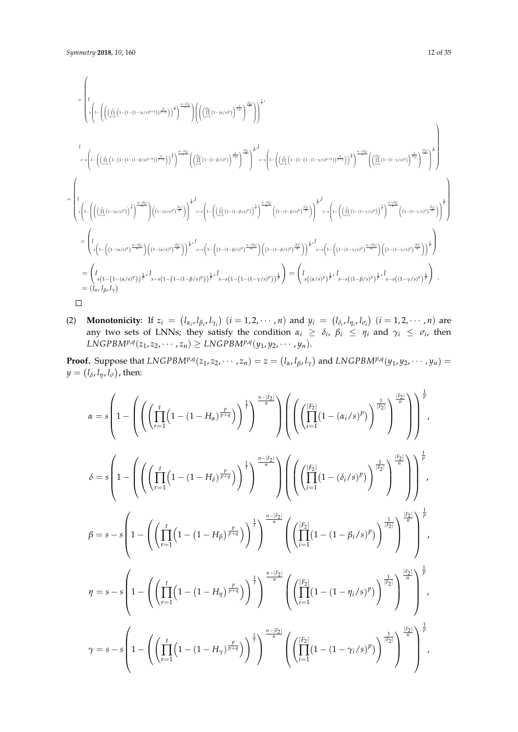$$= \left( \begin{array}{l} l_{s\left(1-\left(\left(\left(\prod\limits_{r=1}^{t}\left(1-\left(1-\left(1-(\alpha/s)^{p+q}\right)\right)^{\frac{p}{p+q}}\right)\right)^{\frac{1}{t}}\right)^{\frac{n-|F_2|}{n}}\right)\left(\left(\left(\prod\limits_{i=1}^{|F_2|}\left(1-(\alpha/s)^p\right)\right)^{\frac{1}{|F_2|}}\right)^{\frac{|F_2|}{n}}\right)\right)^{\frac{1}{p}}}, \\ l_{s-s\left(1-\left(\left(\prod\limits_{r=1}^{t}\left(1-\left(1-\left(1-(1-\beta/s)^{p+q}\right)\right)^{\frac{p}{p+q}}\right)\right)^{\frac{1}{t}}\right)^{\frac{n-|F_2|}{n}}\left(\left(\prod\limits_{i=1}^{|F_2|}\left(1-(1-\beta/s)^p\right)\right)^{\frac{1}{|F_2|}}\right)^{\frac{|F_2|}{n}}\right)^{\frac{1}{p}}}, l_{s-s\left(1-\left(\left(\prod\limits_{r=1}^{t}\left(1-\left(1-\left(1-(1-\gamma/s)^{p+q}\right)\right)^{\frac{p}{p+q}}\right)\right)^{\frac{1}{t}}\right)^{\frac{n-|F_2|}{n}}\left(\left(\prod\limits_{i=1}^{|F_2|}\left(1-(1-\gamma/s)^p\right)\right)^{\frac{1}{|F_2|}}\right)^{\frac{|F_2|}{n}}\right)^{\frac{1}{p}}} \end{array} \right)$$

$$= \left( l_{s\left(1-\left(\left(\left(\prod\limits_{r=1}^{t}\left(1-(\alpha/s)^p\right)\right)^{\frac{1}{t}}\right)^{\frac{n-|F_2|}{n}}\right)\left(\left(1-(\alpha/s)^p\right)^{\frac{|F_2|}{n}}\right)\right)^{\frac{1}{p}}}, l_{s-s\left(1-\left(\left(\prod\limits_{r=1}^{t}\left(1-(1-\beta/s)^p\right)\right)^{\frac{1}{t}}\right)^{\frac{n-|F_2|}{n}}\left(\left(1-(1-\beta/s)^p\right)^{\frac{|F_2|}{n}}\right)\right)^{\frac{1}{p}}}, l_{s-s\left(1-\left(\left(\prod\limits_{r=1}^{t}\left(1-(1-\gamma/s)^p\right)\right)^{\frac{1}{t}}\right)^{\frac{n-|F_2|}{n}}\left(\left(1-(1-\gamma/s)^p\right)^{\frac{|F_2|}{n}}\right)\right)^{\frac{1}{p}}} \right)$$

$$= \left( l_{s\left(1-\left(\left(1-(\alpha/s)^p\right)^{\frac{n-|F_2|}{n}}\right)\left(\left(1-(\alpha/s)^p\right)^{\frac{|F_2|}{n}}\right)\right)^{\frac{1}{p}}}, l_{s-s\left(1-\left(\left(1-(1-\beta/s)^p\right)^{\frac{n-|F_2|}{n}}\right)\left(\left(1-(1-\beta/s)^p\right)^{\frac{|F_2|}{n}}\right)\right)^{\frac{1}{p}}}, l_{s-s\left(1-\left(\left(1-(1-\gamma/s)^p\right)^{\frac{n-|F_2|}{n}}\right)\left(\left(1-(1-\gamma/s)^p\right)^{\frac{|F_2|}{n}}\right)\right)^{\frac{1}{p}}} \right)$$

$$= \left( l_{s\left(1-\left(1-(\alpha/s)^p\right)\right)^{\frac{1}{p}}}, l_{s-s\left(1-\left(1-(1-\beta/s)^p\right)\right)^{\frac{1}{p}}}, l_{s-s\left(1-\left(1-(1-\gamma/s)^p\right)\right)^{\frac{1}{p}}} \right) = \left( l_{s\left((\alpha/s)^p\right)^{\frac{1}{p}}}, l_{s-s\left((1-\beta/s)^p\right)^{\frac{1}{p}}}, l_{s-s\left((1-\gamma/s)^p\right)^{\frac{1}{p}}} \right).$$

$$= \left(l_\alpha, l_\beta, l_\gamma\right)$$

□

(2) **Monotonicity**: If $z_i = \left(l_{\alpha_i}, l_{\beta_i}, l_{\gamma_i}\right)$ $(i = 1, 2, \cdots, n)$ and $y_i = \left(l_{\delta_i}, l_{\eta_i}, l_{\sigma_i}\right)$ $(i = 1, 2, \cdots, n)$ are any two sets of LNNs; they satisfy the condition $\alpha_i \geq \delta_i$, $\beta_i \leq \eta_i$ and $\gamma_i \leq \sigma_i$, then $LNGPBM^{p,q}(z_1, z_2, \cdots, z_n) \geq LNGPBM^{p,q}(y_1, y_2, \cdots, y_n)$.

**Proof.** Suppose that $LNGPBM^{p,q}(z_1, z_2, \cdots, z_n) = z = \left(l_\alpha, l_\beta, l_\gamma\right)$ and $LNGPBM^{p,q}(y_1, y_2, \cdots, y_n) = y = \left(l_\delta, l_\eta, l_\sigma\right)$, then:

$$\alpha = s\left(1-\left(\left(\left(\prod_{r=1}^{t}\left(1-\left(1-H_\alpha\right)^{\frac{p}{p+q}}\right)\right)^{\frac{1}{t}}\right)^{\frac{n-|F_2|}{n}}\right)\left(\left(\left(\prod_{i=1}^{|F_2|}\left(1-(\alpha_i/s)^p\right)\right)^{\frac{1}{|F_2|}}\right)^{\frac{|F_2|}{n}}\right)\right)^{\frac{1}{p}},$$

$$\delta = s\left(1-\left(\left(\left(\prod_{r=1}^{t}\left(1-\left(1-H_\delta\right)^{\frac{p}{p+q}}\right)\right)^{\frac{1}{t}}\right)^{\frac{n-|F_2|}{n}}\right)\left(\left(\left(\prod_{i=1}^{|F_2|}\left(1-(\delta_i/s)^p\right)\right)^{\frac{1}{|F_2|}}\right)^{\frac{|F_2|}{n}}\right)\right)^{\frac{1}{p}},$$

$$\beta = s - s\left(1-\left(\left(\prod_{r=1}^{t}\left(1-\left(1-H_\beta\right)^{\frac{p}{p+q}}\right)\right)^{\frac{1}{t}}\right)^{\frac{n-|F_2|}{n}}\left(\left(\prod_{i=1}^{|F_2|}\left(1-(1-\beta_i/s)^p\right)\right)^{\frac{1}{|F_2|}}\right)^{\frac{|F_2|}{n}}\right)^{\frac{1}{p}},$$

$$\eta = s - s\left(1-\left(\left(\prod_{r=1}^{t}\left(1-\left(1-H_\eta\right)^{\frac{p}{p+q}}\right)\right)^{\frac{1}{t}}\right)^{\frac{n-|F_2|}{n}}\left(\left(\prod_{i=1}^{|F_2|}\left(1-(1-\eta_i/s)^p\right)\right)^{\frac{1}{|F_2|}}\right)^{\frac{|F_2|}{n}}\right)^{\frac{1}{p}},$$

$$\gamma = s - s\left(1-\left(\left(\prod_{r=1}^{t}\left(1-\left(1-H_\gamma\right)^{\frac{p}{p+q}}\right)\right)^{\frac{1}{t}}\right)^{\frac{n-|F_2|}{n}}\left(\left(\prod_{i=1}^{|F_2|}\left(1-(1-\gamma_i/s)^p\right)\right)^{\frac{1}{|F_2|}}\right)^{\frac{|F_2|}{n}}\right)^{\frac{1}{p}},$$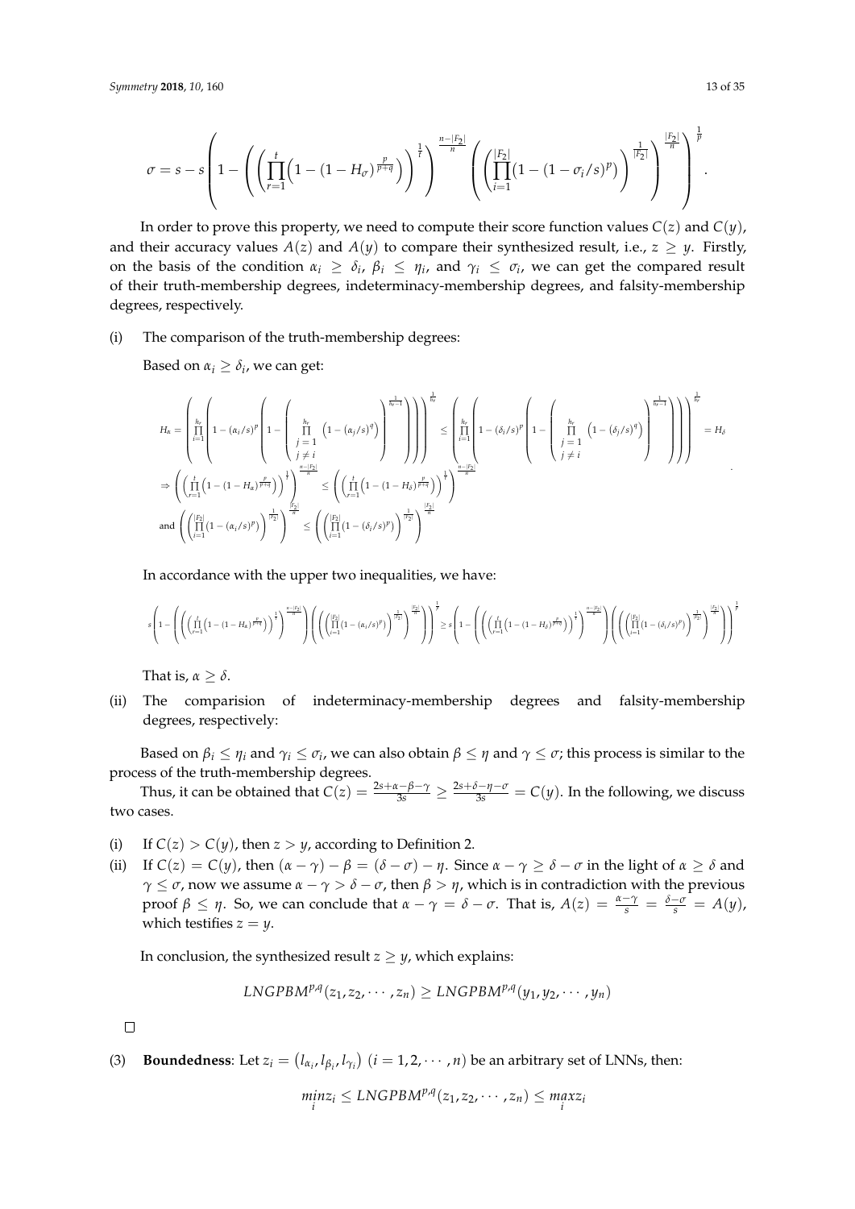$$\sigma = s - s\left(1 - \left(\left(\prod_{r=1}^{t}\left(1-(1-H_{\sigma})^{\frac{p}{p+q}}\right)\right)^{\frac{1}{t}}\right)^{\frac{n-|F_2|}{n}}\left(\left(\prod_{i=1}^{|F_2|}(1-(1-\sigma_i/s)^p)\right)^{\frac{1}{|F_2|}}\right)^{\frac{|F_2|}{n}}\right)^{\frac{1}{p}}.$$

In order to prove this property, we need to compute their score function values $C(z)$ and $C(y)$, and their accuracy values $A(z)$ and $A(y)$ to compare their synthesized result, i.e., $z \geq y$. Firstly, on the basis of the condition $\alpha_i \geq \delta_i$, $\beta_i \leq \eta_i$, and $\gamma_i \leq \sigma_i$, we can get the compared result of their truth-membership degrees, indeterminacy-membership degrees, and falsity-membership degrees, respectively.

(i) The comparison of the truth-membership degrees:

Based on $\alpha_i \geq \delta_i$, we can get:

$$H_{\alpha} = \left(\prod_{i=1}^{h_r}\left(1-(\alpha_i/s)^p\left(1-\left(\prod_{\substack{j=1\\j\neq i}}^{h_r}\left(1-(\alpha_j/s)^q\right)\right)^{\frac{1}{h_r-1}}\right)\right)\right)^{\frac{1}{h_r}} \leq \left(\prod_{i=1}^{h_r}\left(1-(\delta_i/s)^p\left(1-\left(\prod_{\substack{j=1\\j\neq i}}^{h_r}\left(1-(\delta_j/s)^q\right)\right)^{\frac{1}{h_r-1}}\right)\right)\right)^{\frac{1}{h_r}} = H_{\delta}$$

$$\Rightarrow \left(\left(\prod_{r=1}^{t}\left(1-(1-H_{\alpha})^{\frac{p}{p+q}}\right)\right)^{\frac{1}{t}}\right)^{\frac{n-|F_2|}{n}} \leq \left(\left(\prod_{r=1}^{t}\left(1-(1-H_{\delta})^{\frac{p}{p+q}}\right)\right)^{\frac{1}{t}}\right)^{\frac{n-|F_2|}{n}}$$

$$\text{and } \left(\left(\prod_{i=1}^{|F_2|}\left(1-(\alpha_i/s)^p\right)\right)^{\frac{1}{|F_2|}}\right)^{\frac{|F_2|}{n}} \leq \left(\left(\prod_{i=1}^{|F_2|}\left(1-(\delta_i/s)^p\right)\right)^{\frac{1}{|F_2|}}\right)^{\frac{|F_2|}{n}}$$

In accordance with the upper two inequalities, we have:

$$s\left(1-\left(\left(\prod_{r=1}^{t}\left(1-(1-H_{\alpha})^{\frac{p}{p+q}}\right)\right)^{\frac{1}{t}}\right)^{\frac{n-|F_2|}{n}}\left(\left(\prod_{i=1}^{|F_2|}\left(1-(\alpha_i/s)^p\right)\right)^{\frac{1}{|F_2|}}\right)^{\frac{|F_2|}{n}}\right)^{\frac{1}{p}} \geq s\left(1-\left(\left(\prod_{r=1}^{t}\left(1-(1-H_{\delta})^{\frac{p}{p+q}}\right)\right)^{\frac{1}{t}}\right)^{\frac{n-|F_2|}{n}}\left(\left(\prod_{i=1}^{|F_2|}\left(1-(\delta_i/s)^p\right)\right)^{\frac{1}{|F_2|}}\right)^{\frac{|F_2|}{n}}\right)^{\frac{1}{p}}$$

That is, $\alpha \geq \delta$.

(ii) The comparision of indeterminacy-membership degrees and falsity-membership degrees, respectively:

Based on $\beta_i \leq \eta_i$ and $\gamma_i \leq \sigma_i$, we can also obtain $\beta \leq \eta$ and $\gamma \leq \sigma$; this process is similar to the process of the truth-membership degrees.

Thus, it can be obtained that $C(z) = \frac{2s+\alpha-\beta-\gamma}{3s} \geq \frac{2s+\delta-\eta-\sigma}{3s} = C(y)$. In the following, we discuss two cases.

(i) If $C(z) > C(y)$, then $z > y$, according to Definition 2.
(ii) If $C(z) = C(y)$, then $(\alpha-\gamma)-\beta = (\delta-\sigma)-\eta$. Since $\alpha-\gamma \geq \delta-\sigma$ in the light of $\alpha \geq \delta$ and $\gamma \leq \sigma$, now we assume $\alpha-\gamma > \delta-\sigma$, then $\beta > \eta$, which is in contradiction with the previous proof $\beta \leq \eta$. So, we can conclude that $\alpha-\gamma = \delta-\sigma$. That is, $A(z) = \frac{\alpha-\gamma}{s} = \frac{\delta-\sigma}{s} = A(y)$, which testifies $z = y$.

In conclusion, the synthesized result $z \geq y$, which explains:

$$LNGPBM^{p,q}(z_1, z_2, \cdots, z_n) \geq LNGPBM^{p,q}(y_1, y_2, \cdots, y_n)$$

□

(3) **Boundedness**: Let $z_i = \left(l_{\alpha_i}, l_{\beta_i}, l_{\gamma_i}\right)$ $(i = 1, 2, \cdots, n)$ be an arbitrary set of LNNs, then:

$$\min_i z_i \leq LNGPBM^{p,q}(z_1, z_2, \cdots, z_n) \leq \max_i z_i$$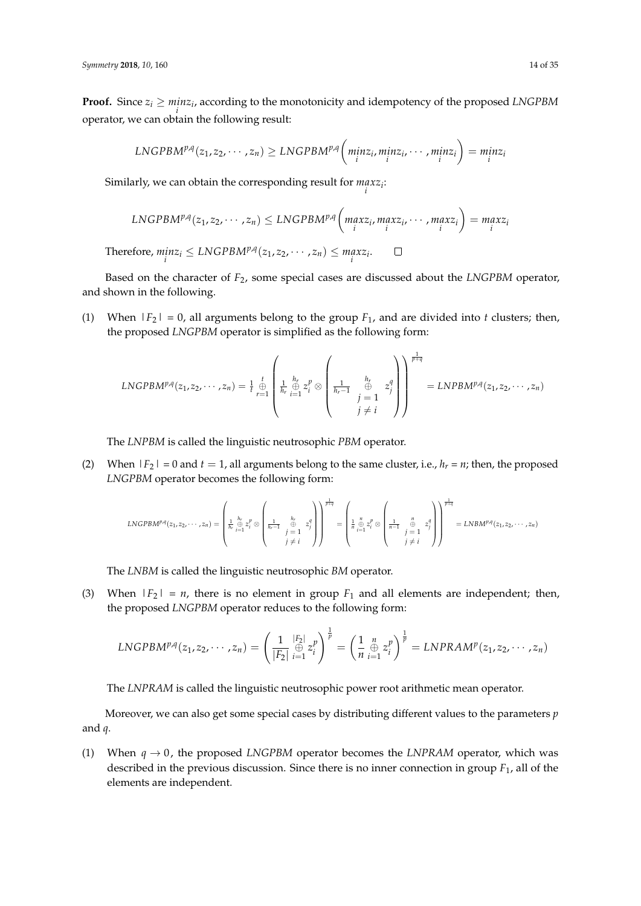**Proof.** Since $z_i \geq \min_i z_i$, according to the monotonicity and idempotency of the proposed *LNGPBM* operator, we can obtain the following result:

$$LNGPBM^{p,q}(z_1, z_2, \cdots, z_n) \geq LNGPBM^{p,q}\left(\min_i z_i, \min_i z_i, \cdots, \min_i z_i\right) = \min_i z_i$$

Similarly, we can obtain the corresponding result for $\max_i z_i$:

$$LNGPBM^{p,q}(z_1, z_2, \cdots, z_n) \leq LNGPBM^{p,q}\left(\max_i z_i, \max_i z_i, \cdots, \max_i z_i\right) = \max_i z_i$$

Therefore, $\min_i z_i \leq LNGPBM^{p,q}(z_1, z_2, \cdots, z_n) \leq \max_i z_i$. □

Based on the character of $F_2$, some special cases are discussed about the *LNGPBM* operator, and shown in the following.

(1) When $|F_2| = 0$, all arguments belong to the group $F_1$, and are divided into $t$ clusters; then, the proposed *LNGPBM* operator is simplified as the following form:

$$LNGPBM^{p,q}(z_1, z_2, \cdots, z_n) = \frac{1}{t} \overset{t}{\underset{r=1}{\oplus}} \left( \frac{1}{h_r} \overset{h_r}{\underset{i=1}{\oplus}} z_i^p \otimes \left( \frac{1}{h_r - 1} \overset{h_r}{\underset{\substack{j=1 \\ j \neq i}}{\oplus}} z_j^q \right) \right)^{\frac{1}{p+q}} = LNPBM^{p,q}(z_1, z_2, \cdots, z_n)$$

The *LNPBM* is called the linguistic neutrosophic *PBM* operator.

(2) When $|F_2| = 0$ and $t = 1$, all arguments belong to the same cluster, i.e., $h_r = n$; then, the proposed *LNGPBM* operator becomes the following form:

$$LNGPBM^{p,q}(z_1, z_2, \cdots, z_n) = \left( \frac{1}{h_r} \overset{h_r}{\underset{i=1}{\oplus}} z_i^p \otimes \left( \frac{1}{h_r - 1} \overset{h_r}{\underset{\substack{j=1 \\ j \neq i}}{\oplus}} z_j^q \right) \right)^{\frac{1}{p+q}} = \left( \frac{1}{n} \overset{n}{\underset{i=1}{\oplus}} z_i^p \otimes \left( \frac{1}{n-1} \overset{n}{\underset{\substack{j=1 \\ j \neq i}}{\oplus}} z_j^q \right) \right)^{\frac{1}{p+q}} = LNBM^{p,q}(z_1, z_2, \cdots, z_n)$$

The *LNBM* is called the linguistic neutrosophic *BM* operator.

(3) When $|F_2| = n$, there is no element in group $F_1$ and all elements are independent; then, the proposed *LNGPBM* operator reduces to the following form:

$$LNGPBM^{p,q}(z_1, z_2, \cdots, z_n) = \left( \frac{1}{|F_2|} \overset{|F_2|}{\underset{i=1}{\oplus}} z_i^p \right)^{\frac{1}{p}} = \left( \frac{1}{n} \overset{n}{\underset{i=1}{\oplus}} z_i^p \right)^{\frac{1}{p}} = LNPRAM^p(z_1, z_2, \cdots, z_n)$$

The *LNPRAM* is called the linguistic neutrosophic power root arithmetic mean operator.

Moreover, we can also get some special cases by distributing different values to the parameters $p$ and $q$.

(1) When $q \to 0$, the proposed *LNGPBM* operator becomes the *LNPRAM* operator, which was described in the previous discussion. Since there is no inner connection in group $F_1$, all of the elements are independent.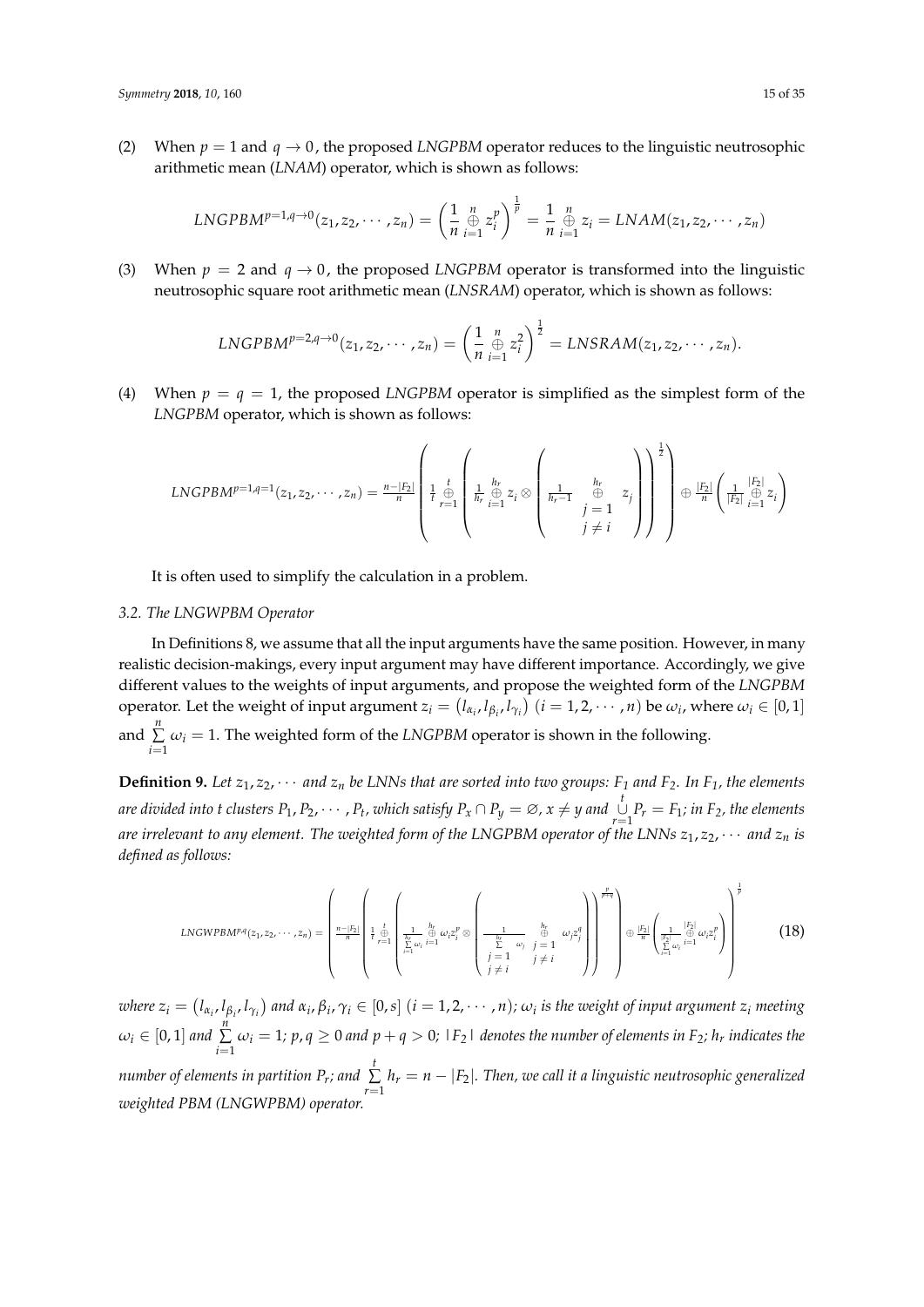(2) When $p = 1$ and $q \to 0$, the proposed *LNGPBM* operator reduces to the linguistic neutrosophic arithmetic mean (*LNAM*) operator, which is shown as follows:

$$LNGPBM^{p=1,q\to 0}(z_1, z_2, \cdots, z_n) = \left(\frac{1}{n} \overset{n}{\underset{i=1}{\oplus}} z_i^p\right)^{\frac{1}{p}} = \frac{1}{n} \overset{n}{\underset{i=1}{\oplus}} z_i = LNAM(z_1, z_2, \cdots, z_n)$$

(3) When $p = 2$ and $q \to 0$, the proposed *LNGPBM* operator is transformed into the linguistic neutrosophic square root arithmetic mean (*LNSRAM*) operator, which is shown as follows:

$$LNGPBM^{p=2,q\to 0}(z_1, z_2, \cdots, z_n) = \left(\frac{1}{n} \overset{n}{\underset{i=1}{\oplus}} z_i^2\right)^{\frac{1}{2}} = LNSRAM(z_1, z_2, \cdots, z_n).$$

(4) When $p = q = 1$, the proposed *LNGPBM* operator is simplified as the simplest form of the *LNGPBM* operator, which is shown as follows:

$$LNGPBM^{p=1,q=1}(z_1, z_2, \cdots, z_n) = \frac{n-|F_2|}{n}\left(\frac{1}{t} \overset{t}{\underset{r=1}{\oplus}} \left(\frac{1}{h_r} \overset{h_r}{\underset{i=1}{\oplus}} z_i \otimes \left(\frac{1}{h_r - 1} \overset{h_r}{\underset{\substack{j=1 \\ j\neq i}}{\oplus}} z_j\right)\right)^{\frac{1}{2}}\right) \oplus \frac{|F_2|}{n}\left(\frac{1}{|F_2|} \overset{|F_2|}{\underset{i=1}{\oplus}} z_i\right)$$

It is often used to simplify the calculation in a problem.

### 3.2. The LNGWPBM Operator

In Definitions 8, we assume that all the input arguments have the same position. However, in many realistic decision-makings, every input argument may have different importance. Accordingly, we give different values to the weights of input arguments, and propose the weighted form of the *LNGPBM* operator. Let the weight of input argument $z_i = (l_{\alpha_i}, l_{\beta_i}, l_{\gamma_i})$ $(i = 1, 2, \cdots, n)$ be $\omega_i$, where $\omega_i \in [0, 1]$ and $\sum\limits_{i=1}^{n} \omega_i = 1$. The weighted form of the *LNGPBM* operator is shown in the following.

**Definition 9.** *Let $z_1, z_2, \cdots$ and $z_n$ be LNNs that are sorted into two groups: $F_1$ and $F_2$. In $F_1$, the elements are divided into $t$ clusters $P_1, P_2, \cdots, P_t$, which satisfy $P_x \cap P_y = \varnothing$, $x \neq y$ and $\overset{t}{\underset{r=1}{\cup}} P_r = F_1$; in $F_2$, the elements are irrelevant to any element. The weighted form of the LNGPBM operator of the LNNs $z_1, z_2, \cdots$ and $z_n$ is defined as follows:*

$$LNGWPBM^{p,q}(z_1, z_2, \cdots, z_n) = \left(\frac{n-|F_2|}{n}\left(\frac{1}{t} \overset{t}{\underset{r=1}{\oplus}} \left(\frac{1}{\sum\limits_{i=1}^{h_r} \omega_i} \overset{h_r}{\underset{i=1}{\oplus}} \omega_i z_i^p \otimes \left(\frac{1}{\sum\limits_{\substack{j=1 \\ j\neq i}}^{h_r} \omega_j} \overset{h_r}{\underset{\substack{j=1 \\ j\neq i}}{\oplus}} \omega_j z_j^q\right)\right)^{\frac{p}{p+q}}\right) \oplus \frac{|F_2|}{n}\left(\frac{1}{\sum\limits_{i=1}^{|F_2|} \omega_i} \overset{|F_2|}{\underset{i=1}{\oplus}} \omega_i z_i^p\right)\right)^{\frac{1}{p}} \tag{18}$$

*where $z_i = (l_{\alpha_i}, l_{\beta_i}, l_{\gamma_i})$ and $\alpha_i, \beta_i, \gamma_i \in [0, s]$ $(i = 1, 2, \cdots, n)$; $\omega_i$ is the weight of input argument $z_i$ meeting $\omega_i \in [0, 1]$ and $\sum\limits_{i=1}^{n} \omega_i = 1$; $p, q \geq 0$ and $p + q > 0$; $|F_2|$ denotes the number of elements in $F_2$; $h_r$ indicates the number of elements in partition $P_r$; and $\sum\limits_{r=1}^{t} h_r = n - |F_2|$. Then, we call it a linguistic neutrosophic generalized weighted PBM (LNGWPBM) operator.*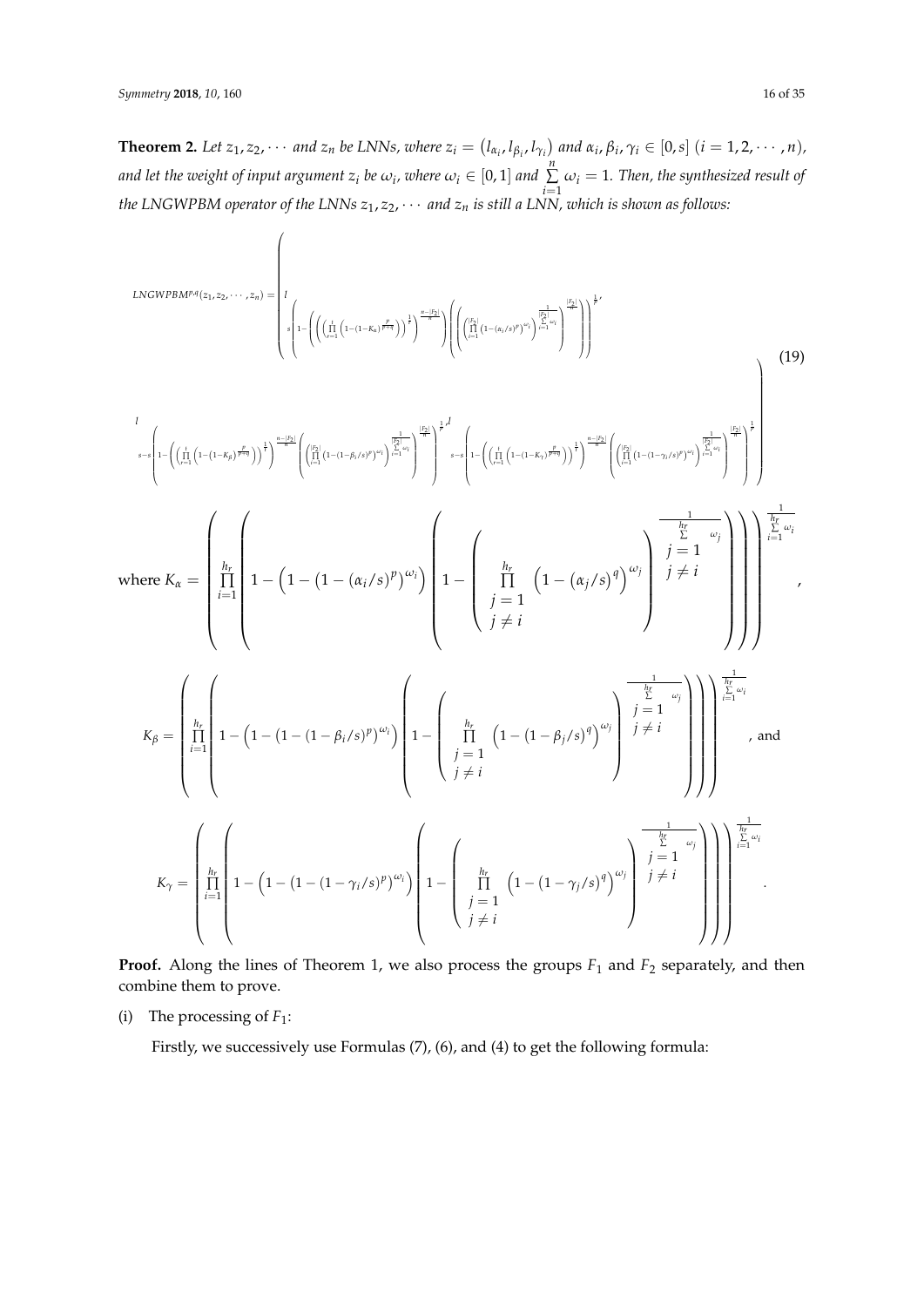**Theorem 2.** *Let $z_1, z_2, \cdots$ and $z_n$ be LNNs, where $z_i = \left(l_{\alpha_i}, l_{\beta_i}, l_{\gamma_i}\right)$ and $\alpha_i, \beta_i, \gamma_i \in [0, s]$ $(i = 1, 2, \cdots, n)$, and let the weight of input argument $z_i$ be $\omega_i$, where $\omega_i \in [0, 1]$ and $\sum\limits_{i=1}^{n} \omega_i = 1$. Then, the synthesized result of the LNGWPBM operator of the LNNs $z_1, z_2, \cdots$ and $z_n$ is still a LNN, which is shown as follows:*

$$
LNGWPBM^{p,q}(z_1, z_2, \cdots, z_n) = \left( \begin{array}{l} l_{s\left(1-\left(\left(\prod\limits_{r=1}^{t}\left(1-(1-K_\alpha)^{\frac{p}{p+q}}\right)\right)^{\frac{1}{t}}\right)^{\frac{n-|F_2|}{n}}\left(\left(\prod\limits_{i=1}^{|F_2|}\left(1-(\alpha_i/s)^p\right)^{\omega_i}\right)^{\frac{1}{\sum_{i=1}^{|F_2|}\omega_i}}\right)^{\frac{|F_2|}{n}}\right)^{\frac{1}{p}}}, \\ l_{s-s\left(1-\left(\left(\prod\limits_{r=1}^{t}\left(1-(1-K_\beta)^{\frac{p}{p+q}}\right)\right)^{\frac{1}{t}}\right)^{\frac{n-|F_2|}{n}}\left(\left(\prod\limits_{i=1}^{|F_2|}\left(1-(1-\beta_i/s)^p\right)^{\omega_i}\right)^{\frac{1}{\sum_{i=1}^{|F_2|}\omega_i}}\right)^{\frac{|F_2|}{n}}\right)^{\frac{1}{p}}}, \\ l_{s-s\left(1-\left(\left(\prod\limits_{r=1}^{t}\left(1-(1-K_\gamma)^{\frac{p}{p+q}}\right)\right)^{\frac{1}{t}}\right)^{\frac{n-|F_2|}{n}}\left(\left(\prod\limits_{i=1}^{|F_2|}\left(1-(1-\gamma_i/s)^p\right)^{\omega_i}\right)^{\frac{1}{\sum_{i=1}^{|F_2|}\omega_i}}\right)^{\frac{|F_2|}{n}}\right)^{\frac{1}{p}}} \end{array} \right) \tag{19}
$$

where $K_\alpha = \left( \prod\limits_{i=1}^{h_r} \left( 1 - \left( 1 - \left(1 - (\alpha_i/s)^p\right)^{\omega_i} \right) \left( 1 - \left( \prod\limits_{\substack{j=1 \\ j \neq i}}^{h_r} \left(1 - (\alpha_j/s)^q\right)^{\omega_j} \right)^{\frac{1}{\sum_{j=1, j\neq i}^{h_r} \omega_j}} \right) \right) \right)^{\frac{1}{\sum_{i=1}^{h_r} \omega_i}}$,

$$
K_\beta = \left( \prod_{i=1}^{h_r} \left( 1 - \left( 1 - \left(1 - (1-\beta_i/s)^p\right)^{\omega_i} \right) \left( 1 - \left( \prod_{\substack{j=1 \\ j \neq i}}^{h_r} \left(1 - (1-\beta_j/s)^q\right)^{\omega_j} \right)^{\frac{1}{\sum_{j=1, j\neq i}^{h_r} \omega_j}} \right) \right) \right)^{\frac{1}{\sum_{i=1}^{h_r} \omega_i}}, \text{ and}
$$

$$
K_\gamma = \left( \prod_{i=1}^{h_r} \left( 1 - \left( 1 - \left(1 - (1-\gamma_i/s)^p\right)^{\omega_i} \right) \left( 1 - \left( \prod_{\substack{j=1 \\ j \neq i}}^{h_r} \left(1 - (1-\gamma_j/s)^q\right)^{\omega_j} \right)^{\frac{1}{\sum_{j=1, j\neq i}^{h_r} \omega_j}} \right) \right) \right)^{\frac{1}{\sum_{i=1}^{h_r} \omega_i}}.
$$

**Proof.** Along the lines of Theorem 1, we also process the groups $F_1$ and $F_2$ separately, and then combine them to prove.

(i) The processing of $F_1$:

Firstly, we successively use Formulas (7), (6), and (4) to get the following formula: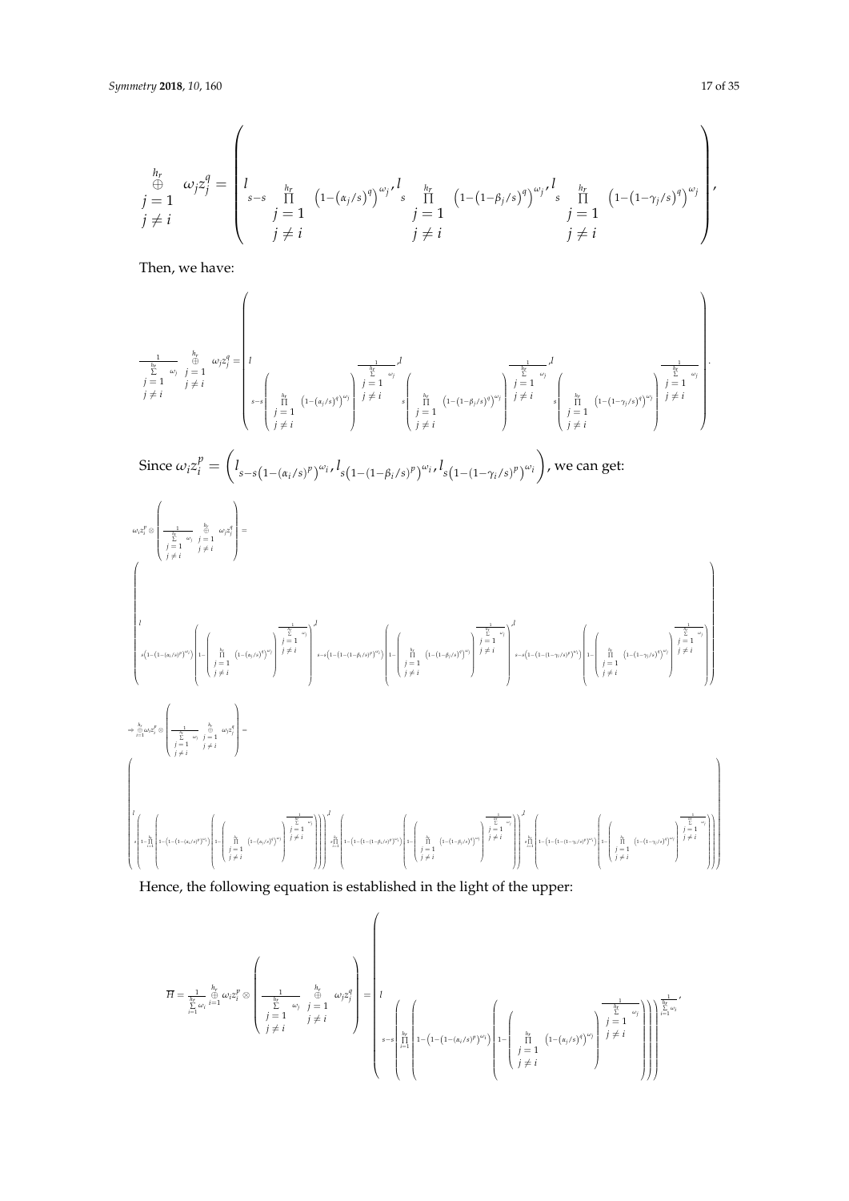$$\underset{\substack{j=1\\ j\neq i}}{\overset{h_r}{\oplus}} \omega_j z_j^q = \left( l_{s-s\prod\limits_{\substack{j=1\\ j\neq i}}^{h_r}\left(1-(\alpha_j/s)^q\right)^{\omega_j}}, l_{s\prod\limits_{\substack{j=1\\ j\neq i}}^{h_r}\left(1-(1-\beta_j/s)^q\right)^{\omega_j}}, l_{s\prod\limits_{\substack{j=1\\ j\neq i}}^{h_r}\left(1-(1-\gamma_j/s)^q\right)^{\omega_j}} \right),$$

Then, we have:

$$\frac{1}{\sum\limits_{\substack{j=1\\ j\neq i}}^{h_r}\omega_j} \underset{\substack{j=1\\ j\neq i}}{\overset{h_r}{\oplus}} \omega_j z_j^q = \left( l_{s-s\left(\prod\limits_{\substack{j=1\\ j\neq i}}^{h_r}\left(1-(\alpha_j/s)^q\right)^{\omega_j}\right)^{\frac{1}{\sum_{j=1, j\neq i}^{h_r}\omega_j}}}, l_{s\left(\prod\limits_{\substack{j=1\\ j\neq i}}^{h_r}\left(1-(1-\beta_j/s)^q\right)^{\omega_j}\right)^{\frac{1}{\sum_{j=1, j\neq i}^{h_r}\omega_j}}}, l_{s\left(\prod\limits_{\substack{j=1\\ j\neq i}}^{h_r}\left(1-(1-\gamma_j/s)^q\right)^{\omega_j}\right)^{\frac{1}{\sum_{j=1, j\neq i}^{h_r}\omega_j}}} \right).$$

Since $\omega_i z_i^p = \left( l_{s-s\left(1-(\alpha_i/s)^p\right)^{\omega_i}}, l_{s\left(1-(1-\beta_i/s)^p\right)^{\omega_i}}, l_{s\left(1-(1-\gamma_i/s)^p\right)^{\omega_i}} \right)$, we can get:

$$\omega_i z_i^p \otimes \left( \frac{1}{\sum\limits_{\substack{j=1\\ j\neq i}}^{h_r}\omega_j} \underset{\substack{j=1\\ j\neq i}}{\overset{h_r}{\oplus}} \omega_j z_j^q \right) =$$

$$\left( l_{s\left(1-\left(1-(\alpha_i/s)^p\right)^{\omega_i}\right)\left(1-\left(\prod\limits_{\substack{j=1\\ j\neq i}}^{h_r}\left(1-(\alpha_j/s)^q\right)^{\omega_j}\right)^{\frac{1}{\sum_{j=1, j\neq i}^{h_r}\omega_j}}\right)}, l_{s-s\left(1-\left(1-\beta_i/s\right)^p\right)^{\omega_i}\left(1-\left(\prod\limits_{\substack{j=1\\ j\neq i}}^{h_r}\left(1-(1-\beta_j/s)^q\right)^{\omega_j}\right)^{\frac{1}{\sum_{j=1, j\neq i}^{h_r}\omega_j}}\right)}, l_{s-s\left(1-\left(1-(1-\gamma_i/s)^p\right)^{\omega_i}\right)\left(1-\left(\prod\limits_{\substack{j=1\\ j\neq i}}^{h_r}\left(1-(1-\gamma_j/s)^q\right)^{\omega_j}\right)^{\frac{1}{\sum_{j=1, j\neq i}^{h_r}\omega_j}}\right)} \right)$$

$$\Rightarrow \overset{h_r}{\underset{i=1}{\oplus}} \omega_i z_i^p \otimes \left( \frac{1}{\sum\limits_{\substack{j=1\\ j\neq i}}^{h_r}\omega_j} \underset{\substack{j=1\\ j\neq i}}{\overset{h_r}{\oplus}} \omega_j z_j^q \right) =$$

$$\left( l_{s\left(1-\prod\limits_{i=1}^{h_r}\left(1-\left(1-\left(1-(\alpha_i/s)^p\right)^{\omega_i}\right)\left(1-\left(\prod\limits_{\substack{j=1\\ j\neq i}}^{h_r}\left(1-(\alpha_j/s)^q\right)^{\omega_j}\right)^{\frac{1}{\sum_{j=1, j\neq i}^{h_r}\omega_j}}\right)\right)\right)}, l_{s\prod\limits_{i=1}^{h_r}\left(1-\left(1-\left(1-\beta_i/s\right)^p\right)^{\omega_i}\left(1-\left(\prod\limits_{\substack{j=1\\ j\neq i}}^{h_r}\left(1-(1-\beta_j/s)^q\right)^{\omega_j}\right)^{\frac{1}{\sum_{j=1, j\neq i}^{h_r}\omega_j}}\right)\right)}, l_{s\prod\limits_{i=1}^{h_r}\left(1-\left(1-\left(1-(1-\gamma_i/s)^p\right)^{\omega_i}\right)\left(1-\left(\prod\limits_{\substack{j=1\\ j\neq i}}^{h_r}\left(1-(1-\gamma_j/s)^q\right)^{\omega_j}\right)^{\frac{1}{\sum_{j=1, j\neq i}^{h_r}\omega_j}}\right)\right)} \right)$$

Hence, the following equation is established in the light of the upper:

$$\overline{H} = \frac{1}{\sum\limits_{i=1}^{h_r}\omega_i} \overset{h_r}{\underset{i=1}{\oplus}} \omega_i z_i^p \otimes \left( \frac{1}{\sum\limits_{\substack{j=1\\ j\neq i}}^{h_r}\omega_j} \underset{\substack{j=1\\ j\neq i}}{\overset{h_r}{\oplus}} \omega_j z_j^q \right) = \left( l_{s-s\left(\prod\limits_{i=1}^{h_r}\left(1-\left(1-\left(1-(\alpha_i/s)^p\right)^{\omega_i}\right)\left(1-\left(\prod\limits_{\substack{j=1\\ j\neq i}}^{h_r}\left(1-(\alpha_j/s)^q\right)^{\omega_j}\right)^{\frac{1}{\sum_{j=1, j\neq i}^{h_r}\omega_j}}\right)\right)\right)^{\frac{1}{\sum_{i=1}^{h_r}\omega_i}}}, \right.$$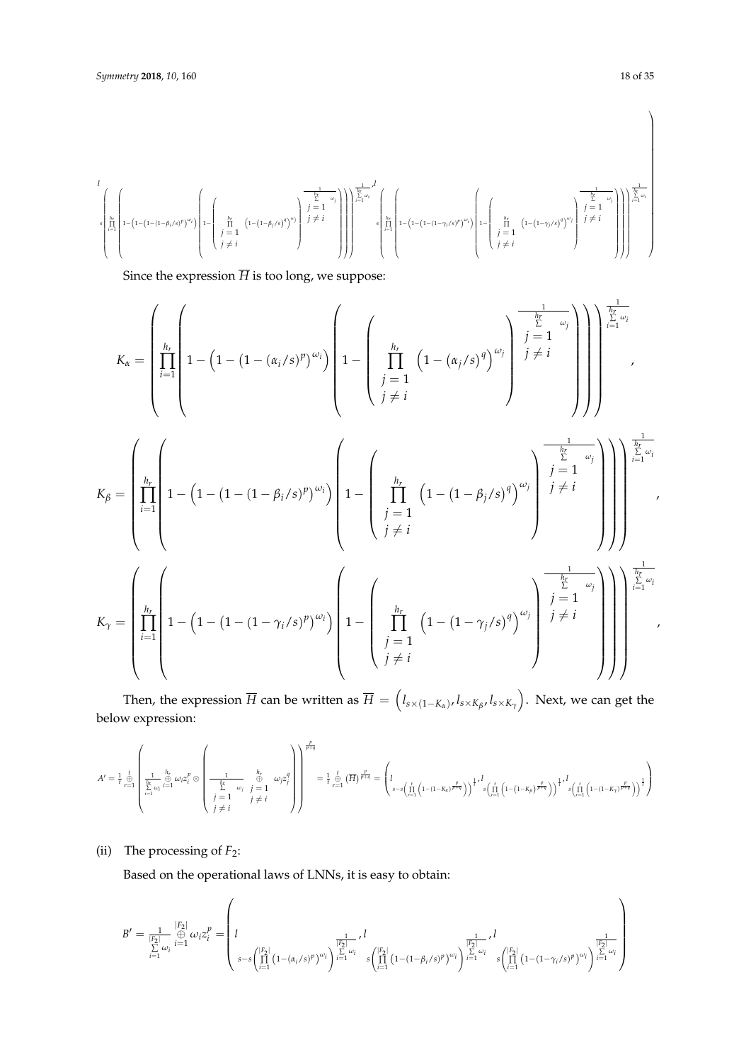$$
\left( l_{s\left(\prod\limits_{i=1}^{h_r}\left(1-\left(1-(1-(1-\beta_i/s)^p)^{\omega_i}\right)\left(1-\left(\prod\limits_{\substack{j=1\\ j\neq i}}^{h_r}\left(1-(1-\beta_j/s)^q\right)^{\omega_j}\right)^{\frac{1}{\sum\limits_{\substack{j=1\\ j\neq i}}^{h_r}\omega_j}}\right)\right)\right)^{\frac{1}{\sum_{i=1}^{h_r}\omega_i}}}, l_{s\left(\prod\limits_{i=1}^{h_r}\left(1-\left(1-(1-(1-\gamma_i/s)^p)^{\omega_i}\right)\left(1-\left(\prod\limits_{\substack{j=1\\ j\neq i}}^{h_r}\left(1-(1-\gamma_j/s)^q\right)^{\omega_j}\right)^{\frac{1}{\sum\limits_{\substack{j=1\\ j\neq i}}^{h_r}\omega_j}}\right)\right)\right)^{\frac{1}{\sum_{i=1}^{h_r}\omega_i}}} \right)
$$

Since the expression $\overline{H}$ is too long, we suppose:

$$
K_\alpha = \left(\prod_{i=1}^{h_r}\left(1-\left(1-(1-(\alpha_i/s)^p)^{\omega_i}\right)\left(1-\left(\prod_{\substack{j=1\\ j\neq i}}^{h_r}\left(1-(\alpha_j/s)^q\right)^{\omega_j}\right)^{\frac{1}{\sum\limits_{\substack{j=1\\ j\neq i}}^{h_r}\omega_j}}\right)\right)\right)^{\frac{1}{\sum_{i=1}^{h_r}\omega_i}},
$$

$$
K_\beta = \left(\prod_{i=1}^{h_r}\left(1-\left(1-(1-(1-\beta_i/s)^p)^{\omega_i}\right)\left(1-\left(\prod_{\substack{j=1\\ j\neq i}}^{h_r}\left(1-(1-\beta_j/s)^q\right)^{\omega_j}\right)^{\frac{1}{\sum\limits_{\substack{j=1\\ j\neq i}}^{h_r}\omega_j}}\right)\right)\right)^{\frac{1}{\sum_{i=1}^{h_r}\omega_i}},
$$

$$
K_\gamma = \left(\prod_{i=1}^{h_r}\left(1-\left(1-(1-(1-\gamma_i/s)^p)^{\omega_i}\right)\left(1-\left(\prod_{\substack{j=1\\ j\neq i}}^{h_r}\left(1-(1-\gamma_j/s)^q\right)^{\omega_j}\right)^{\frac{1}{\sum\limits_{\substack{j=1\\ j\neq i}}^{h_r}\omega_j}}\right)\right)\right)^{\frac{1}{\sum_{i=1}^{h_r}\omega_i}},
$$

Then, the expression $\overline{H}$ can be written as $\overline{H} = \left(l_{s\times(1-K_\alpha)}, l_{s\times K_\beta}, l_{s\times K_\gamma}\right)$. Next, we can get the below expression:

$$
A' = \frac{1}{t}\mathop{\oplus}_{r=1}^{t}\left(\frac{1}{\sum_{i=1}^{h_r}\omega_i}\mathop{\oplus}_{i=1}^{h_r}\omega_i z_i^p \otimes \left(\frac{1}{\sum\limits_{\substack{j=1\\ j\neq i}}^{h_r}\omega_j}\mathop{\oplus}_{\substack{j=1\\ j\neq i}}^{h_r}\omega_j z_j^q\right)\right)^{\frac{p}{p+q}} = \frac{1}{t}\mathop{\oplus}_{r=1}^{t}(\overline{H})^{\frac{p}{p+q}} = \left( l_{s-s\left(\prod_{r=1}^{t}\left(1-(1-K_\alpha)^{\frac{p}{p+q}}\right)\right)^{\frac{1}{t}}}, l_{s\left(\prod_{r=1}^{t}\left(1-(1-K_\beta)^{\frac{p}{p+q}}\right)\right)^{\frac{1}{t}}}, l_{s\left(\prod_{r=1}^{t}\left(1-(1-K_\gamma)^{\frac{p}{p+q}}\right)\right)^{\frac{1}{t}}} \right)
$$

(ii) The processing of $F_2$:

Based on the operational laws of LNNs, it is easy to obtain:

$$
B' = \frac{1}{\sum_{i=1}^{|F_2|}\omega_i}\mathop{\oplus}_{i=1}^{|F_2|}\omega_i z_i^p = \left( l_{s-s\left(\prod_{i=1}^{|F_2|}\left(1-(\alpha_i/s)^p\right)^{\omega_i}\right)^{\frac{1}{\sum_{i=1}^{|F_2|}\omega_i}}}, l_{s\left(\prod_{i=1}^{|F_2|}\left(1-(1-\beta_i/s)^p\right)^{\omega_i}\right)^{\frac{1}{\sum_{i=1}^{|F_2|}\omega_i}}}, l_{s\left(\prod_{i=1}^{|F_2|}\left(1-(1-\gamma_i/s)^p\right)^{\omega_i}\right)^{\frac{1}{\sum_{i=1}^{|F_2|}\omega_i}}} \right)
$$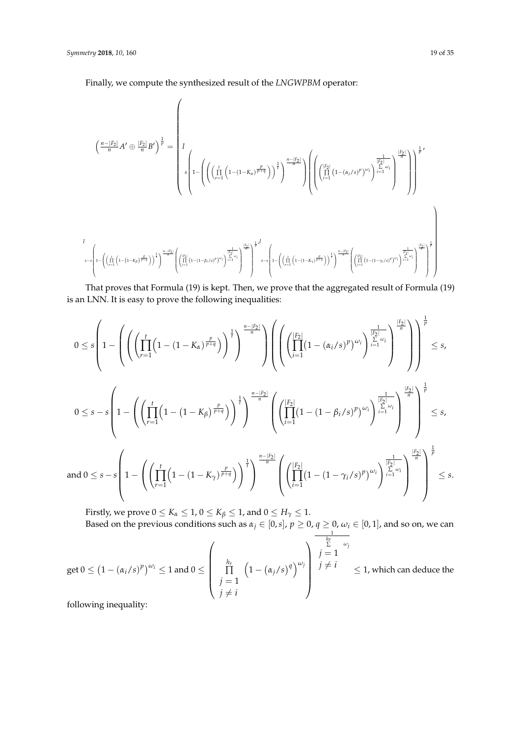Finally, we compute the synthesized result of the *LNGWPBM* operator:

$$\left(\frac{n-|F_2|}{n}A' \oplus \frac{|F_2|}{n}B'\right)^{\frac{1}{p}} = \left( \begin{array}{l} l_{s\left(1-\left(\left(\left(\prod\limits_{r=1}^{t}\left(1-(1-K_\alpha)^{\frac{p}{p+q}}\right)\right)^{\frac{1}{t}}\right)^{\frac{n-|F_2|}{n}}\right)\left(\left(\left(\prod\limits_{i=1}^{|F_2|}\left(1-(\alpha_i/s)^p\right)^{\omega_i}\right)^{\frac{1}{\sum_{i=1}^{|F_2|}\omega_i}}\right)^{\frac{|F_2|}{n}}\right)\right)^{\frac{1}{p}}}, \\ l_{s-s\left(1-\left(\left(\prod\limits_{r=1}^{t}\left(1-(1-K_\beta)^{\frac{p}{p+q}}\right)\right)^{\frac{1}{t}}\right)^{\frac{n-|F_2|}{n}}\left(\left(\prod\limits_{i=1}^{|F_2|}\left(1-(1-\beta_i/s)^p\right)^{\omega_i}\right)^{\frac{1}{\sum_{i=1}^{|F_2|}\omega_i}}\right)^{\frac{|F_2|}{n}}\right)^{\frac{1}{p}}}, l_{s-s\left(1-\left(\left(\prod\limits_{r=1}^{t}\left(1-(1-K_\gamma)^{\frac{p}{p+q}}\right)\right)^{\frac{1}{t}}\right)^{\frac{n-|F_2|}{n}}\left(\left(\prod\limits_{i=1}^{|F_2|}\left(1-(1-\gamma_i/s)^p\right)^{\omega_i}\right)^{\frac{1}{\sum_{i=1}^{|F_2|}\omega_i}}\right)^{\frac{|F_2|}{n}}\right)^{\frac{1}{p}}} \end{array} \right)$$

That proves that Formula (19) is kept. Then, we prove that the aggregated result of Formula (19) is an LNN. It is easy to prove the following inequalities:

$$0 \le s\left(1-\left(\left(\left(\prod_{r=1}^{t}\left(1-(1-K_\alpha)^{\frac{p}{p+q}}\right)\right)^{\frac{1}{t}}\right)^{\frac{n-|F_2|}{n}}\right)\left(\left(\left(\prod_{i=1}^{|F_2|}\left(1-(\alpha_i/s)^p\right)^{\omega_i}\right)^{\frac{1}{\sum_{i=1}^{|F_2|}\omega_i}}\right)^{\frac{|F_2|}{n}}\right)\right)^{\frac{1}{p}} \le s,$$

$$0 \le s-s\left(1-\left(\left(\prod_{r=1}^{t}\left(1-(1-K_\beta)^{\frac{p}{p+q}}\right)\right)^{\frac{1}{t}}\right)^{\frac{n-|F_2|}{n}}\left(\left(\prod_{i=1}^{|F_2|}\left(1-(1-\beta_i/s)^p\right)^{\omega_i}\right)^{\frac{1}{\sum_{i=1}^{|F_2|}\omega_i}}\right)^{\frac{|F_2|}{n}}\right)^{\frac{1}{p}} \le s,$$

$$\text{and } 0 \le s-s\left(1-\left(\left(\prod_{r=1}^{t}\left(1-(1-K_\gamma)^{\frac{p}{p+q}}\right)\right)^{\frac{1}{t}}\right)^{\frac{n-|F_2|}{n}}\left(\left(\prod_{i=1}^{|F_2|}\left(1-(1-\gamma_i/s)^p\right)^{\omega_i}\right)^{\frac{1}{\sum_{i=1}^{|F_2|}\omega_i}}\right)^{\frac{|F_2|}{n}}\right)^{\frac{1}{p}} \le s.$$

Firstly, we prove $0 \le K_\alpha \le 1$, $0 \le K_\beta \le 1$, and $0 \le H_\gamma \le 1$.

Based on the previous conditions such as $\alpha_j \in [0,s]$, $p \ge 0$, $q \ge 0$, $\omega_i \in [0,1]$, and so on, we can get $0 \le \left(1-(\alpha_i/s)^p\right)^{\omega_i} \le 1$ and $0 \le \left(\prod\limits_{\substack{j=1 \\ j\ne i}}^{h_r}\left(1-\left(\alpha_j/s\right)^q\right)^{\omega_j}\right)^{\frac{1}{\sum\limits_{\substack{j=1 \\ j\ne i}}^{h_r}\omega_j}} \le 1$, which can deduce the following inequality: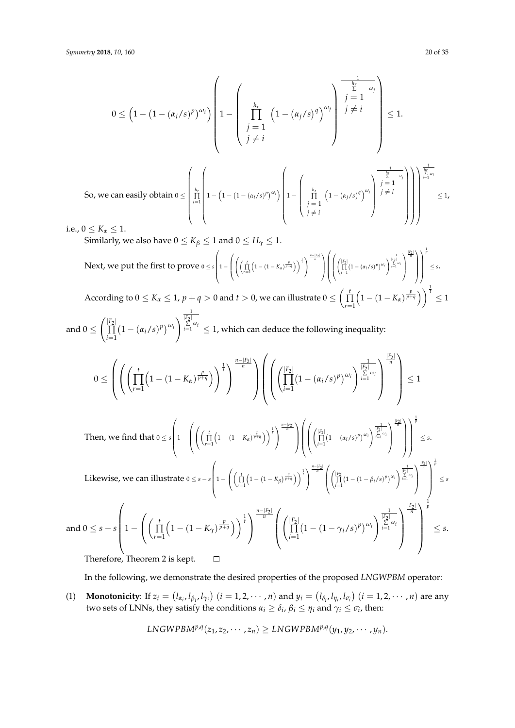$$0 \leq \left(1 - \left(1 - (\alpha_i/s)^p\right)^{\omega_i}\right)\left(1 - \left(\prod_{\substack{j=1 \\ j \neq i}}^{h_r} \left(1 - (\alpha_j/s)^q\right)^{\omega_j}\right)^{\frac{1}{\sum_{\substack{j=1 \\ j \neq i}}^{h_r} \omega_j}}\right) \leq 1.$$

So, we can easily obtain $0 \leq \left(\prod_{i=1}^{h_r}\left(1 - \left(1 - \left(1 - (\alpha_i/s)^p\right)^{\omega_i}\right)\left(1 - \left(\prod_{\substack{j=1 \\ j \neq i}}^{h_r} \left(1 - (\alpha_j/s)^q\right)^{\omega_j}\right)^{\frac{1}{\sum_{\substack{j=1 \\ j \neq i}}^{h_r} \omega_j}}\right)\right)\right)^{\frac{1}{\sum_{i=1}^{h_r} \omega_i}} \leq 1$,

i.e., $0 \leq K_\alpha \leq 1$.

Similarly, we also have $0 \leq K_\beta \leq 1$ and $0 \leq H_\gamma \leq 1$.

Next, we put the first to prove $0 \leq s\left(1 - \left(\left(\left(\prod_{r=1}^{t}\left(1 - (1 - K_\alpha)^{\frac{p}{p+q}}\right)\right)^{\frac{1}{t}}\right)^{\frac{n-|F_2|}{n}}\right)\left(\left(\left(\prod_{i=1}^{|F_2|}\left(1 - (\alpha_i/s)^p\right)^{\omega_i}\right)^{\frac{1}{\sum_{i=1}^{|F_2|}\omega_i}}\right)^{\frac{|F_2|}{n}}\right)\right)^{\frac{1}{p}} \leq s$.

According to $0 \leq K_\alpha \leq 1$, $p + q > 0$ and $t > 0$, we can illustrate $0 \leq \left(\prod_{r=1}^{t}\left(1 - (1 - K_\alpha)^{\frac{p}{p+q}}\right)\right)^{\frac{1}{t}} \leq 1$ and $0 \leq \left(\prod_{i=1}^{|F_2|}\left(1 - (\alpha_i/s)^p\right)^{\omega_i}\right)^{\frac{1}{\sum_{i=1}^{|F_2|}\omega_i}} \leq 1$, which can deduce the following inequality:

$$0 \leq \left(\left(\left(\prod_{r=1}^{t}\left(1 - (1 - K_\alpha)^{\frac{p}{p+q}}\right)\right)^{\frac{1}{t}}\right)^{\frac{n-|F_2|}{n}}\right)\left(\left(\left(\prod_{i=1}^{|F_2|}\left(1 - (\alpha_i/s)^p\right)^{\omega_i}\right)^{\frac{1}{\sum_{i=1}^{|F_2|}\omega_i}}\right)^{\frac{|F_2|}{n}}\right) \leq 1$$

Then, we find that $0 \leq s\left(1 - \left(\left(\left(\prod_{r=1}^{t}\left(1 - (1 - K_\alpha)^{\frac{p}{p+q}}\right)\right)^{\frac{1}{t}}\right)^{\frac{n-|F_2|}{n}}\right)\left(\left(\left(\prod_{i=1}^{|F_2|}\left(1 - (\alpha_i/s)^p\right)^{\omega_i}\right)^{\frac{1}{\sum_{i=1}^{|F_2|}\omega_i}}\right)^{\frac{|F_2|}{n}}\right)\right)^{\frac{1}{p}} \leq s$.

Likewise, we can illustrate $0 \leq s - s\left(1 - \left(\left(\prod_{r=1}^{t}\left(1 - (1 - K_\beta)^{\frac{p}{p+q}}\right)\right)^{\frac{1}{t}}\right)^{\frac{n-|F_2|}{n}}\left(\left(\prod_{i=1}^{|F_2|}\left(1 - (1 - \beta_i/s)^p\right)^{\omega_i}\right)^{\frac{1}{\sum_{i=1}^{|F_2|}\omega_i}}\right)^{\frac{|F_2|}{n}}\right)^{\frac{1}{p}} \leq s$

and $0 \leq s - s\left(1 - \left(\left(\prod_{r=1}^{t}\left(1 - (1 - K_\gamma)^{\frac{p}{p+q}}\right)\right)^{\frac{1}{t}}\right)^{\frac{n-|F_2|}{n}}\left(\left(\prod_{i=1}^{|F_2|}\left(1 - (1 - \gamma_i/s)^p\right)^{\omega_i}\right)^{\frac{1}{\sum_{i=1}^{|F_2|}\omega_i}}\right)^{\frac{|F_2|}{n}}\right)^{\frac{1}{p}} \leq s$.

Therefore, Theorem 2 is kept. □

In the following, we demonstrate the desired properties of the proposed *LNGWPBM* operator:

(1) **Monotonicity**: If $z_i = \left(l_{\alpha_i}, l_{\beta_i}, l_{\gamma_i}\right)$ $(i = 1, 2, \cdots, n)$ and $y_i = \left(l_{\delta_i}, l_{\eta_i}, l_{\sigma_i}\right)$ $(i = 1, 2, \cdots, n)$ are any two sets of LNNs, they satisfy the conditions $\alpha_i \geq \delta_i$, $\beta_i \leq \eta_i$ and $\gamma_i \leq \sigma_i$, then:

$$LNGWPBM^{p,q}(z_1, z_2, \cdots, z_n) \geq LNGWPBM^{p,q}(y_1, y_2, \cdots, y_n).$$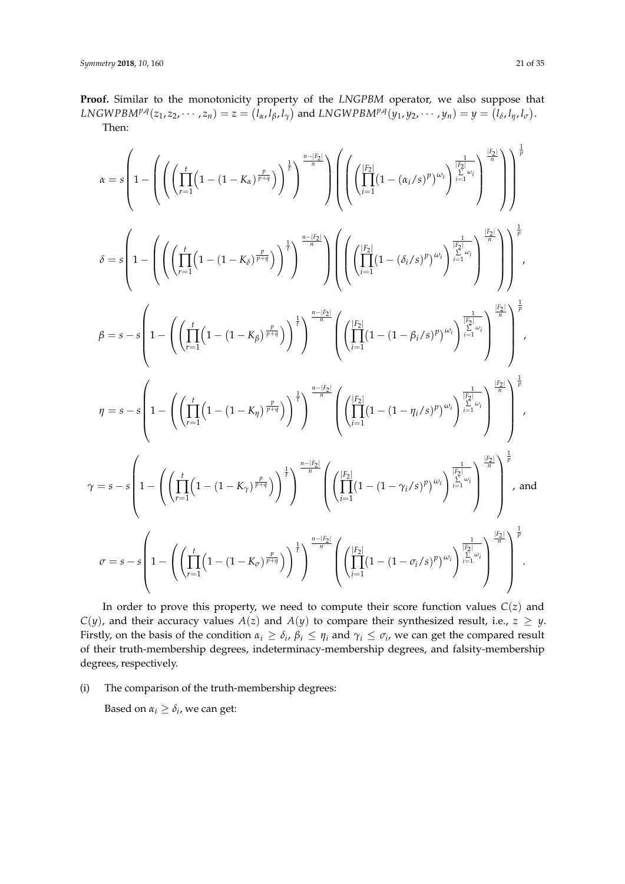**Proof.** Similar to the monotonicity property of the *LNGPBM* operator, we also suppose that $LNGWPBM^{p,q}(z_1, z_2, \cdots, z_n) = z = (l_\alpha, l_\beta, l_\gamma)$ and $LNGWPBM^{p,q}(y_1, y_2, \cdots, y_n) = y = (l_\delta, l_\eta, l_\sigma)$.

Then:

$$\alpha = s\left(1 - \left(\left(\left(\prod_{r=1}^{t}\left(1-(1-K_\alpha)^{\frac{p}{p+q}}\right)\right)^{\frac{1}{t}}\right)^{\frac{n-|F_2|}{n}}\right)\left(\left(\left(\prod_{i=1}^{|F_2|}\left(1-(\alpha_i/s)^p\right)^{\omega_i}\right)^{\frac{1}{\sum_{i=1}^{|F_2|}\omega_i}}\right)^{\frac{|F_2|}{n}}\right)\right)^{\frac{1}{p}}$$

$$\delta = s\left(1 - \left(\left(\left(\prod_{r=1}^{t}\left(1-(1-K_\delta)^{\frac{p}{p+q}}\right)\right)^{\frac{1}{t}}\right)^{\frac{n-|F_2|}{n}}\right)\left(\left(\left(\prod_{i=1}^{|F_2|}\left(1-(\delta_i/s)^p\right)^{\omega_i}\right)^{\frac{1}{\sum_{i=1}^{|F_2|}\omega_i}}\right)^{\frac{|F_2|}{n}}\right)\right)^{\frac{1}{p}},$$

$$\beta = s - s\left(1 - \left(\left(\prod_{r=1}^{t}\left(1-(1-K_\beta)^{\frac{p}{p+q}}\right)\right)^{\frac{1}{t}}\right)^{\frac{n-|F_2|}{n}}\left(\left(\prod_{i=1}^{|F_2|}\left(1-(1-\beta_i/s)^p\right)^{\omega_i}\right)^{\frac{1}{\sum_{i=1}^{|F_2|}\omega_i}}\right)^{\frac{|F_2|}{n}}\right)^{\frac{1}{p}},$$

$$\eta = s - s\left(1 - \left(\left(\prod_{r=1}^{t}\left(1-(1-K_\eta)^{\frac{p}{p+q}}\right)\right)^{\frac{1}{t}}\right)^{\frac{n-|F_2|}{n}}\left(\left(\prod_{i=1}^{|F_2|}\left(1-(1-\eta_i/s)^p\right)^{\omega_i}\right)^{\frac{1}{\sum_{i=1}^{|F_2|}\omega_i}}\right)^{\frac{|F_2|}{n}}\right)^{\frac{1}{p}},$$

$$\gamma = s - s\left(1 - \left(\left(\prod_{r=1}^{t}\left(1-(1-K_\gamma)^{\frac{p}{p+q}}\right)\right)^{\frac{1}{t}}\right)^{\frac{n-|F_2|}{n}}\left(\left(\prod_{i=1}^{|F_2|}\left(1-(1-\gamma_i/s)^p\right)^{\omega_i}\right)^{\frac{1}{\sum_{i=1}^{|F_2|}\omega_i}}\right)^{\frac{|F_2|}{n}}\right)^{\frac{1}{p}}, \text{ and}$$

$$\sigma = s - s\left(1 - \left(\left(\prod_{r=1}^{t}\left(1-(1-K_\sigma)^{\frac{p}{p+q}}\right)\right)^{\frac{1}{t}}\right)^{\frac{n-|F_2|}{n}}\left(\left(\prod_{i=1}^{|F_2|}\left(1-(1-\sigma_i/s)^p\right)^{\omega_i}\right)^{\frac{1}{\sum_{i=1}^{|F_2|}\omega_i}}\right)^{\frac{|F_2|}{n}}\right)^{\frac{1}{p}}.$$

In order to prove this property, we need to compute their score function values $C(z)$ and $C(y)$, and their accuracy values $A(z)$ and $A(y)$ to compare their synthesized result, i.e., $z \geq y$. Firstly, on the basis of the condition $\alpha_i \geq \delta_i$, $\beta_i \leq \eta_i$ and $\gamma_i \leq \sigma_i$, we can get the compared result of their truth-membership degrees, indeterminacy-membership degrees, and falsity-membership degrees, respectively.

(i) The comparison of the truth-membership degrees:

Based on $\alpha_i \geq \delta_i$, we can get: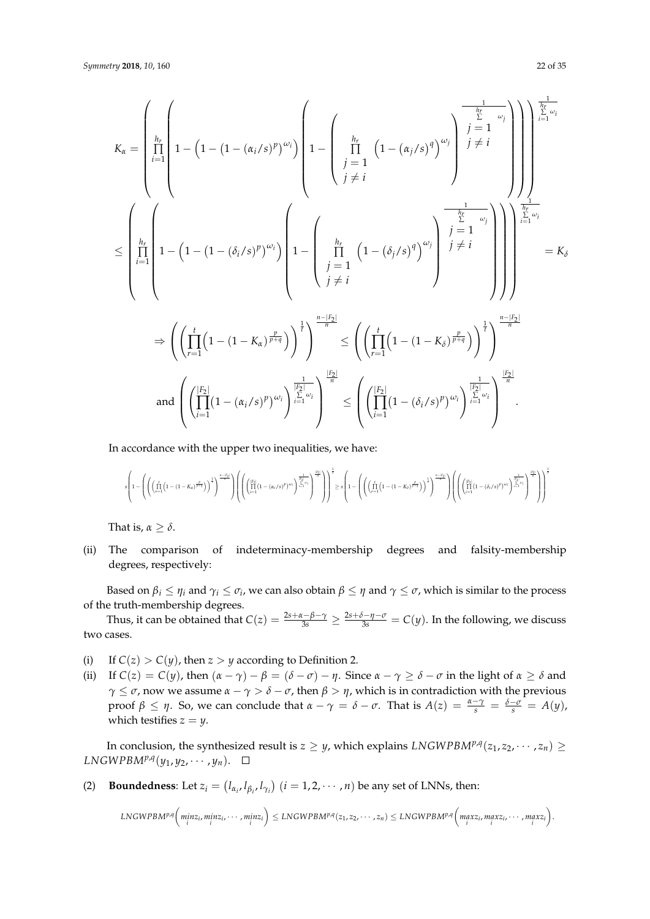$$K_\alpha = \left( \prod_{i=1}^{h_r} \left( 1 - \left( 1 - \left( 1 - (\alpha_i/s)^p \right)^{\omega_i} \right) \left( 1 - \left( \prod_{\substack{j=1 \\ j \neq i}}^{h_r} \left( 1 - (\alpha_j/s)^q \right)^{\omega_j} \right)^{\frac{1}{\sum_{\substack{j=1 \\ j \neq i}}^{h_r} \omega_j}} \right) \right) \right)^{\frac{1}{\sum_{i=1}^{h_r} \omega_i}}$$

$$\leq \left( \prod_{i=1}^{h_r} \left( 1 - \left( 1 - \left( 1 - (\delta_i/s)^p \right)^{\omega_i} \right) \left( 1 - \left( \prod_{\substack{j=1 \\ j \neq i}}^{h_r} \left( 1 - (\delta_j/s)^q \right)^{\omega_j} \right)^{\frac{1}{\sum_{\substack{j=1 \\ j \neq i}}^{h_r} \omega_j}} \right) \right) \right)^{\frac{1}{\sum_{i=1}^{h_r} \omega_i}} = K_\delta$$

$$\Rightarrow \left( \left( \prod_{r=1}^{t} \left( 1 - (1 - K_\alpha)^{\frac{p}{p+q}} \right) \right)^{\frac{1}{t}} \right)^{\frac{n-|F_2|}{n}} \leq \left( \left( \prod_{r=1}^{t} \left( 1 - (1 - K_\delta)^{\frac{p}{p+q}} \right) \right)^{\frac{1}{t}} \right)^{\frac{n-|F_2|}{n}}$$

$$\text{and} \left( \left( \prod_{i=1}^{|F_2|} \left( 1 - (\alpha_i/s)^p \right)^{\omega_i} \right)^{\frac{1}{\sum_{i=1}^{|F_2|} \omega_i}} \right)^{\frac{|F_2|}{n}} \leq \left( \left( \prod_{i=1}^{|F_2|} \left( 1 - (\delta_i/s)^p \right)^{\omega_i} \right)^{\frac{1}{\sum_{i=1}^{|F_2|} \omega_i}} \right)^{\frac{|F_2|}{n}}.$$

In accordance with the upper two inequalities, we have:

$$s\left(1 - \left( \left( \left( \prod_{r=1}^{t} \left( 1 - (1 - K_\alpha)^{\frac{p}{p+q}} \right) \right)^{\frac{1}{t}} \right)^{\frac{n-|F_2|}{n}} \right) \left( \left( \left( \prod_{i=1}^{|F_2|} \left( 1 - (\alpha_i/s)^p \right)^{\omega_i} \right)^{\frac{1}{\sum_{i=1}^{|F_2|} \omega_i}} \right)^{\frac{|F_2|}{n}} \right) \right)^{\frac{1}{p}} \geq s\left(1 - \left( \left( \left( \prod_{r=1}^{t} \left( 1 - (1 - K_\delta)^{\frac{p}{p+q}} \right) \right)^{\frac{1}{t}} \right)^{\frac{n-|F_2|}{n}} \right) \left( \left( \left( \prod_{i=1}^{|F_2|} \left( 1 - (\delta_i/s)^p \right)^{\omega_i} \right)^{\frac{1}{\sum_{i=1}^{|F_2|} \omega_i}} \right)^{\frac{|F_2|}{n}} \right) \right)^{\frac{1}{p}}$$

That is, $\alpha \geq \delta$.

(ii) The comparison of indeterminacy-membership degrees and falsity-membership degrees, respectively:

Based on $\beta_i \leq \eta_i$ and $\gamma_i \leq \sigma_i$, we can also obtain $\beta \leq \eta$ and $\gamma \leq \sigma$, which is similar to the process of the truth-membership degrees.

Thus, it can be obtained that $C(z) = \frac{2s+\alpha-\beta-\gamma}{3s} \geq \frac{2s+\delta-\eta-\sigma}{3s} = C(y)$. In the following, we discuss two cases.

(i) If $C(z) > C(y)$, then $z > y$ according to Definition 2.

(ii) If $C(z) = C(y)$, then $(\alpha - \gamma) - \beta = (\delta - \sigma) - \eta$. Since $\alpha - \gamma \geq \delta - \sigma$ in the light of $\alpha \geq \delta$ and $\gamma \leq \sigma$, now we assume $\alpha - \gamma > \delta - \sigma$, then $\beta > \eta$, which is in contradiction with the previous proof $\beta \leq \eta$. So, we can conclude that $\alpha - \gamma = \delta - \sigma$. That is $A(z) = \frac{\alpha-\gamma}{s} = \frac{\delta-\sigma}{s} = A(y)$, which testifies $z = y$.

In conclusion, the synthesized result is $z \geq y$, which explains $LNGWPBM^{p,q}(z_1, z_2, \cdots, z_n) \geq LNGWPBM^{p,q}(y_1, y_2, \cdots, y_n)$. □

(2) **Boundedness**: Let $z_i = \left(l_{\alpha_i}, l_{\beta_i}, l_{\gamma_i}\right)$ $(i = 1, 2, \cdots, n)$ be any set of LNNs, then:

$$LNGWPBM^{p,q}\left(\min_i z_i, \min_i z_i, \cdots, \min_i z_i\right) \leq LNGWPBM^{p,q}(z_1, z_2, \cdots, z_n) \leq LNGWPBM^{p,q}\left(\max_i z_i, \max_i z_i, \cdots, \max_i z_i\right).$$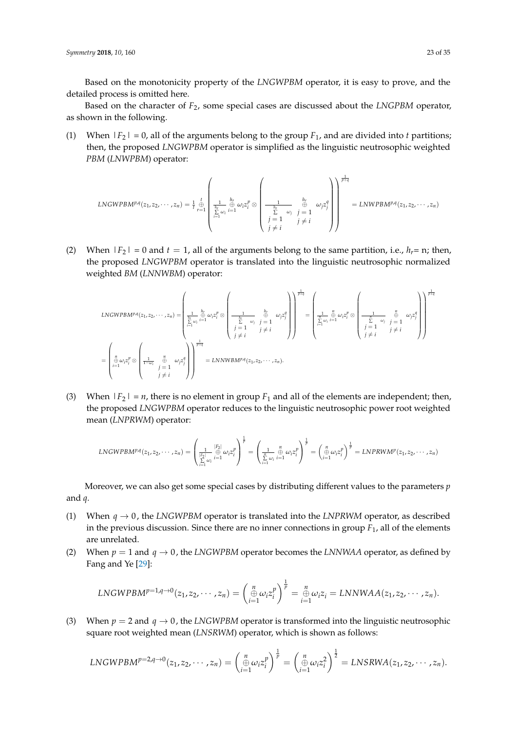Based on the monotonicity property of the *LNGWPBM* operator, it is easy to prove, and the detailed process is omitted here.

Based on the character of $F_2$, some special cases are discussed about the *LNGPBM* operator, as shown in the following.

(1) When $|F_2| = 0$, all of the arguments belong to the group $F_1$, and are divided into $t$ partitions; then, the proposed *LNGWPBM* operator is simplified as the linguistic neutrosophic weighted *PBM* (*LNWPBM*) operator:

$$LNGWPBM^{p,q}(z_1, z_2, \cdots, z_n) = \frac{1}{t} \overset{t}{\underset{r=1}{\oplus}} \left( \frac{1}{\sum\limits_{i=1}^{h_r} \omega_i} \overset{h_r}{\underset{i=1}{\oplus}} \omega_i z_i^p \otimes \left( \frac{1}{\sum\limits_{\substack{j=1 \\ j \neq i}}^{h_r} \omega_j} \overset{h_r}{\underset{\substack{j=1 \\ j \neq i}}{\oplus}} \omega_j z_j^q \right) \right)^{\frac{1}{p+q}} = LNWPBM^{p,q}(z_1, z_2, \cdots, z_n)$$

(2) When $|F_2| = 0$ and $t = 1$, all of the arguments belong to the same partition, i.e., $h_r$= n; then, the proposed *LNGWPBM* operator is translated into the linguistic neutrosophic normalized weighted *BM* (*LNNWBM*) operator:

$$\begin{aligned} LNGWPBM^{p,q}(z_1, z_2, \cdots, z_n) &= \left( \frac{1}{\sum\limits_{i=1}^{h_r} \omega_i} \overset{h_r}{\underset{i=1}{\oplus}} \omega_i z_i^p \otimes \left( \frac{1}{\sum\limits_{\substack{j=1 \\ j \neq i}}^{h_r} \omega_j} \overset{h_r}{\underset{\substack{j=1 \\ j \neq i}}{\oplus}} \omega_j z_j^q \right) \right)^{\frac{1}{p+q}} = \left( \frac{1}{\sum\limits_{i=1}^{n} \omega_i} \overset{n}{\underset{i=1}{\oplus}} \omega_i z_i^p \otimes \left( \frac{1}{\sum\limits_{\substack{j=1 \\ j \neq i}}^{n} \omega_j} \overset{n}{\underset{\substack{j=1 \\ j \neq i}}{\oplus}} \omega_j z_j^q \right) \right)^{\frac{1}{p+q}} \\ &= \left( \overset{n}{\underset{i=1}{\oplus}} \omega_i z_i^p \otimes \left( \frac{1}{1-\omega_i} \overset{n}{\underset{\substack{j=1 \\ j \neq i}}{\oplus}} \omega_j z_j^q \right) \right)^{\frac{1}{p+q}} = LNNWBM^{p,q}(z_1, z_2, \cdots, z_n). \end{aligned}$$

(3) When $|F_2| = n$, there is no element in group $F_1$ and all of the elements are independent; then, the proposed *LNGWPBM* operator reduces to the linguistic neutrosophic power root weighted mean (*LNPRWM*) operator:

$$LNGWPBM^{p,q}(z_1, z_2, \cdots, z_n) = \left( \frac{1}{\sum\limits_{i=1}^{|F_2|} \omega_i} \overset{|F_2|}{\underset{i=1}{\oplus}} \omega_i z_i^p \right)^{\frac{1}{p}} = \left( \frac{1}{\sum\limits_{i=1}^{n} \omega_i} \overset{n}{\underset{i=1}{\oplus}} \omega_i z_i^p \right)^{\frac{1}{p}} = \left( \overset{n}{\underset{i=1}{\oplus}} \omega_i z_i^p \right)^{\frac{1}{p}} = LNPRWM^p(z_1, z_2, \cdots, z_n)$$

Moreover, we can also get some special cases by distributing different values to the parameters $p$ and $q$.

(1) When $q \to 0$, the *LNGWPBM* operator is translated into the *LNPRWM* operator, as described in the previous discussion. Since there are no inner connections in group $F_1$, all of the elements are unrelated.

(2) When $p = 1$ and $q \to 0$, the *LNGWPBM* operator becomes the *LNNWAA* operator, as defined by Fang and Ye [29]:

$$LNGWPBM^{p=1,q\to 0}(z_1, z_2, \cdots, z_n) = \left( \overset{n}{\underset{i=1}{\oplus}} \omega_i z_i^p \right)^{\frac{1}{p}} = \overset{n}{\underset{i=1}{\oplus}} \omega_i z_i = LNNWAA(z_1, z_2, \cdots, z_n).$$

(3) When $p = 2$ and $q \to 0$, the *LNGWPBM* operator is transformed into the linguistic neutrosophic square root weighted mean (*LNSRWM*) operator, which is shown as follows:

$$LNGWPBM^{p=2,q\to 0}(z_1, z_2, \cdots, z_n) = \left( \overset{n}{\underset{i=1}{\oplus}} \omega_i z_i^p \right)^{\frac{1}{p}} = \left( \overset{n}{\underset{i=1}{\oplus}} \omega_i z_i^2 \right)^{\frac{1}{2}} = LNSRWA(z_1, z_2, \cdots, z_n).$$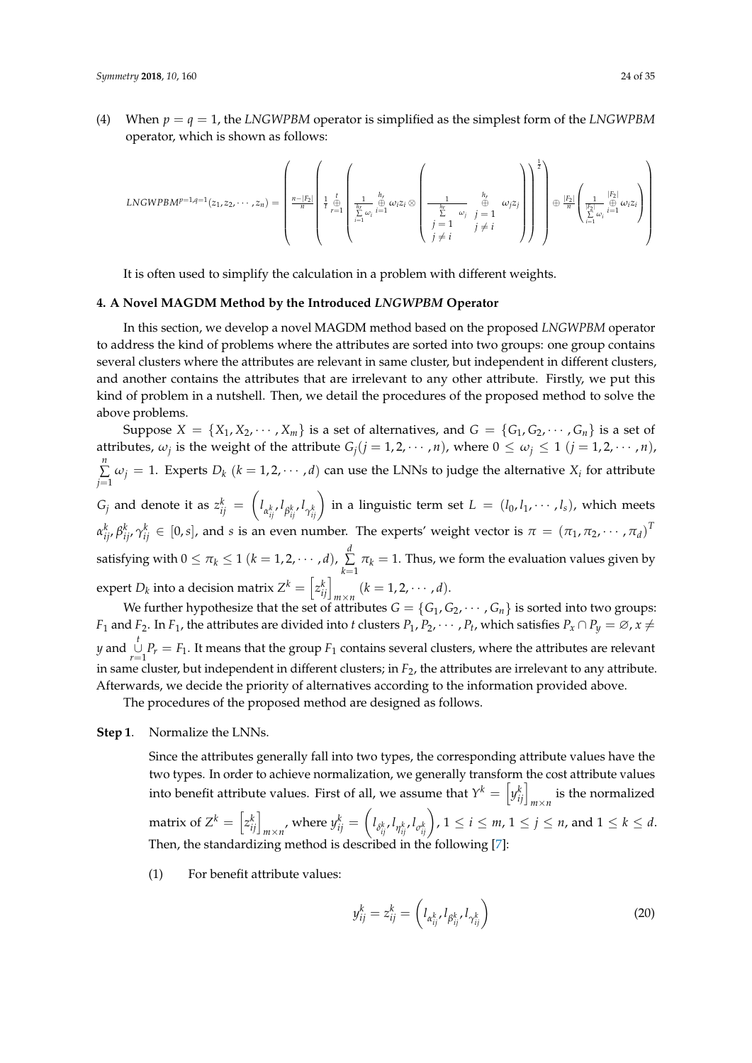(4) When $p = q = 1$, the *LNGWPBM* operator is simplified as the simplest form of the *LNGWPBM* operator, which is shown as follows:

$$LNGWPBM^{p=1,q=1}(z_1, z_2, \cdots, z_n) = \left( \frac{n-|F_2|}{n} \left( \frac{1}{t} \overset{t}{\underset{r=1}{\oplus}} \left( \frac{1}{\sum\limits_{i=1}^{h_r} \omega_i} \overset{h_r}{\underset{i=1}{\oplus}} \omega_i z_i \otimes \left( \frac{1}{\sum\limits_{\substack{j=1 \\ j \neq i}}^{h_r} \omega_j} \overset{h_r}{\underset{\substack{j=1 \\ j \neq i}}{\oplus}} \omega_j z_j \right) \right) \right)^{\frac{1}{2}} \right) \oplus \frac{|F_2|}{n} \left( \frac{1}{\sum\limits_{i=1}^{|F_2|} \omega_i} \overset{|F_2|}{\underset{i=1}{\oplus}} \omega_i z_i \right)$$

It is often used to simplify the calculation in a problem with different weights.

## 4. A Novel MAGDM Method by the Introduced *LNGWPBM* Operator

In this section, we develop a novel MAGDM method based on the proposed *LNGWPBM* operator to address the kind of problems where the attributes are sorted into two groups: one group contains several clusters where the attributes are relevant in same cluster, but independent in different clusters, and another contains the attributes that are irrelevant to any other attribute. Firstly, we put this kind of problem in a nutshell. Then, we detail the procedures of the proposed method to solve the above problems.

Suppose $X = \{X_1, X_2, \cdots, X_m\}$ is a set of alternatives, and $G = \{G_1, G_2, \cdots, G_n\}$ is a set of attributes, $\omega_j$ is the weight of the attribute $G_j (j = 1, 2, \cdots, n)$, where $0 \leq \omega_j \leq 1$ $(j = 1, 2, \cdots, n)$, $\sum\limits_{j=1}^{n} \omega_j = 1$. Experts $D_k$ $(k = 1, 2, \cdots, d)$ can use the LNNs to judge the alternative $X_i$ for attribute $G_j$ and denote it as $z_{ij}^k = \left( l_{\alpha_{ij}^k}, l_{\beta_{ij}^k}, l_{\gamma_{ij}^k} \right)$ in a linguistic term set $L = (l_0, l_1, \cdots, l_s)$, which meets $\alpha_{ij}^k, \beta_{ij}^k, \gamma_{ij}^k \in [0, s]$, and $s$ is an even number. The experts' weight vector is $\pi = (\pi_1, \pi_2, \cdots, \pi_d)^T$ satisfying with $0 \leq \pi_k \leq 1$ $(k = 1, 2, \cdots, d)$, $\sum\limits_{k=1}^{d} \pi_k = 1$. Thus, we form the evaluation values given by expert $D_k$ into a decision matrix $Z^k = \left[ z_{ij}^k \right]_{m \times n}$ $(k = 1, 2, \cdots, d)$.

We further hypothesize that the set of attributes $G = \{G_1, G_2, \cdots, G_n\}$ is sorted into two groups: $F_1$ and $F_2$. In $F_1$, the attributes are divided into $t$ clusters $P_1, P_2, \cdots, P_t$, which satisfies $P_x \cap P_y = \varnothing, x \neq y$ and $\overset{t}{\underset{r=1}{\cup}} P_r = F_1$. It means that the group $F_1$ contains several clusters, where the attributes are relevant in same cluster, but independent in different clusters; in $F_2$, the attributes are irrelevant to any attribute. Afterwards, we decide the priority of alternatives according to the information provided above.

The procedures of the proposed method are designed as follows.

**Step 1**. Normalize the LNNs.

Since the attributes generally fall into two types, the corresponding attribute values have the two types. In order to achieve normalization, we generally transform the cost attribute values into benefit attribute values. First of all, we assume that $Y^k = \left[ y_{ij}^k \right]_{m \times n}$ is the normalized matrix of $Z^k = \left[ z_{ij}^k \right]_{m \times n}$, where $y_{ij}^k = \left( l_{\delta_{ij}^k}, l_{\eta_{ij}^k}, l_{\sigma_{ij}^k} \right)$, $1 \leq i \leq m$, $1 \leq j \leq n$, and $1 \leq k \leq d$. Then, the standardizing method is described in the following [7]:

(1) For benefit attribute values:

$$y_{ij}^k = z_{ij}^k = \left( l_{\alpha_{ij}^k}, l_{\beta_{ij}^k}, l_{\gamma_{ij}^k} \right) \tag{20}$$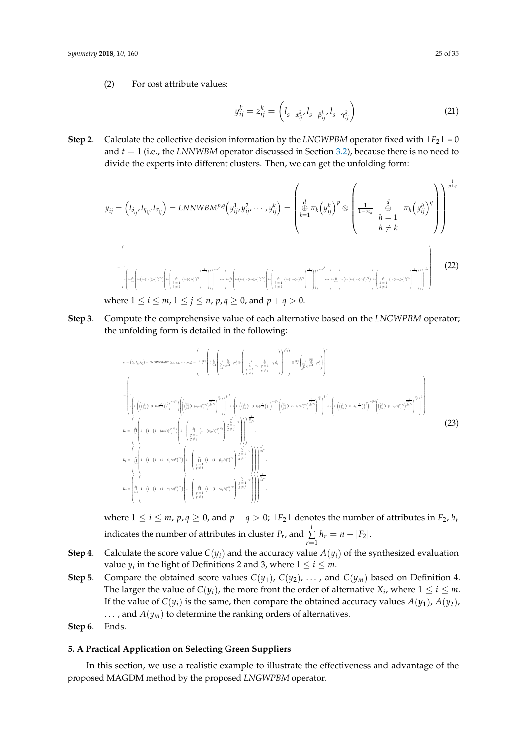(2) For cost attribute values:

$$y_{ij}^{k} = z_{ij}^{k} = \left( l_{s-\alpha_{ij}^{k}}, l_{s-\beta_{ij}^{k}}, l_{s-\gamma_{ij}^{k}} \right) \tag{21}$$

**Step 2**. Calculate the collective decision information by the *LNGWPBM* operator fixed with $|F_2| = 0$ and $t = 1$ (i.e., the *LNNWBM* operator discussed in Section 3.2), because there is no need to divide the experts into different clusters. Then, we can get the unfolding form:

$$y_{ij} = \left(l_{\delta_{ij}}, l_{\eta_{ij}}, l_{\sigma_{ij}}\right) = LNNWBM^{p,q}\left(y_{ij}^{1}, y_{ij}^{2}, \cdots, y_{ij}^{k}\right) = \left( \bigoplus_{k=1}^{d} \pi_k \left(y_{ij}^{k}\right)^{p} \otimes \left( \frac{1}{1-\pi_k} \bigoplus_{\substack{h=1 \\ h \neq k}}^{d} \pi_h \left(y_{ij}^{h}\right)^{q} \right) \right)^{\frac{1}{p+q}}$$

$$= \left( \begin{array}{l} l \\ s\left(1-\prod_{k=1}^{d}\left(1-\left(1-\left(1-\alpha_{ij}^{k}/s\right)^{p}\right)^{\pi_k}\right)\left(1-\left(\prod_{\substack{h=1\\h\neq k}}^{d}\left(1-\left(\alpha_{ij}^{h}/s\right)^{q}\right)^{\pi_h}\right)^{\frac{1}{1-\pi_k}}\right)\right)^{\frac{1}{p+q}} \end{array}, \; l_{s-s\left(1-\prod_{k=1}^{d}\left(1-\left(1-\left(1-\beta_{ij}^{k}/s\right)^{p}\right)^{\pi_k}\right)\left(1-\left(\prod_{\substack{h=1\\h\neq k}}^{d}\left(1-\left(1-\beta_{ij}^{h}/s\right)^{q}\right)^{\pi_h}\right)^{\frac{1}{1-\pi_k}}\right)\right)^{\frac{1}{p+q}}}, \; l_{s-s\left(1-\prod_{k=1}^{d}\left(1-\left(1-\left(1-\gamma_{ij}^{k}/s\right)^{p}\right)^{\pi_k}\right)\left(1-\left(\prod_{\substack{h=1\\h\neq k}}^{d}\left(1-\left(1-\gamma_{ij}^{h}/s\right)^{q}\right)^{\pi_h}\right)^{\frac{1}{1-\pi_k}}\right)\right)^{\frac{1}{p+q}}} \right) \tag{22}$$

where $1 \leq i \leq m$, $1 \leq j \leq n$, $p, q \geq 0$, and $p + q > 0$.

**Step 3**. Compute the comprehensive value of each alternative based on the *LNGWPBM* operator; the unfolding form is detailed in the following:

$$y_i = \left(l_{\delta_i}, l_{\eta_i}, l_{\sigma_i}\right) = LNGWPBM^{p,q}\left(y_{i1}, y_{i2}, \cdots, y_{in}\right) = \left( \frac{n-|F_2|}{n} \left( \frac{1}{t} \bigoplus_{r=1}^{t} \left( \frac{1}{\sum_{j=1}^{h_r}\omega_j} \bigoplus_{j=1}^{h_r} \omega_j y_{ij}^{p} \otimes \left( \frac{1}{\sum_{\substack{g=1\\g\neq j}}^{h_r}\omega_g} \bigoplus_{\substack{g=1\\g\neq j}}^{h_r} \omega_g y_{ig}^{q} \right) \right) \right)^{\frac{1}{p+q}} \oplus \frac{|F_2|}{n} \left( \frac{1}{\sum_{j=1}^{|F_2|}\omega_j} \bigoplus_{j=1}^{|F_2|} \omega_j y_{ij} \right) \right)^{\frac{1}{\cdot}}$$

$$= \left( l_{s\left(1-\left(\left(\frac{1}{t}\prod_{r=1}^{t}\left(1-\left(1-K_\alpha\right)^{\frac{1}{p+q}}\right)\right)^{\frac{1}{t}}\right)^{\frac{n-|F_2|}{n}}\left(\left(\prod_{j=1}^{|F_2|}\left(1-\alpha_{ij}/s\right)^{\omega_j}\right)^{\frac{1}{\sum\omega_j}}\right)^{\frac{|F_2|}{n}}\right)}, \; l_{s-s\left(1-\left(\left(\frac{1}{t}\prod_{r=1}^{t}\left(1-\left(1-K_\beta\right)^{\frac{1}{p+q}}\right)\right)^{\frac{1}{t}}\right)^{\frac{n-|F_2|}{n}}\left(\left(\prod_{j=1}^{|F_2|}\left(1-\left(1-\beta_{ij}/s\right)\right)^{\omega_j}\right)^{\frac{1}{\sum\omega_j}}\right)^{\frac{|F_2|}{n}}\right)}, \; l_{s-s\left(1-\left(\left(\frac{1}{t}\prod_{r=1}^{t}\left(1-\left(1-K_\gamma\right)^{\frac{1}{p+q}}\right)\right)^{\frac{1}{t}}\right)^{\frac{n-|F_2|}{n}}\left(\left(\prod_{j=1}^{|F_2|}\left(1-\left(1-\gamma_{ij}/s\right)\right)^{\omega_j}\right)^{\frac{1}{\sum\omega_j}}\right)^{\frac{|F_2|}{n}}\right)} \right)$$

$$K_\alpha = \left( \prod_{j=1}^{h_r} \left( 1 - \left(1-\left(1-\left(\alpha_{ij}/s\right)^{p}\right)^{\omega_j}\right) \left( 1 - \left( \prod_{\substack{g=1\\g\neq j}}^{h_r} \left(1-\left(\alpha_{ig}/s\right)^{q}\right)^{\omega_g} \right)^{\frac{1}{\sum_{\substack{g=1\\g\neq j}}^{h_r}\omega_g}} \right) \right) \right)^{\frac{1}{\sum_{j=1}^{h_r}\omega_j}},$$

$$K_\beta = \left( \prod_{j=1}^{h_r} \left( 1 - \left(1-\left(1-\left(1-\beta_{ij}/s\right)^{p}\right)^{\omega_j}\right) \left( 1 - \left( \prod_{\substack{g=1\\g\neq j}}^{h_r} \left(1-\left(1-\beta_{ig}/s\right)^{q}\right)^{\omega_g} \right)^{\frac{1}{\sum_{\substack{g=1\\g\neq j}}^{h_r}\omega_g}} \right) \right) \right)^{\frac{1}{\sum_{j=1}^{h_r}\omega_j}},$$

$$K_\gamma = \left( \prod_{j=1}^{h_r} \left( 1 - \left(1-\left(1-\left(1-\gamma_{ij}/s\right)^{p}\right)^{\omega_j}\right) \left( 1 - \left( \prod_{\substack{g=1\\g\neq j}}^{h_r} \left(1-\left(1-\gamma_{ig}/s\right)^{q}\right)^{\omega_g} \right)^{\frac{1}{\sum_{\substack{g=1\\g\neq j}}^{h_r}\omega_g}} \right) \right) \right)^{\frac{1}{\sum_{j=1}^{h_r}\omega_j}}. \tag{23}$$

where $1 \leq i \leq m$, $p, q \geq 0$, and $p + q > 0$; $|F_2|$ denotes the number of attributes in $F_2$, $h_r$ indicates the number of attributes in cluster $P_r$, and $\sum_{r=1}^{t} h_r = n - |F_2|$.

**Step 4**. Calculate the score value $C(y_i)$ and the accuracy value $A(y_i)$ of the synthesized evaluation value $y_i$ in the light of Definitions 2 and 3, where $1 \leq i \leq m$.

**Step 5**. Compare the obtained score values $C(y_1)$, $C(y_2)$, ..., and $C(y_m)$ based on Definition 4. The larger the value of $C(y_i)$, the more front the order of alternative $X_i$, where $1 \leq i \leq m$. If the value of $C(y_i)$ is the same, then compare the obtained accuracy values $A(y_1)$, $A(y_2)$, ..., and $A(y_m)$ to determine the ranking orders of alternatives.

**Step 6**. Ends.

## 5. A Practical Application on Selecting Green Suppliers

In this section, we use a realistic example to illustrate the effectiveness and advantage of the proposed MAGDM method by the proposed *LNGWPBM* operator.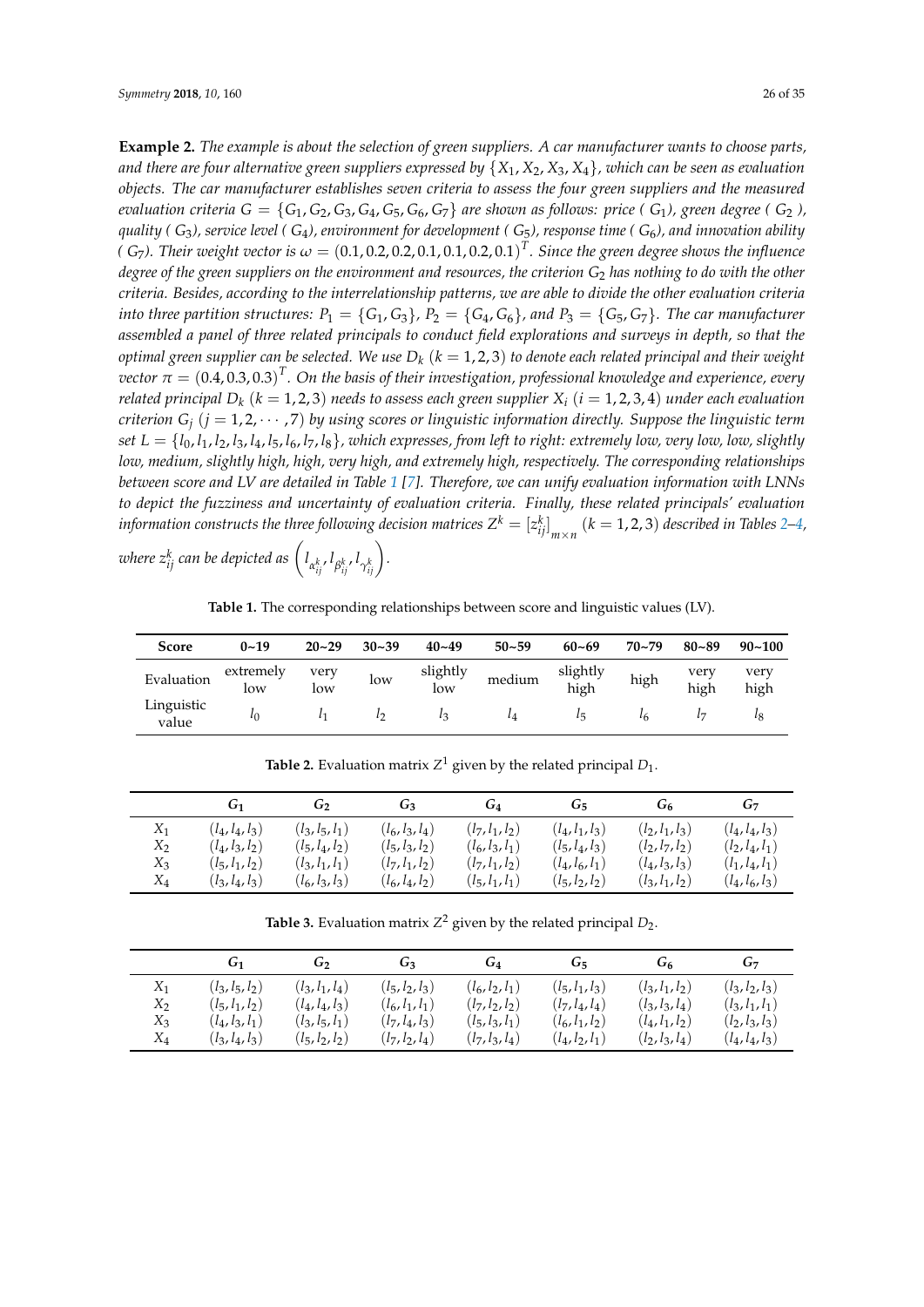**Example 2.** *The example is about the selection of green suppliers. A car manufacturer wants to choose parts, and there are four alternative green suppliers expressed by $\{X_1, X_2, X_3, X_4\}$, which can be seen as evaluation objects. The car manufacturer establishes seven criteria to assess the four green suppliers and the measured evaluation criteria $G = \{G_1, G_2, G_3, G_4, G_5, G_6, G_7\}$ are shown as follows: price ( $G_1$), green degree ( $G_2$ ), quality ( $G_3$), service level ( $G_4$), environment for development ( $G_5$), response time ( $G_6$), and innovation ability ( $G_7$). Their weight vector is $\omega = (0.1, 0.2, 0.2, 0.1, 0.1, 0.2, 0.1)^T$. Since the green degree shows the influence degree of the green suppliers on the environment and resources, the criterion $G_2$ has nothing to do with the other criteria. Besides, according to the interrelationship patterns, we are able to divide the other evaluation criteria into three partition structures: $P_1 = \{G_1, G_3\}$, $P_2 = \{G_4, G_6\}$, and $P_3 = \{G_5, G_7\}$. The car manufacturer assembled a panel of three related principals to conduct field explorations and surveys in depth, so that the optimal green supplier can be selected. We use $D_k$ $(k = 1, 2, 3)$ to denote each related principal and their weight vector $\pi = (0.4, 0.3, 0.3)^T$. On the basis of their investigation, professional knowledge and experience, every related principal $D_k$ $(k = 1, 2, 3)$ needs to assess each green supplier $X_i$ $(i = 1, 2, 3, 4)$ under each evaluation criterion $G_j$ $(j = 1, 2, \cdots, 7)$ by using scores or linguistic information directly. Suppose the linguistic term set $L = \{l_0, l_1, l_2, l_3, l_4, l_5, l_6, l_7, l_8\}$, which expresses, from left to right: extremely low, very low, low, slightly low, medium, slightly high, high, very high, and extremely high, respectively. The corresponding relationships between score and LV are detailed in Table 1 [7]. Therefore, we can unify evaluation information with LNNs to depict the fuzziness and uncertainty of evaluation criteria. Finally, these related principals' evaluation information constructs the three following decision matrices $Z^k = [z_{ij}^k]_{m \times n}$ $(k = 1, 2, 3)$ described in Tables 2–4, where $z_{ij}^k$ can be depicted as $\left(l_{\alpha_{ij}^k}, l_{\beta_{ij}^k}, l_{\gamma_{ij}^k}\right)$.*

**Table 1.** The corresponding relationships between score and linguistic values (LV).

| Score | 0~19 | 20~29 | 30~39 | 40~49 | 50~59 | 60~69 | 70~79 | 80~89 | 90~100 |
|---|---|---|---|---|---|---|---|---|---|
| Evaluation | extremely low | very low | low | slightly low | medium | slightly high | high | very high | very high |
| Linguistic value | $l_0$ | $l_1$ | $l_2$ | $l_3$ | $l_4$ | $l_5$ | $l_6$ | $l_7$ | $l_8$ |

**Table 2.** Evaluation matrix $Z^1$ given by the related principal $D_1$.

| | $G_1$ | $G_2$ | $G_3$ | $G_4$ | $G_5$ | $G_6$ | $G_7$ |
|---|---|---|---|---|---|---|---|
| $X_1$ | $(l_4, l_4, l_3)$ | $(l_3, l_5, l_1)$ | $(l_6, l_3, l_4)$ | $(l_7, l_1, l_2)$ | $(l_4, l_1, l_3)$ | $(l_2, l_1, l_3)$ | $(l_4, l_4, l_3)$ |
| $X_2$ | $(l_4, l_3, l_2)$ | $(l_5, l_4, l_2)$ | $(l_5, l_3, l_2)$ | $(l_6, l_3, l_1)$ | $(l_5, l_4, l_3)$ | $(l_2, l_7, l_2)$ | $(l_2, l_4, l_1)$ |
| $X_3$ | $(l_5, l_1, l_2)$ | $(l_3, l_1, l_1)$ | $(l_7, l_1, l_2)$ | $(l_7, l_1, l_2)$ | $(l_4, l_6, l_1)$ | $(l_4, l_3, l_3)$ | $(l_1, l_4, l_1)$ |
| $X_4$ | $(l_3, l_4, l_3)$ | $(l_6, l_3, l_3)$ | $(l_6, l_4, l_2)$ | $(l_5, l_1, l_1)$ | $(l_5, l_2, l_2)$ | $(l_3, l_1, l_2)$ | $(l_4, l_6, l_3)$ |

**Table 3.** Evaluation matrix $Z^2$ given by the related principal $D_2$.

| | $G_1$ | $G_2$ | $G_3$ | $G_4$ | $G_5$ | $G_6$ | $G_7$ |
|---|---|---|---|---|---|---|---|
| $X_1$ | $(l_3, l_5, l_2)$ | $(l_3, l_1, l_4)$ | $(l_5, l_2, l_3)$ | $(l_6, l_2, l_1)$ | $(l_5, l_1, l_3)$ | $(l_3, l_1, l_2)$ | $(l_3, l_2, l_3)$ |
| $X_2$ | $(l_5, l_1, l_2)$ | $(l_4, l_4, l_3)$ | $(l_6, l_1, l_1)$ | $(l_7, l_2, l_2)$ | $(l_7, l_4, l_4)$ | $(l_3, l_3, l_4)$ | $(l_3, l_1, l_1)$ |
| $X_3$ | $(l_4, l_3, l_1)$ | $(l_3, l_5, l_1)$ | $(l_7, l_4, l_3)$ | $(l_5, l_3, l_1)$ | $(l_6, l_1, l_2)$ | $(l_4, l_1, l_2)$ | $(l_2, l_3, l_3)$ |
| $X_4$ | $(l_3, l_4, l_3)$ | $(l_5, l_2, l_2)$ | $(l_7, l_2, l_4)$ | $(l_7, l_3, l_4)$ | $(l_4, l_2, l_1)$ | $(l_2, l_3, l_4)$ | $(l_4, l_4, l_3)$ |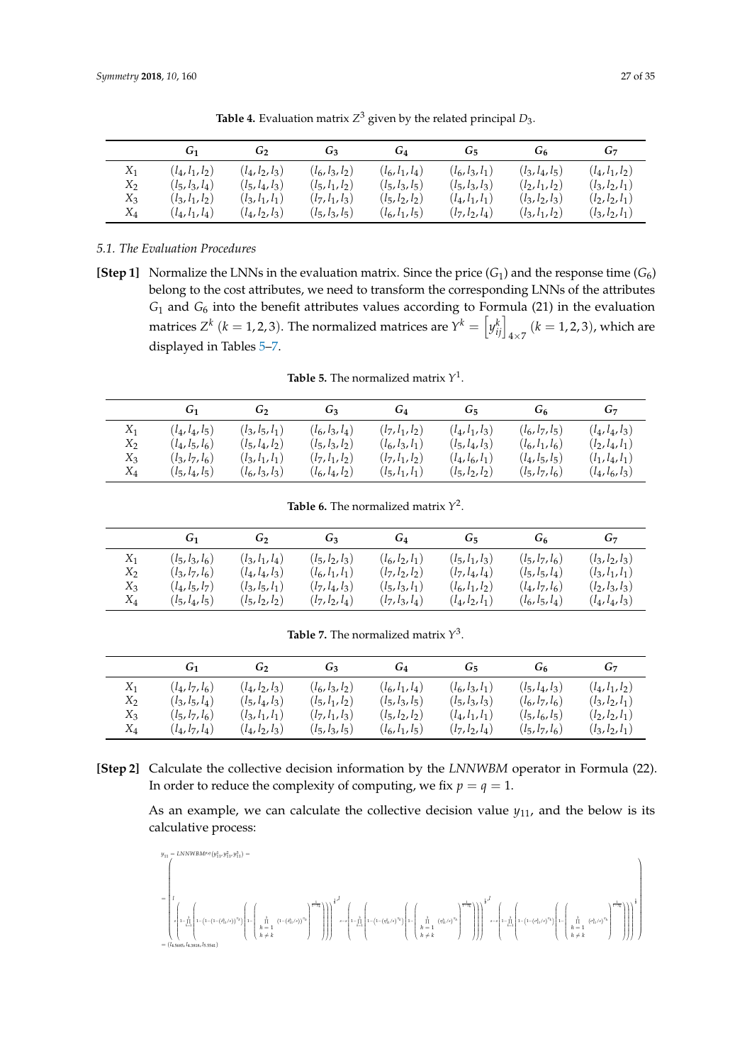**Table 4.** Evaluation matrix $Z^3$ given by the related principal $D_3$.

| | $G_1$ | $G_2$ | $G_3$ | $G_4$ | $G_5$ | $G_6$ | $G_7$ |
|---|---|---|---|---|---|---|---|
| $X_1$ | $(l_4, l_1, l_2)$ | $(l_4, l_2, l_3)$ | $(l_6, l_3, l_2)$ | $(l_6, l_1, l_4)$ | $(l_6, l_3, l_1)$ | $(l_3, l_4, l_5)$ | $(l_4, l_1, l_2)$ |
| $X_2$ | $(l_5, l_3, l_4)$ | $(l_5, l_4, l_3)$ | $(l_5, l_1, l_2)$ | $(l_5, l_3, l_5)$ | $(l_5, l_3, l_3)$ | $(l_2, l_1, l_2)$ | $(l_3, l_2, l_1)$ |
| $X_3$ | $(l_3, l_1, l_2)$ | $(l_3, l_1, l_1)$ | $(l_7, l_1, l_3)$ | $(l_5, l_2, l_2)$ | $(l_4, l_1, l_1)$ | $(l_3, l_2, l_3)$ | $(l_2, l_2, l_1)$ |
| $X_4$ | $(l_4, l_1, l_4)$ | $(l_4, l_2, l_3)$ | $(l_5, l_3, l_5)$ | $(l_6, l_1, l_5)$ | $(l_7, l_2, l_4)$ | $(l_3, l_1, l_2)$ | $(l_3, l_2, l_1)$ |

### 5.1. The Evaluation Procedures

**[Step 1]** Normalize the LNNs in the evaluation matrix. Since the price ($G_1$) and the response time ($G_6$) belong to the cost attributes, we need to transform the corresponding LNNs of the attributes $G_1$ and $G_6$ into the benefit attributes values according to Formula (21) in the evaluation matrices $Z^k$ $(k = 1, 2, 3)$. The normalized matrices are $Y^k = \left[y_{ij}^k\right]_{4\times 7}$ $(k = 1, 2, 3)$, which are displayed in Tables 5–7.

**Table 5.** The normalized matrix $Y^1$.

| | $G_1$ | $G_2$ | $G_3$ | $G_4$ | $G_5$ | $G_6$ | $G_7$ |
|---|---|---|---|---|---|---|---|
| $X_1$ | $(l_4, l_4, l_5)$ | $(l_3, l_5, l_1)$ | $(l_6, l_3, l_4)$ | $(l_7, l_1, l_2)$ | $(l_4, l_1, l_3)$ | $(l_6, l_7, l_5)$ | $(l_4, l_4, l_3)$ |
| $X_2$ | $(l_4, l_5, l_6)$ | $(l_5, l_4, l_2)$ | $(l_5, l_3, l_2)$ | $(l_6, l_3, l_1)$ | $(l_5, l_4, l_3)$ | $(l_6, l_1, l_6)$ | $(l_2, l_4, l_1)$ |
| $X_3$ | $(l_3, l_7, l_6)$ | $(l_3, l_1, l_1)$ | $(l_7, l_1, l_2)$ | $(l_7, l_1, l_2)$ | $(l_4, l_6, l_1)$ | $(l_4, l_5, l_5)$ | $(l_1, l_4, l_1)$ |
| $X_4$ | $(l_5, l_4, l_5)$ | $(l_6, l_3, l_3)$ | $(l_6, l_4, l_2)$ | $(l_5, l_1, l_1)$ | $(l_5, l_2, l_2)$ | $(l_5, l_7, l_6)$ | $(l_4, l_6, l_3)$ |

**Table 6.** The normalized matrix $Y^2$.

| | $G_1$ | $G_2$ | $G_3$ | $G_4$ | $G_5$ | $G_6$ | $G_7$ |
|---|---|---|---|---|---|---|---|
| $X_1$ | $(l_5, l_3, l_6)$ | $(l_3, l_1, l_4)$ | $(l_5, l_2, l_3)$ | $(l_6, l_2, l_1)$ | $(l_5, l_1, l_3)$ | $(l_5, l_7, l_6)$ | $(l_3, l_2, l_3)$ |
| $X_2$ | $(l_3, l_7, l_6)$ | $(l_4, l_4, l_3)$ | $(l_6, l_1, l_1)$ | $(l_7, l_2, l_2)$ | $(l_7, l_4, l_4)$ | $(l_5, l_5, l_4)$ | $(l_3, l_1, l_1)$ |
| $X_3$ | $(l_4, l_5, l_7)$ | $(l_3, l_5, l_1)$ | $(l_7, l_4, l_3)$ | $(l_5, l_3, l_1)$ | $(l_6, l_1, l_2)$ | $(l_4, l_7, l_6)$ | $(l_2, l_3, l_3)$ |
| $X_4$ | $(l_5, l_4, l_5)$ | $(l_5, l_2, l_2)$ | $(l_7, l_2, l_4)$ | $(l_7, l_3, l_4)$ | $(l_4, l_2, l_1)$ | $(l_6, l_5, l_4)$ | $(l_4, l_4, l_3)$ |

**Table 7.** The normalized matrix $Y^3$.

| | $G_1$ | $G_2$ | $G_3$ | $G_4$ | $G_5$ | $G_6$ | $G_7$ |
|---|---|---|---|---|---|---|---|
| $X_1$ | $(l_4, l_7, l_6)$ | $(l_4, l_2, l_3)$ | $(l_6, l_3, l_2)$ | $(l_6, l_1, l_4)$ | $(l_6, l_3, l_1)$ | $(l_5, l_4, l_3)$ | $(l_4, l_1, l_2)$ |
| $X_2$ | $(l_3, l_5, l_4)$ | $(l_5, l_4, l_3)$ | $(l_5, l_1, l_2)$ | $(l_5, l_3, l_5)$ | $(l_5, l_3, l_3)$ | $(l_6, l_7, l_6)$ | $(l_3, l_2, l_1)$ |
| $X_3$ | $(l_5, l_7, l_6)$ | $(l_3, l_1, l_1)$ | $(l_7, l_1, l_3)$ | $(l_5, l_2, l_2)$ | $(l_4, l_1, l_1)$ | $(l_5, l_6, l_5)$ | $(l_2, l_2, l_1)$ |
| $X_4$ | $(l_4, l_7, l_4)$ | $(l_4, l_2, l_3)$ | $(l_5, l_3, l_5)$ | $(l_6, l_1, l_5)$ | $(l_7, l_2, l_4)$ | $(l_5, l_7, l_6)$ | $(l_3, l_2, l_1)$ |

**[Step 2]** Calculate the collective decision information by the *LNNWBM* operator in Formula (22). In order to reduce the complexity of computing, we fix $p = q = 1$.

As an example, we can calculate the collective decision value $y_{11}$, and the below is its calculative process:

$$
\begin{aligned}
y_{11} &= LNNWBM^{p,q}(y_{11}^1, y_{11}^2, y_{11}^3) = \\
&= \left( \begin{array}{l}
l_{\,t\left(1-\prod\limits_{k=1}^{3}\left(1-\left(1-\left(1-\frac{\theta_{11}^k}{t}\right)^{\omega_k}\right)\left(1-\prod\limits_{\substack{h=1\\h\neq k}}^{3}\left(1-\frac{\theta_{11}^h}{t}\right)^{\omega_h}\right)\right)^{\frac{1}{1-\omega_k}}\right)^{\frac{1}{2}}},\\
l_{\,t-t\left(1-\prod\limits_{k=1}^{3}\left(1-\left(1-\left(\frac{\eta_{11}^k}{t}\right)^{\omega_k}\right)\left(1-\prod\limits_{\substack{h=1\\h\neq k}}^{3}\left(\frac{\eta_{11}^h}{t}\right)^{\omega_h}\right)\right)^{\frac{1}{1-\omega_k}}\right)^{\frac{1}{2}}},\\
l_{\,t-t\left(1-\prod\limits_{k=1}^{3}\left(1-\left(1-\left(\frac{\zeta_{11}^k}{t}\right)^{\omega_k}\right)\left(1-\prod\limits_{\substack{h=1\\h\neq k}}^{3}\left(\frac{\zeta_{11}^h}{t}\right)^{\omega_h}\right)\right)^{\frac{1}{1-\omega_k}}\right)^{\frac{1}{2}}}
\end{array} \right) \\
&= (l_{4.5685}, l_{4.3818}, l_{3.5541})
\end{aligned}
$$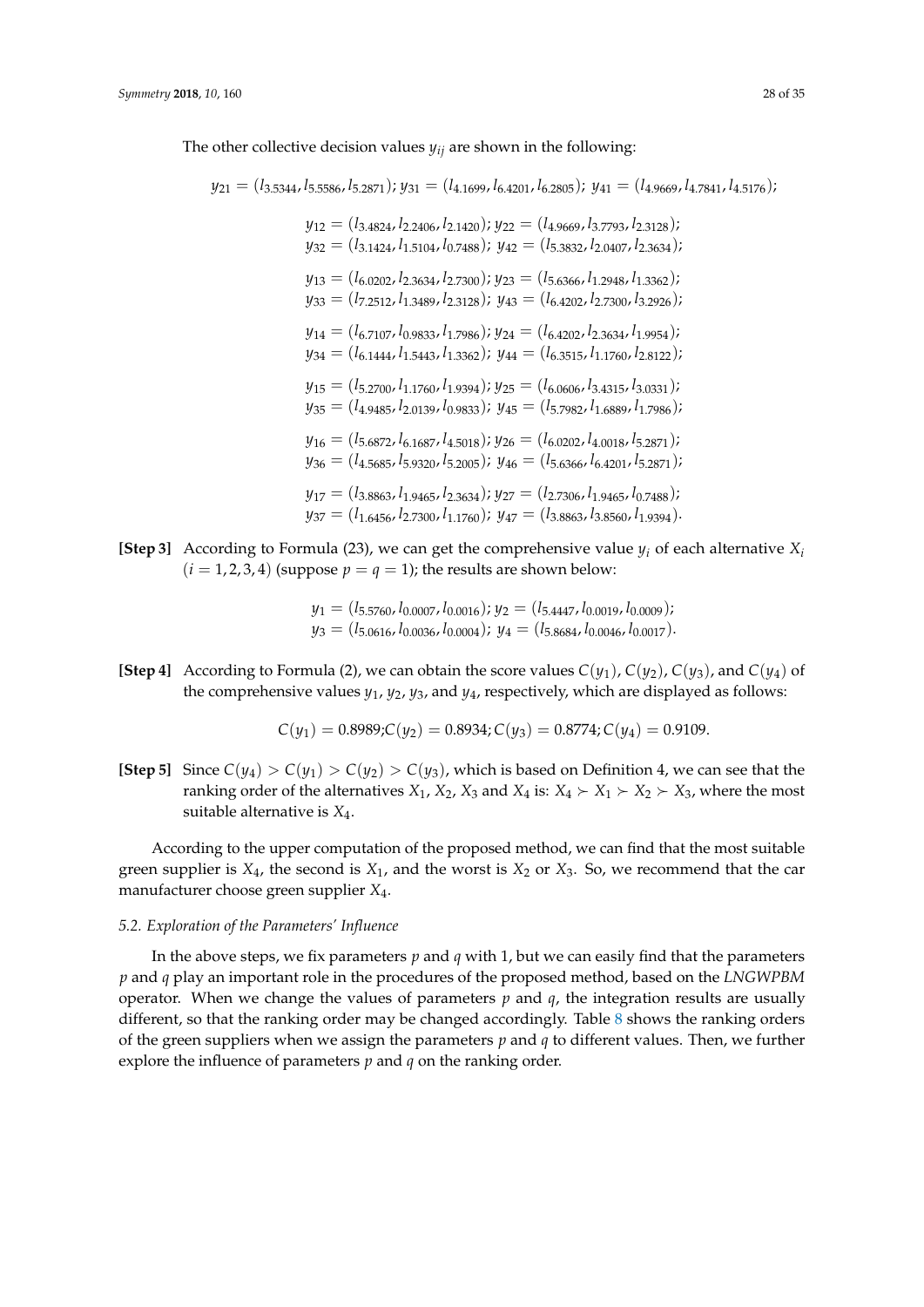The other collective decision values $y_{ij}$ are shown in the following:

$$y_{21} = (l_{3.5344}, l_{5.5586}, l_{5.2871});\ y_{31} = (l_{4.1699}, l_{6.4201}, l_{6.2805});\ y_{41} = (l_{4.9669}, l_{4.7841}, l_{4.5176});$$

$$y_{12} = (l_{3.4824}, l_{2.2406}, l_{2.1420});\ y_{22} = (l_{4.9669}, l_{3.7793}, l_{2.3128});$$
$$y_{32} = (l_{3.1424}, l_{1.5104}, l_{0.7488});\ y_{42} = (l_{5.3832}, l_{2.0407}, l_{2.3634});$$

$$y_{13} = (l_{6.0202}, l_{2.3634}, l_{2.7300});\ y_{23} = (l_{5.6366}, l_{1.2948}, l_{1.3362});$$
$$y_{33} = (l_{7.2512}, l_{1.3489}, l_{2.3128});\ y_{43} = (l_{6.4202}, l_{2.7300}, l_{3.2926});$$

$$y_{14} = (l_{6.7107}, l_{0.9833}, l_{1.7986});\ y_{24} = (l_{6.4202}, l_{2.3634}, l_{1.9954});$$
$$y_{34} = (l_{6.1444}, l_{1.5443}, l_{1.3362});\ y_{44} = (l_{6.3515}, l_{1.1760}, l_{2.8122});$$

$$y_{15} = (l_{5.2700}, l_{1.1760}, l_{1.9394});\ y_{25} = (l_{6.0606}, l_{3.4315}, l_{3.0331});$$
$$y_{35} = (l_{4.9485}, l_{2.0139}, l_{0.9833});\ y_{45} = (l_{5.7982}, l_{1.6889}, l_{1.7986});$$

$$y_{16} = (l_{5.6872}, l_{6.1687}, l_{4.5018});\ y_{26} = (l_{6.0202}, l_{4.0018}, l_{5.2871});$$
$$y_{36} = (l_{4.5685}, l_{5.9320}, l_{5.2005});\ y_{46} = (l_{5.6366}, l_{6.4201}, l_{5.2871});$$

$$y_{17} = (l_{3.8863}, l_{1.9465}, l_{2.3634});\ y_{27} = (l_{2.7306}, l_{1.9465}, l_{0.7488});$$
$$y_{37} = (l_{1.6456}, l_{2.7300}, l_{1.1760});\ y_{47} = (l_{3.8863}, l_{3.8560}, l_{1.9394}).$$

**[Step 3]** According to Formula (23), we can get the comprehensive value $y_i$ of each alternative $X_i$ $(i = 1, 2, 3, 4)$ (suppose $p = q = 1$); the results are shown below:

$$y_1 = (l_{5.5760}, l_{0.0007}, l_{0.0016});\ y_2 = (l_{5.4447}, l_{0.0019}, l_{0.0009});$$
$$y_3 = (l_{5.0616}, l_{0.0036}, l_{0.0004});\ y_4 = (l_{5.8684}, l_{0.0046}, l_{0.0017}).$$

**[Step 4]** According to Formula (2), we can obtain the score values $C(y_1)$, $C(y_2)$, $C(y_3)$, and $C(y_4)$ of the comprehensive values $y_1$, $y_2$, $y_3$, and $y_4$, respectively, which are displayed as follows:

$$C(y_1) = 0.8989; C(y_2) = 0.8934; C(y_3) = 0.8774; C(y_4) = 0.9109.$$

**[Step 5]** Since $C(y_4) > C(y_1) > C(y_2) > C(y_3)$, which is based on Definition 4, we can see that the ranking order of the alternatives $X_1$, $X_2$, $X_3$ and $X_4$ is: $X_4 \succ X_1 \succ X_2 \succ X_3$, where the most suitable alternative is $X_4$.

According to the upper computation of the proposed method, we can find that the most suitable green supplier is $X_4$, the second is $X_1$, and the worst is $X_2$ or $X_3$. So, we recommend that the car manufacturer choose green supplier $X_4$.

### *5.2. Exploration of the Parameters' Influence*

In the above steps, we fix parameters $p$ and $q$ with 1, but we can easily find that the parameters $p$ and $q$ play an important role in the procedures of the proposed method, based on the *LNGWPBM* operator. When we change the values of parameters $p$ and $q$, the integration results are usually different, so that the ranking order may be changed accordingly. Table 8 shows the ranking orders of the green suppliers when we assign the parameters $p$ and $q$ to different values. Then, we further explore the influence of parameters $p$ and $q$ on the ranking order.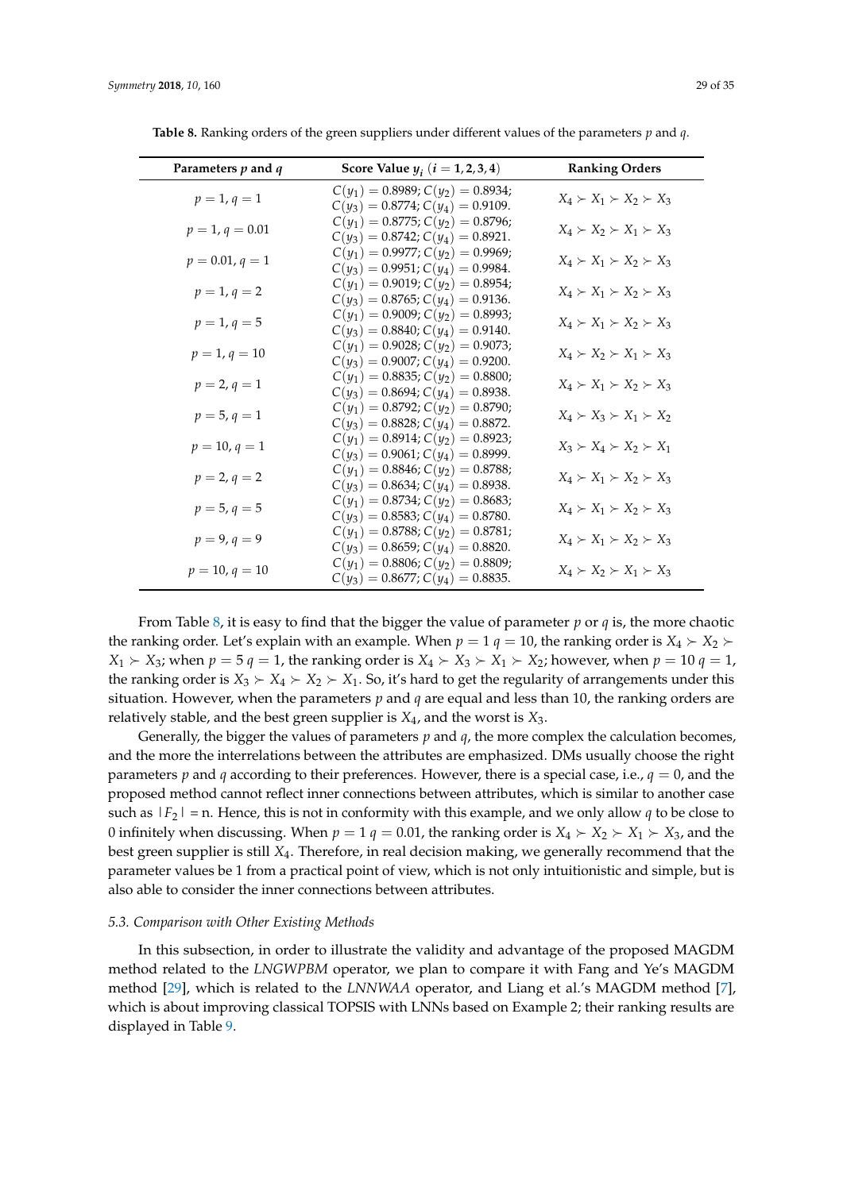**Table 8.** Ranking orders of the green suppliers under different values of the parameters $p$ and $q$.

| Parameters $p$ and $q$ | Score Value $y_i$ $(i = 1, 2, 3, 4)$ | Ranking Orders |
|---|---|---|
| $p = 1, q = 1$ | $C(y_1) = 0.8989$; $C(y_2) = 0.8934$; $C(y_3) = 0.8774$; $C(y_4) = 0.9109$. | $X_4 \succ X_1 \succ X_2 \succ X_3$ |
| $p = 1, q = 0.01$ | $C(y_1) = 0.8775$; $C(y_2) = 0.8796$; $C(y_3) = 0.8742$; $C(y_4) = 0.8921$. | $X_4 \succ X_2 \succ X_1 \succ X_3$ |
| $p = 0.01, q = 1$ | $C(y_1) = 0.9977$; $C(y_2) = 0.9969$; $C(y_3) = 0.9951$; $C(y_4) = 0.9984$. | $X_4 \succ X_1 \succ X_2 \succ X_3$ |
| $p = 1, q = 2$ | $C(y_1) = 0.9019$; $C(y_2) = 0.8954$; $C(y_3) = 0.8765$; $C(y_4) = 0.9136$. | $X_4 \succ X_1 \succ X_2 \succ X_3$ |
| $p = 1, q = 5$ | $C(y_1) = 0.9009$; $C(y_2) = 0.8993$; $C(y_3) = 0.8840$; $C(y_4) = 0.9140$. | $X_4 \succ X_1 \succ X_2 \succ X_3$ |
| $p = 1, q = 10$ | $C(y_1) = 0.9028$; $C(y_2) = 0.9073$; $C(y_3) = 0.9007$; $C(y_4) = 0.9200$. | $X_4 \succ X_2 \succ X_1 \succ X_3$ |
| $p = 2, q = 1$ | $C(y_1) = 0.8835$; $C(y_2) = 0.8800$; $C(y_3) = 0.8694$; $C(y_4) = 0.8938$. | $X_4 \succ X_1 \succ X_2 \succ X_3$ |
| $p = 5, q = 1$ | $C(y_1) = 0.8792$; $C(y_2) = 0.8790$; $C(y_3) = 0.8828$; $C(y_4) = 0.8872$. | $X_4 \succ X_3 \succ X_1 \succ X_2$ |
| $p = 10, q = 1$ | $C(y_1) = 0.8914$; $C(y_2) = 0.8923$; $C(y_3) = 0.9061$; $C(y_4) = 0.8999$. | $X_3 \succ X_4 \succ X_2 \succ X_1$ |
| $p = 2, q = 2$ | $C(y_1) = 0.8846$; $C(y_2) = 0.8788$; $C(y_3) = 0.8634$; $C(y_4) = 0.8938$. | $X_4 \succ X_1 \succ X_2 \succ X_3$ |
| $p = 5, q = 5$ | $C(y_1) = 0.8734$; $C(y_2) = 0.8683$; $C(y_3) = 0.8583$; $C(y_4) = 0.8780$. | $X_4 \succ X_1 \succ X_2 \succ X_3$ |
| $p = 9, q = 9$ | $C(y_1) = 0.8788$; $C(y_2) = 0.8781$; $C(y_3) = 0.8659$; $C(y_4) = 0.8820$. | $X_4 \succ X_1 \succ X_2 \succ X_3$ |
| $p = 10, q = 10$ | $C(y_1) = 0.8806$; $C(y_2) = 0.8809$; $C(y_3) = 0.8677$; $C(y_4) = 0.8835$. | $X_4 \succ X_2 \succ X_1 \succ X_3$ |

From Table 8, it is easy to find that the bigger the value of parameter $p$ or $q$ is, the more chaotic the ranking order. Let's explain with an example. When $p = 1$ $q = 10$, the ranking order is $X_4 \succ X_2 \succ X_1 \succ X_3$; when $p = 5$ $q = 1$, the ranking order is $X_4 \succ X_3 \succ X_1 \succ X_2$; however, when $p = 10$ $q = 1$, the ranking order is $X_3 \succ X_4 \succ X_2 \succ X_1$. So, it's hard to get the regularity of arrangements under this situation. However, when the parameters $p$ and $q$ are equal and less than 10, the ranking orders are relatively stable, and the best green supplier is $X_4$, and the worst is $X_3$.

Generally, the bigger the values of parameters $p$ and $q$, the more complex the calculation becomes, and the more the interrelations between the attributes are emphasized. DMs usually choose the right parameters $p$ and $q$ according to their preferences. However, there is a special case, i.e., $q = 0$, and the proposed method cannot reflect inner connections between attributes, which is similar to another case such as $|F_2| = n$. Hence, this is not in conformity with this example, and we only allow $q$ to be close to 0 infinitely when discussing. When $p = 1$ $q = 0.01$, the ranking order is $X_4 \succ X_2 \succ X_1 \succ X_3$, and the best green supplier is still $X_4$. Therefore, in real decision making, we generally recommend that the parameter values be 1 from a practical point of view, which is not only intuitionistic and simple, but is also able to consider the inner connections between attributes.

### 5.3. Comparison with Other Existing Methods

In this subsection, in order to illustrate the validity and advantage of the proposed MAGDM method related to the *LNGWPBM* operator, we plan to compare it with Fang and Ye's MAGDM method [29], which is related to the *LNNWAA* operator, and Liang et al.'s MAGDM method [7], which is about improving classical TOPSIS with LNNs based on Example 2; their ranking results are displayed in Table 9.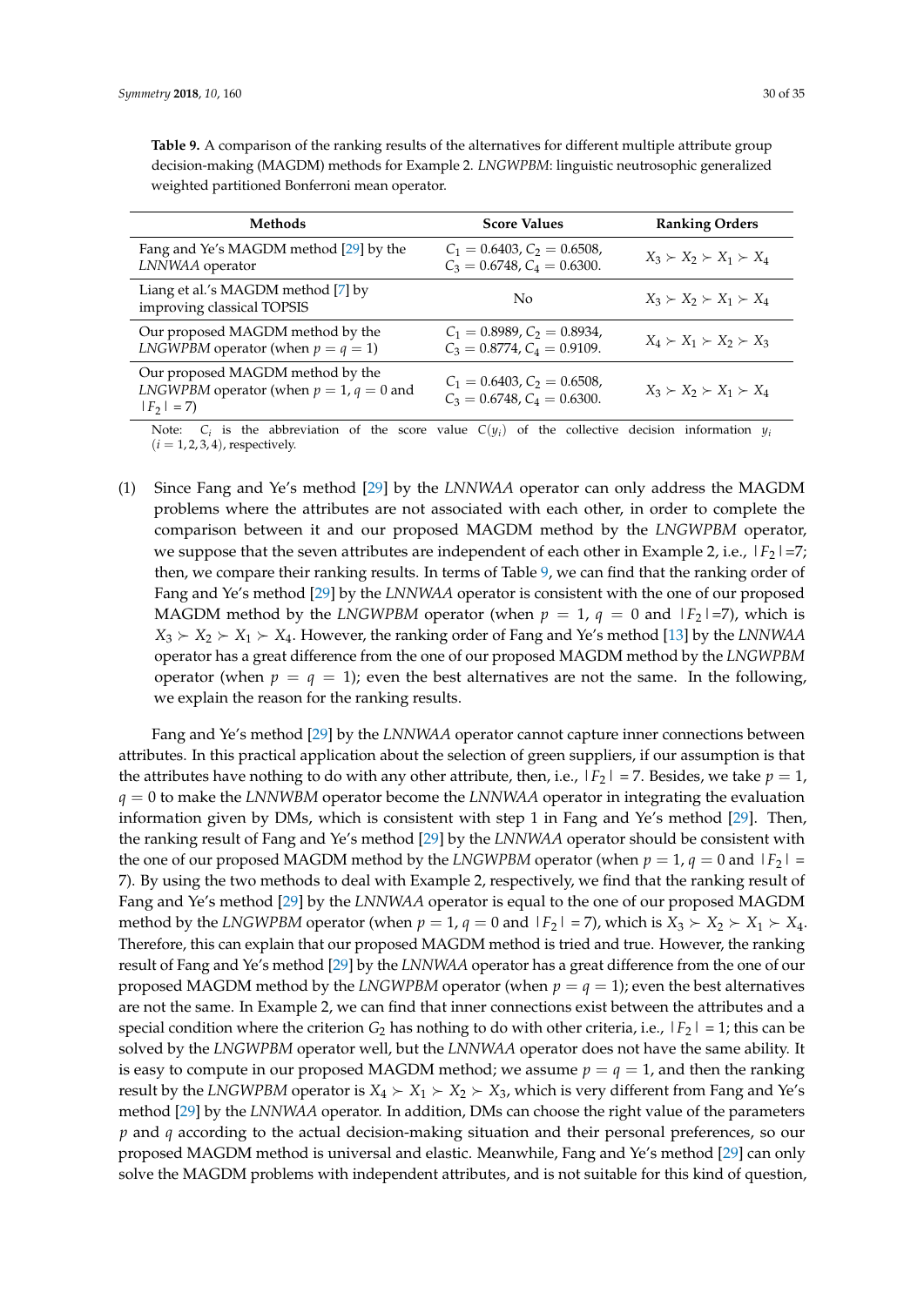**Table 9.** A comparison of the ranking results of the alternatives for different multiple attribute group decision-making (MAGDM) methods for Example 2. *LNGWPBM*: linguistic neutrosophic generalized weighted partitioned Bonferroni mean operator.

| Methods | Score Values | Ranking Orders |
|---|---|---|
| Fang and Ye's MAGDM method [29] by the *LNNWAA* operator | $C_1 = 0.6403$, $C_2 = 0.6508$, $C_3 = 0.6748$, $C_4 = 0.6300$. | $X_3 \succ X_2 \succ X_1 \succ X_4$ |
| Liang et al.'s MAGDM method [7] by improving classical TOPSIS | No | $X_3 \succ X_2 \succ X_1 \succ X_4$ |
| Our proposed MAGDM method by the *LNGWPBM* operator (when $p = q = 1$) | $C_1 = 0.8989$, $C_2 = 0.8934$, $C_3 = 0.8774$, $C_4 = 0.9109$. | $X_4 \succ X_1 \succ X_2 \succ X_3$ |
| Our proposed MAGDM method by the *LNGWPBM* operator (when $p = 1$, $q = 0$ and $\lvert F_2 \rvert = 7$) | $C_1 = 0.6403$, $C_2 = 0.6508$, $C_3 = 0.6748$, $C_4 = 0.6300$. | $X_3 \succ X_2 \succ X_1 \succ X_4$ |

Note: $C_i$ is the abbreviation of the score value $C(y_i)$ of the collective decision information $y_i$ $(i = 1, 2, 3, 4)$, respectively.

(1) Since Fang and Ye's method [29] by the *LNNWAA* operator can only address the MAGDM problems where the attributes are not associated with each other, in order to complete the comparison between it and our proposed MAGDM method by the *LNGWPBM* operator, we suppose that the seven attributes are independent of each other in Example 2, i.e., $\lvert F_2 \rvert$=7; then, we compare their ranking results. In terms of Table 9, we can find that the ranking order of Fang and Ye's method [29] by the *LNNWAA* operator is consistent with the one of our proposed MAGDM method by the *LNGWPBM* operator (when $p = 1$, $q = 0$ and $\lvert F_2 \rvert$=7), which is $X_3 \succ X_2 \succ X_1 \succ X_4$. However, the ranking order of Fang and Ye's method [13] by the *LNNWAA* operator has a great difference from the one of our proposed MAGDM method by the *LNGWPBM* operator (when $p = q = 1$); even the best alternatives are not the same. In the following, we explain the reason for the ranking results.

Fang and Ye's method [29] by the *LNNWAA* operator cannot capture inner connections between attributes. In this practical application about the selection of green suppliers, if our assumption is that the attributes have nothing to do with any other attribute, then, i.e., $\lvert F_2 \rvert = 7$. Besides, we take $p = 1$, $q = 0$ to make the *LNNWBM* operator become the *LNNWAA* operator in integrating the evaluation information given by DMs, which is consistent with step 1 in Fang and Ye's method [29]. Then, the ranking result of Fang and Ye's method [29] by the *LNNWAA* operator should be consistent with the one of our proposed MAGDM method by the *LNGWPBM* operator (when $p = 1$, $q = 0$ and $\lvert F_2 \rvert = 7$). By using the two methods to deal with Example 2, respectively, we find that the ranking result of Fang and Ye's method [29] by the *LNNWAA* operator is equal to the one of our proposed MAGDM method by the *LNGWPBM* operator (when $p = 1$, $q = 0$ and $\lvert F_2 \rvert = 7$), which is $X_3 \succ X_2 \succ X_1 \succ X_4$. Therefore, this can explain that our proposed MAGDM method is tried and true. However, the ranking result of Fang and Ye's method [29] by the *LNNWAA* operator has a great difference from the one of our proposed MAGDM method by the *LNGWPBM* operator (when $p = q = 1$); even the best alternatives are not the same. In Example 2, we can find that inner connections exist between the attributes and a special condition where the criterion $G_2$ has nothing to do with other criteria, i.e., $\lvert F_2 \rvert = 1$; this can be solved by the *LNGWPBM* operator well, but the *LNNWAA* operator does not have the same ability. It is easy to compute in our proposed MAGDM method; we assume $p = q = 1$, and then the ranking result by the *LNGWPBM* operator is $X_4 \succ X_1 \succ X_2 \succ X_3$, which is very different from Fang and Ye's method [29] by the *LNNWAA* operator. In addition, DMs can choose the right value of the parameters $p$ and $q$ according to the actual decision-making situation and their personal preferences, so our proposed MAGDM method is universal and elastic. Meanwhile, Fang and Ye's method [29] can only solve the MAGDM problems with independent attributes, and is not suitable for this kind of question,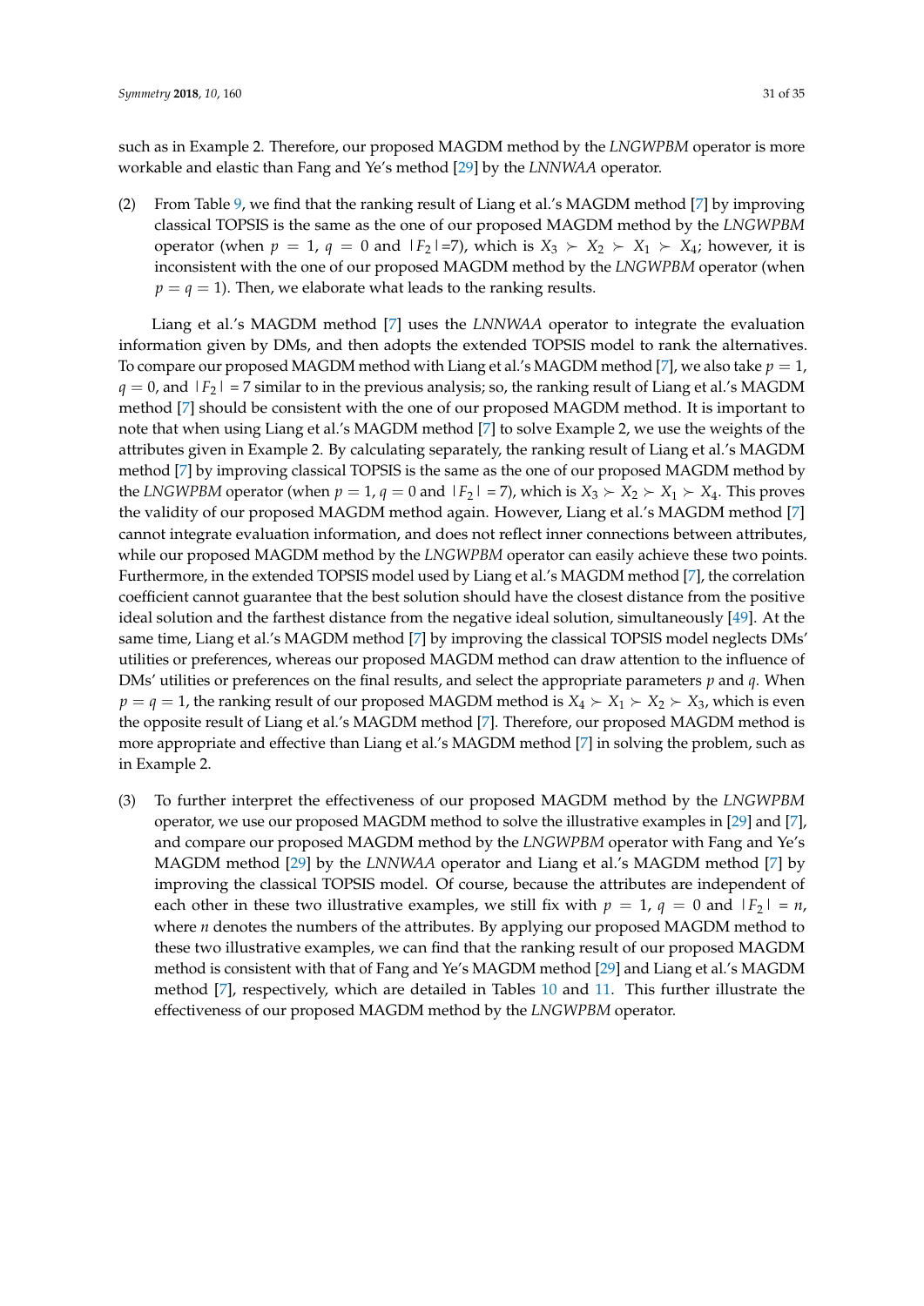such as in Example 2. Therefore, our proposed MAGDM method by the *LNGWPBM* operator is more workable and elastic than Fang and Ye's method [29] by the *LNNWAA* operator.

(2) From Table 9, we find that the ranking result of Liang et al.'s MAGDM method [7] by improving classical TOPSIS is the same as the one of our proposed MAGDM method by the *LNGWPBM* operator (when $p = 1$, $q = 0$ and $|F_2|$=7), which is $X_3 \succ X_2 \succ X_1 \succ X_4$; however, it is inconsistent with the one of our proposed MAGDM method by the *LNGWPBM* operator (when $p = q = 1$). Then, we elaborate what leads to the ranking results.

Liang et al.'s MAGDM method [7] uses the *LNNWAA* operator to integrate the evaluation information given by DMs, and then adopts the extended TOPSIS model to rank the alternatives. To compare our proposed MAGDM method with Liang et al.'s MAGDM method [7], we also take $p = 1$, $q = 0$, and $|F_2|$ = 7 similar to in the previous analysis; so, the ranking result of Liang et al.'s MAGDM method [7] should be consistent with the one of our proposed MAGDM method. It is important to note that when using Liang et al.'s MAGDM method [7] to solve Example 2, we use the weights of the attributes given in Example 2. By calculating separately, the ranking result of Liang et al.'s MAGDM method [7] by improving classical TOPSIS is the same as the one of our proposed MAGDM method by the *LNGWPBM* operator (when $p = 1$, $q = 0$ and $|F_2|$ = 7), which is $X_3 \succ X_2 \succ X_1 \succ X_4$. This proves the validity of our proposed MAGDM method again. However, Liang et al.'s MAGDM method [7] cannot integrate evaluation information, and does not reflect inner connections between attributes, while our proposed MAGDM method by the *LNGWPBM* operator can easily achieve these two points. Furthermore, in the extended TOPSIS model used by Liang et al.'s MAGDM method [7], the correlation coefficient cannot guarantee that the best solution should have the closest distance from the positive ideal solution and the farthest distance from the negative ideal solution, simultaneously [49]. At the same time, Liang et al.'s MAGDM method [7] by improving the classical TOPSIS model neglects DMs' utilities or preferences, whereas our proposed MAGDM method can draw attention to the influence of DMs' utilities or preferences on the final results, and select the appropriate parameters $p$ and $q$. When $p = q = 1$, the ranking result of our proposed MAGDM method is $X_4 \succ X_1 \succ X_2 \succ X_3$, which is even the opposite result of Liang et al.'s MAGDM method [7]. Therefore, our proposed MAGDM method is more appropriate and effective than Liang et al.'s MAGDM method [7] in solving the problem, such as in Example 2.

(3) To further interpret the effectiveness of our proposed MAGDM method by the *LNGWPBM* operator, we use our proposed MAGDM method to solve the illustrative examples in [29] and [7], and compare our proposed MAGDM method by the *LNGWPBM* operator with Fang and Ye's MAGDM method [29] by the *LNNWAA* operator and Liang et al.'s MAGDM method [7] by improving the classical TOPSIS model. Of course, because the attributes are independent of each other in these two illustrative examples, we still fix with $p = 1$, $q = 0$ and $|F_2|$ = $n$, where $n$ denotes the numbers of the attributes. By applying our proposed MAGDM method to these two illustrative examples, we can find that the ranking result of our proposed MAGDM method is consistent with that of Fang and Ye's MAGDM method [29] and Liang et al.'s MAGDM method [7], respectively, which are detailed in Tables 10 and 11. This further illustrate the effectiveness of our proposed MAGDM method by the *LNGWPBM* operator.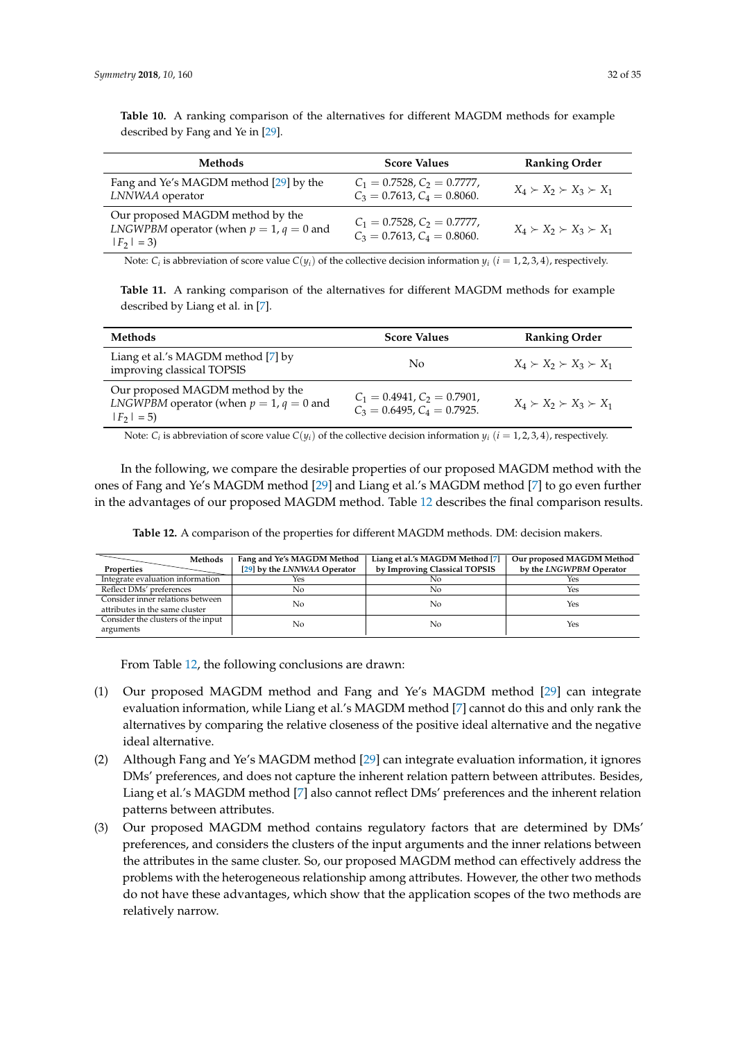**Table 10.** A ranking comparison of the alternatives for different MAGDM methods for example described by Fang and Ye in [29].

| Methods | Score Values | Ranking Order |
|---|---|---|
| Fang and Ye's MAGDM method [29] by the *LNNWAA* operator | $C_1 = 0.7528$, $C_2 = 0.7777$, $C_3 = 0.7613$, $C_4 = 0.8060$. | $X_4 \succ X_2 \succ X_3 \succ X_1$ |
| Our proposed MAGDM method by the *LNGWPBM* operator (when $p = 1, q = 0$ and $\lvert F_2 \rvert = 3$) | $C_1 = 0.7528$, $C_2 = 0.7777$, $C_3 = 0.7613$, $C_4 = 0.8060$. | $X_4 \succ X_2 \succ X_3 \succ X_1$ |

Note: $C_i$ is abbreviation of score value $C(y_i)$ of the collective decision information $y_i$ $(i = 1, 2, 3, 4)$, respectively.

**Table 11.** A ranking comparison of the alternatives for different MAGDM methods for example described by Liang et al. in [7].

| Methods | Score Values | Ranking Order |
|---|---|---|
| Liang et al.'s MAGDM method [7] by improving classical TOPSIS | No | $X_4 \succ X_2 \succ X_3 \succ X_1$ |
| Our proposed MAGDM method by the *LNGWPBM* operator (when $p = 1, q = 0$ and $\lvert F_2 \rvert = 5$) | $C_1 = 0.4941$, $C_2 = 0.7901$, $C_3 = 0.6495$, $C_4 = 0.7925$. | $X_4 \succ X_2 \succ X_3 \succ X_1$ |

Note: $C_i$ is abbreviation of score value $C(y_i)$ of the collective decision information $y_i$ $(i = 1, 2, 3, 4)$, respectively.

In the following, we compare the desirable properties of our proposed MAGDM method with the ones of Fang and Ye's MAGDM method [29] and Liang et al.'s MAGDM method [7] to go even further in the advantages of our proposed MAGDM method. Table 12 describes the final comparison results.

**Table 12.** A comparison of the properties for different MAGDM methods. DM: decision makers.

| Properties / Methods | Fang and Ye's MAGDM Method [29] by the *LNNWAA* Operator | Liang et al.'s MAGDM Method [7] by Improving Classical TOPSIS | Our proposed MAGDM Method by the *LNGWPBM* Operator |
|---|---|---|---|
| Integrate evaluation information | Yes | No | Yes |
| Reflect DMs' preferences | No | No | Yes |
| Consider inner relations between attributes in the same cluster | No | No | Yes |
| Consider the clusters of the input arguments | No | No | Yes |

From Table 12, the following conclusions are drawn:

(1) Our proposed MAGDM method and Fang and Ye's MAGDM method [29] can integrate evaluation information, while Liang et al.'s MAGDM method [7] cannot do this and only rank the alternatives by comparing the relative closeness of the positive ideal alternative and the negative ideal alternative.

(2) Although Fang and Ye's MAGDM method [29] can integrate evaluation information, it ignores DMs' preferences, and does not capture the inherent relation pattern between attributes. Besides, Liang et al.'s MAGDM method [7] also cannot reflect DMs' preferences and the inherent relation patterns between attributes.

(3) Our proposed MAGDM method contains regulatory factors that are determined by DMs' preferences, and considers the clusters of the input arguments and the inner relations between the attributes in the same cluster. So, our proposed MAGDM method can effectively address the problems with the heterogeneous relationship among attributes. However, the other two methods do not have these advantages, which show that the application scopes of the two methods are relatively narrow.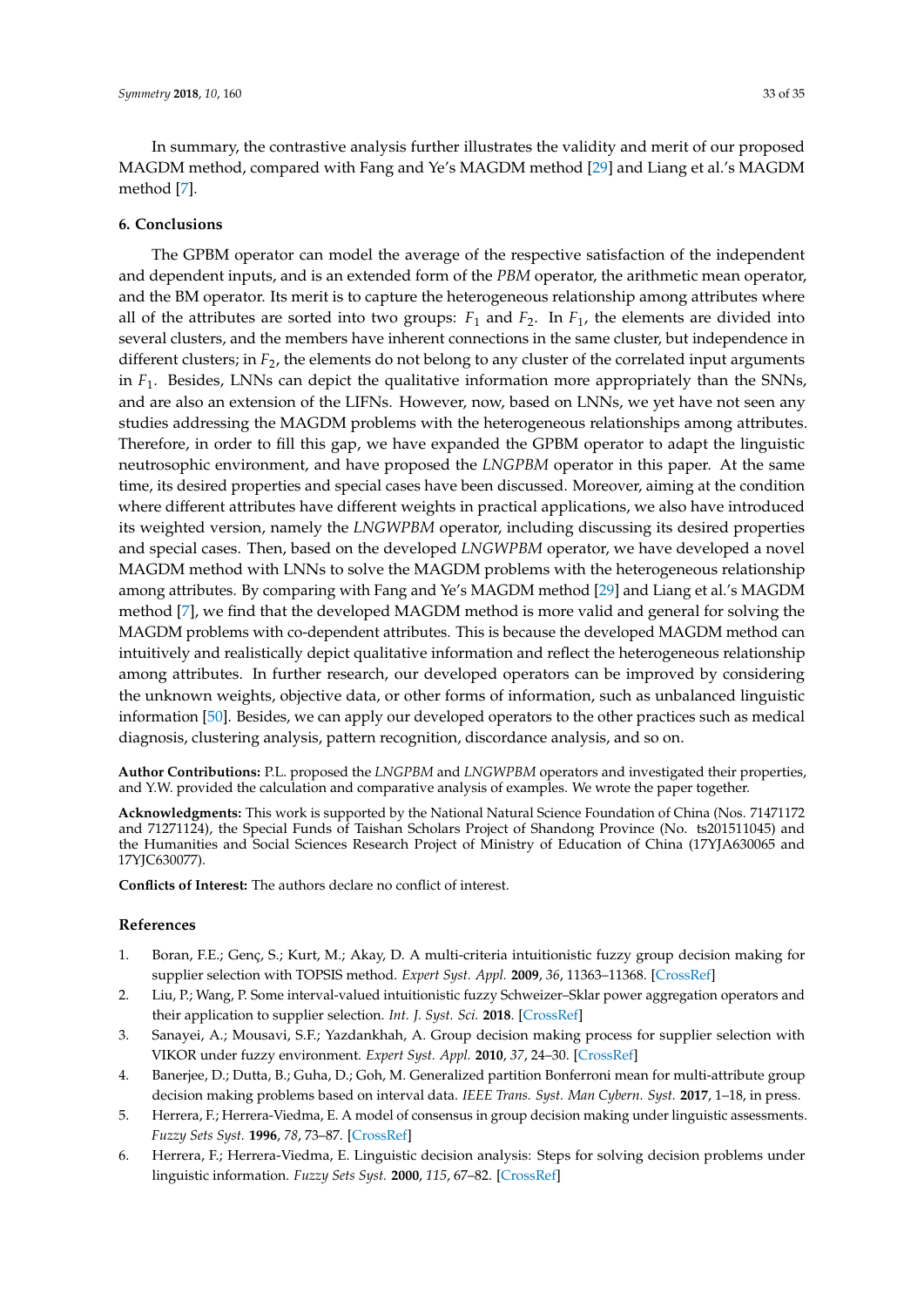In summary, the contrastive analysis further illustrates the validity and merit of our proposed MAGDM method, compared with Fang and Ye's MAGDM method [29] and Liang et al.'s MAGDM method [7].

## 6. Conclusions

The GPBM operator can model the average of the respective satisfaction of the independent and dependent inputs, and is an extended form of the *PBM* operator, the arithmetic mean operator, and the BM operator. Its merit is to capture the heterogeneous relationship among attributes where all of the attributes are sorted into two groups: $F_1$ and $F_2$. In $F_1$, the elements are divided into several clusters, and the members have inherent connections in the same cluster, but independence in different clusters; in $F_2$, the elements do not belong to any cluster of the correlated input arguments in $F_1$. Besides, LNNs can depict the qualitative information more appropriately than the SNNs, and are also an extension of the LIFNs. However, now, based on LNNs, we yet have not seen any studies addressing the MAGDM problems with the heterogeneous relationships among attributes. Therefore, in order to fill this gap, we have expanded the GPBM operator to adapt the linguistic neutrosophic environment, and have proposed the *LNGPBM* operator in this paper. At the same time, its desired properties and special cases have been discussed. Moreover, aiming at the condition where different attributes have different weights in practical applications, we also have introduced its weighted version, namely the *LNGWPBM* operator, including discussing its desired properties and special cases. Then, based on the developed *LNGWPBM* operator, we have developed a novel MAGDM method with LNNs to solve the MAGDM problems with the heterogeneous relationship among attributes. By comparing with Fang and Ye's MAGDM method [29] and Liang et al.'s MAGDM method [7], we find that the developed MAGDM method is more valid and general for solving the MAGDM problems with co-dependent attributes. This is because the developed MAGDM method can intuitively and realistically depict qualitative information and reflect the heterogeneous relationship among attributes. In further research, our developed operators can be improved by considering the unknown weights, objective data, or other forms of information, such as unbalanced linguistic information [50]. Besides, we can apply our developed operators to the other practices such as medical diagnosis, clustering analysis, pattern recognition, discordance analysis, and so on.

**Author Contributions:** P.L. proposed the *LNGPBM* and *LNGWPBM* operators and investigated their properties, and Y.W. provided the calculation and comparative analysis of examples. We wrote the paper together.

**Acknowledgments:** This work is supported by the National Natural Science Foundation of China (Nos. 71471172 and 71271124), the Special Funds of Taishan Scholars Project of Shandong Province (No. ts201511045) and the Humanities and Social Sciences Research Project of Ministry of Education of China (17YJA630065 and 17YJC630077).

**Conflicts of Interest:** The authors declare no conflict of interest.

## References

1. Boran, F.E.; Genç, S.; Kurt, M.; Akay, D. A multi-criteria intuitionistic fuzzy group decision making for supplier selection with TOPSIS method. *Expert Syst. Appl.* **2009**, *36*, 11363–11368. [CrossRef]
2. Liu, P.; Wang, P. Some interval-valued intuitionistic fuzzy Schweizer–Sklar power aggregation operators and their application to supplier selection. *Int. J. Syst. Sci.* **2018**. [CrossRef]
3. Sanayei, A.; Mousavi, S.F.; Yazdankhah, A. Group decision making process for supplier selection with VIKOR under fuzzy environment. *Expert Syst. Appl.* **2010**, *37*, 24–30. [CrossRef]
4. Banerjee, D.; Dutta, B.; Guha, D.; Goh, M. Generalized partition Bonferroni mean for multi-attribute group decision making problems based on interval data. *IEEE Trans. Syst. Man Cybern. Syst.* **2017**, 1–18, in press.
5. Herrera, F.; Herrera-Viedma, E. A model of consensus in group decision making under linguistic assessments. *Fuzzy Sets Syst.* **1996**, *78*, 73–87. [CrossRef]
6. Herrera, F.; Herrera-Viedma, E. Linguistic decision analysis: Steps for solving decision problems under linguistic information. *Fuzzy Sets Syst.* **2000**, *115*, 67–82. [CrossRef]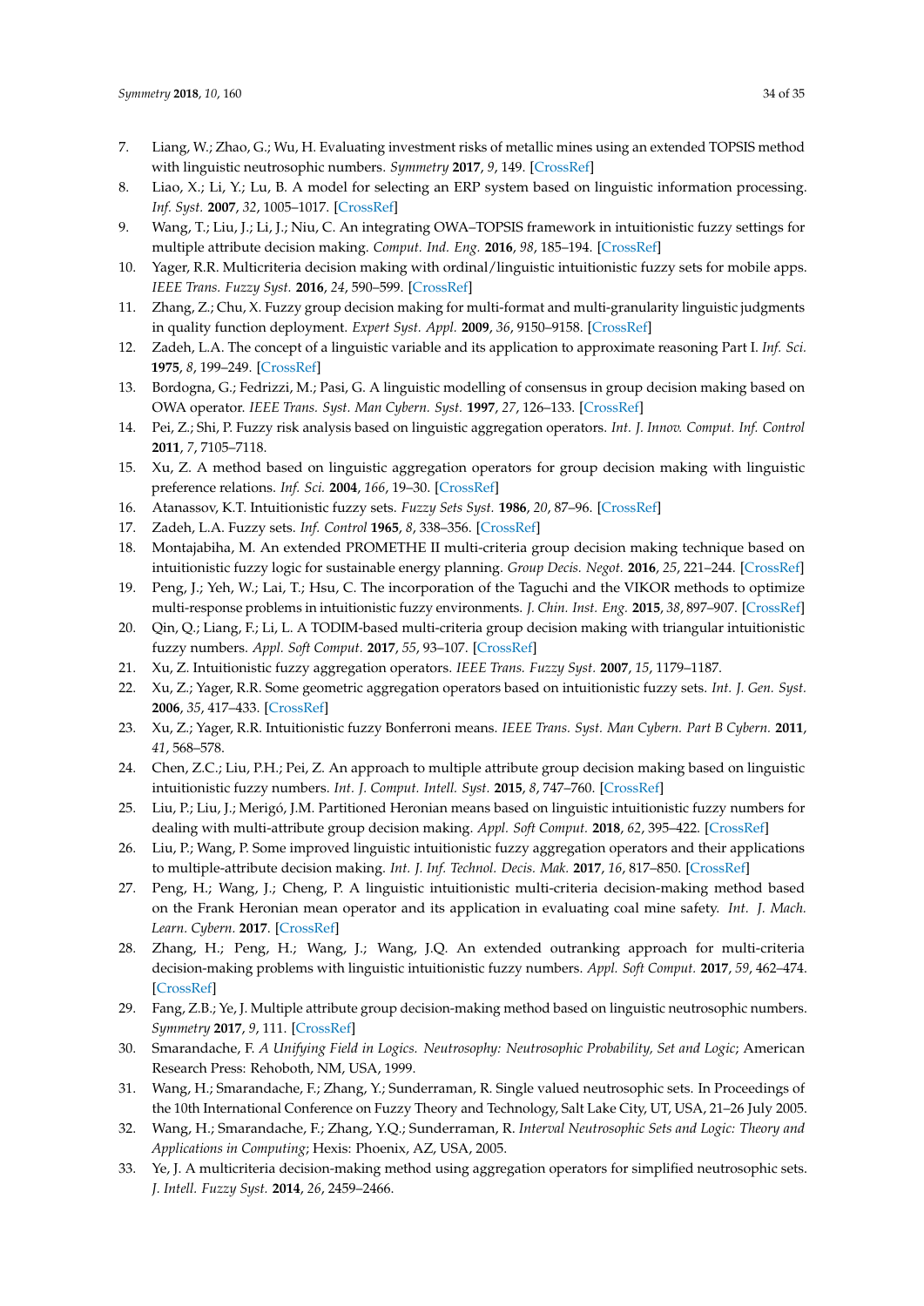7. Liang, W.; Zhao, G.; Wu, H. Evaluating investment risks of metallic mines using an extended TOPSIS method with linguistic neutrosophic numbers. *Symmetry* **2017**, *9*, 149. [CrossRef]
8. Liao, X.; Li, Y.; Lu, B. A model for selecting an ERP system based on linguistic information processing. *Inf. Syst.* **2007**, *32*, 1005–1017. [CrossRef]
9. Wang, T.; Liu, J.; Li, J.; Niu, C. An integrating OWA–TOPSIS framework in intuitionistic fuzzy settings for multiple attribute decision making. *Comput. Ind. Eng.* **2016**, *98*, 185–194. [CrossRef]
10. Yager, R.R. Multicriteria decision making with ordinal/linguistic intuitionistic fuzzy sets for mobile apps. *IEEE Trans. Fuzzy Syst.* **2016**, *24*, 590–599. [CrossRef]
11. Zhang, Z.; Chu, X. Fuzzy group decision making for multi-format and multi-granularity linguistic judgments in quality function deployment. *Expert Syst. Appl.* **2009**, *36*, 9150–9158. [CrossRef]
12. Zadeh, L.A. The concept of a linguistic variable and its application to approximate reasoning Part I. *Inf. Sci.* **1975**, *8*, 199–249. [CrossRef]
13. Bordogna, G.; Fedrizzi, M.; Pasi, G. A linguistic modelling of consensus in group decision making based on OWA operator. *IEEE Trans. Syst. Man Cybern. Syst.* **1997**, *27*, 126–133. [CrossRef]
14. Pei, Z.; Shi, P. Fuzzy risk analysis based on linguistic aggregation operators. *Int. J. Innov. Comput. Inf. Control* **2011**, *7*, 7105–7118.
15. Xu, Z. A method based on linguistic aggregation operators for group decision making with linguistic preference relations. *Inf. Sci.* **2004**, *166*, 19–30. [CrossRef]
16. Atanassov, K.T. Intuitionistic fuzzy sets. *Fuzzy Sets Syst.* **1986**, *20*, 87–96. [CrossRef]
17. Zadeh, L.A. Fuzzy sets. *Inf. Control* **1965**, *8*, 338–356. [CrossRef]
18. Montajabiha, M. An extended PROMETHE II multi-criteria group decision making technique based on intuitionistic fuzzy logic for sustainable energy planning. *Group Decis. Negot.* **2016**, *25*, 221–244. [CrossRef]
19. Peng, J.; Yeh, W.; Lai, T.; Hsu, C. The incorporation of the Taguchi and the VIKOR methods to optimize multi-response problems in intuitionistic fuzzy environments. *J. Chin. Inst. Eng.* **2015**, *38*, 897–907. [CrossRef]
20. Qin, Q.; Liang, F.; Li, L. A TODIM-based multi-criteria group decision making with triangular intuitionistic fuzzy numbers. *Appl. Soft Comput.* **2017**, *55*, 93–107. [CrossRef]
21. Xu, Z. Intuitionistic fuzzy aggregation operators. *IEEE Trans. Fuzzy Syst.* **2007**, *15*, 1179–1187.
22. Xu, Z.; Yager, R.R. Some geometric aggregation operators based on intuitionistic fuzzy sets. *Int. J. Gen. Syst.* **2006**, *35*, 417–433. [CrossRef]
23. Xu, Z.; Yager, R.R. Intuitionistic fuzzy Bonferroni means. *IEEE Trans. Syst. Man Cybern. Part B Cybern.* **2011**, *41*, 568–578.
24. Chen, Z.C.; Liu, P.H.; Pei, Z. An approach to multiple attribute group decision making based on linguistic intuitionistic fuzzy numbers. *Int. J. Comput. Intell. Syst.* **2015**, *8*, 747–760. [CrossRef]
25. Liu, P.; Liu, J.; Merigó, J.M. Partitioned Heronian means based on linguistic intuitionistic fuzzy numbers for dealing with multi-attribute group decision making. *Appl. Soft Comput.* **2018**, *62*, 395–422. [CrossRef]
26. Liu, P.; Wang, P. Some improved linguistic intuitionistic fuzzy aggregation operators and their applications to multiple-attribute decision making. *Int. J. Inf. Technol. Decis. Mak.* **2017**, *16*, 817–850. [CrossRef]
27. Peng, H.; Wang, J.; Cheng, P. A linguistic intuitionistic multi-criteria decision-making method based on the Frank Heronian mean operator and its application in evaluating coal mine safety. *Int. J. Mach. Learn. Cybern.* **2017**. [CrossRef]
28. Zhang, H.; Peng, H.; Wang, J.; Wang, J.Q. An extended outranking approach for multi-criteria decision-making problems with linguistic intuitionistic fuzzy numbers. *Appl. Soft Comput.* **2017**, *59*, 462–474. [CrossRef]
29. Fang, Z.B.; Ye, J. Multiple attribute group decision-making method based on linguistic neutrosophic numbers. *Symmetry* **2017**, *9*, 111. [CrossRef]
30. Smarandache, F. *A Unifying Field in Logics. Neutrosophy: Neutrosophic Probability, Set and Logic*; American Research Press: Rehoboth, NM, USA, 1999.
31. Wang, H.; Smarandache, F.; Zhang, Y.; Sunderraman, R. Single valued neutrosophic sets. In Proceedings of the 10th International Conference on Fuzzy Theory and Technology, Salt Lake City, UT, USA, 21–26 July 2005.
32. Wang, H.; Smarandache, F.; Zhang, Y.Q.; Sunderraman, R. *Interval Neutrosophic Sets and Logic: Theory and Applications in Computing*; Hexis: Phoenix, AZ, USA, 2005.
33. Ye, J. A multicriteria decision-making method using aggregation operators for simplified neutrosophic sets. *J. Intell. Fuzzy Syst.* **2014**, *26*, 2459–2466.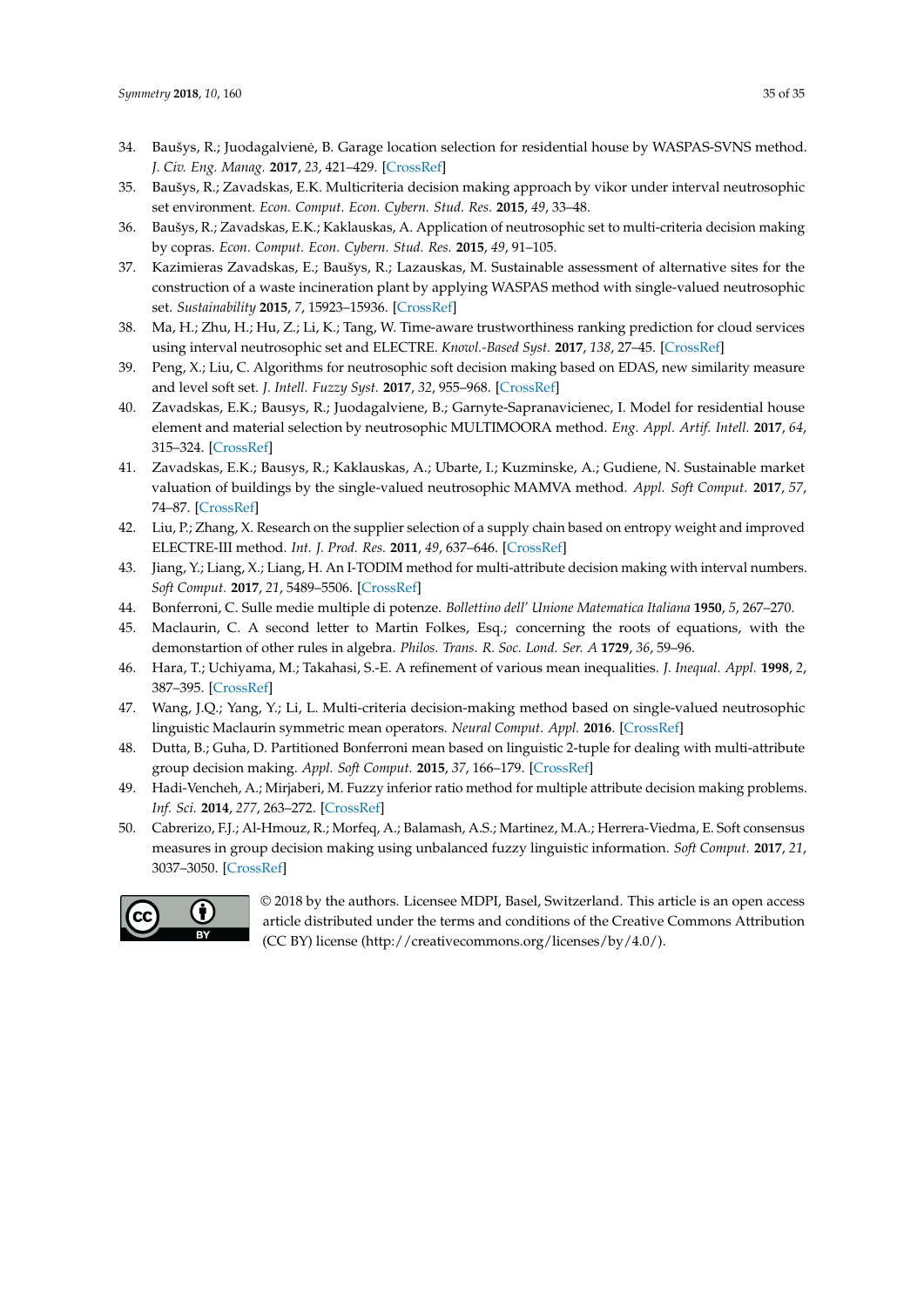34. Baušys, R.; Juodagalvienė, B. Garage location selection for residential house by WASPAS-SVNS method. *J. Civ. Eng. Manag.* **2017**, *23*, 421–429. [CrossRef]
35. Baušys, R.; Zavadskas, E.K. Multicriteria decision making approach by vikor under interval neutrosophic set environment. *Econ. Comput. Econ. Cybern. Stud. Res.* **2015**, *49*, 33–48.
36. Baušys, R.; Zavadskas, E.K.; Kaklauskas, A. Application of neutrosophic set to multi-criteria decision making by copras. *Econ. Comput. Econ. Cybern. Stud. Res.* **2015**, *49*, 91–105.
37. Kazimieras Zavadskas, E.; Baušys, R.; Lazauskas, M. Sustainable assessment of alternative sites for the construction of a waste incineration plant by applying WASPAS method with single-valued neutrosophic set. *Sustainability* **2015**, *7*, 15923–15936. [CrossRef]
38. Ma, H.; Zhu, H.; Hu, Z.; Li, K.; Tang, W. Time-aware trustworthiness ranking prediction for cloud services using interval neutrosophic set and ELECTRE. *Knowl.-Based Syst.* **2017**, *138*, 27–45. [CrossRef]
39. Peng, X.; Liu, C. Algorithms for neutrosophic soft decision making based on EDAS, new similarity measure and level soft set. *J. Intell. Fuzzy Syst.* **2017**, *32*, 955–968. [CrossRef]
40. Zavadskas, E.K.; Bausys, R.; Juodagalviene, B.; Garnyte-Sapranavicienec, I. Model for residential house element and material selection by neutrosophic MULTIMOORA method. *Eng. Appl. Artif. Intell.* **2017**, *64*, 315–324. [CrossRef]
41. Zavadskas, E.K.; Bausys, R.; Kaklauskas, A.; Ubarte, I.; Kuzminske, A.; Gudiene, N. Sustainable market valuation of buildings by the single-valued neutrosophic MAMVA method. *Appl. Soft Comput.* **2017**, *57*, 74–87. [CrossRef]
42. Liu, P.; Zhang, X. Research on the supplier selection of a supply chain based on entropy weight and improved ELECTRE-III method. *Int. J. Prod. Res.* **2011**, *49*, 637–646. [CrossRef]
43. Jiang, Y.; Liang, X.; Liang, H. An I-TODIM method for multi-attribute decision making with interval numbers. *Soft Comput.* **2017**, *21*, 5489–5506. [CrossRef]
44. Bonferroni, C. Sulle medie multiple di potenze. *Bollettino dell' Unione Matematica Italiana* **1950**, *5*, 267–270.
45. Maclaurin, C. A second letter to Martin Folkes, Esq.; concerning the roots of equations, with the demonstartion of other rules in algebra. *Philos. Trans. R. Soc. Lond. Ser. A* **1729**, *36*, 59–96.
46. Hara, T.; Uchiyama, M.; Takahasi, S.-E. A refinement of various mean inequalities. *J. Inequal. Appl.* **1998**, *2*, 387–395. [CrossRef]
47. Wang, J.Q.; Yang, Y.; Li, L. Multi-criteria decision-making method based on single-valued neutrosophic linguistic Maclaurin symmetric mean operators. *Neural Comput. Appl.* **2016**. [CrossRef]
48. Dutta, B.; Guha, D. Partitioned Bonferroni mean based on linguistic 2-tuple for dealing with multi-attribute group decision making. *Appl. Soft Comput.* **2015**, *37*, 166–179. [CrossRef]
49. Hadi-Vencheh, A.; Mirjaberi, M. Fuzzy inferior ratio method for multiple attribute decision making problems. *Inf. Sci.* **2014**, *277*, 263–272. [CrossRef]
50. Cabrerizo, F.J.; Al-Hmouz, R.; Morfeq, A.; Balamash, A.S.; Martinez, M.A.; Herrera-Viedma, E. Soft consensus measures in group decision making using unbalanced fuzzy linguistic information. *Soft Comput.* **2017**, *21*, 3037–3050. [CrossRef]

© 2018 by the authors. Licensee MDPI, Basel, Switzerland. This article is an open access article distributed under the terms and conditions of the Creative Commons Attribution (CC BY) license (http://creativecommons.org/licenses/by/4.0/).